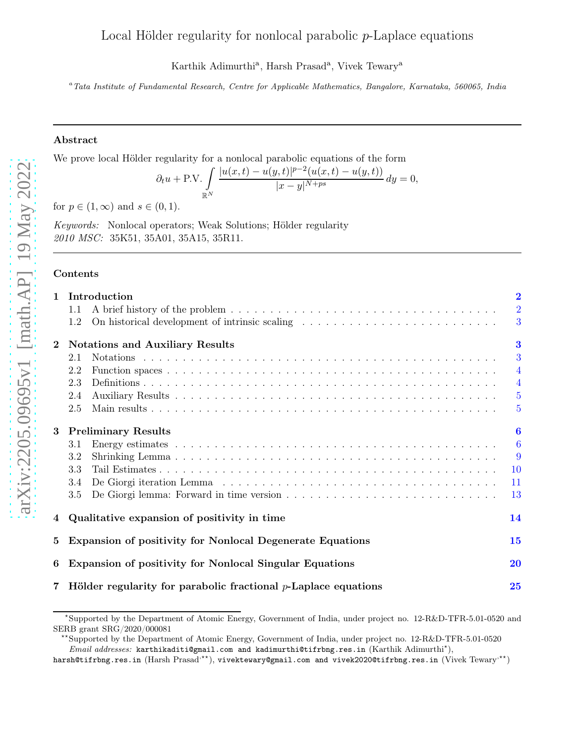# Local Hölder regularity for nonlocal parabolic $p$-Laplace equations

Karthik Adimurthi[a], Harsh Prasad[a], Vivek Tewary[a]

[a] *Tata Institute of Fundamental Research, Centre for Applicable Mathematics, Bangalore, Karnataka, 560065, India*

---

## Abstract

We prove local Hölder regularity for a nonlocal parabolic equations of the form

$$\partial_t u + \text{P.V.} \int_{\mathbb{R}^N} \frac{|u(x,t) - u(y,t)|^{p-2}(u(x,t) - u(y,t))}{|x-y|^{N+ps}} \, dy = 0,$$

for $p \in (1, \infty)$ and $s \in (0, 1)$.

*Keywords:* Nonlocal operators; Weak Solutions; Hölder regularity
*2010 MSC:* 35K51, 35A01, 35A15, 35R11.

---

## Contents

- **1 Introduction** — 2
  - 1.1 A brief history of the problem — 2
  - 1.2 On historical development of intrinsic scaling — 3
- **2 Notations and Auxiliary Results** — 3
  - 2.1 Notations — 3
  - 2.2 Function spaces — 4
  - 2.3 Definitions — 4
  - 2.4 Auxiliary Results — 5
  - 2.5 Main results — 5
- **3 Preliminary Results** — 6
  - 3.1 Energy estimates — 6
  - 3.2 Shrinking Lemma — 9
  - 3.3 Tail Estimates — 10
  - 3.4 De Giorgi iteration Lemma — 11
  - 3.5 De Giorgi lemma: Forward in time version — 13
- **4 Qualitative expansion of positivity in time** — 14
- **5 Expansion of positivity for Nonlocal Degenerate Equations** — 15
- **6 Expansion of positivity for Nonlocal Singular Equations** — 20
- **7 Hölder regularity for parabolic fractional $p$-Laplace equations** — 25

---

[⋆] Supported by the Department of Atomic Energy, Government of India, under project no. 12-R&D-TFR-5.01-0520 and SERB grant SRG/2020/000081

[⋆⋆] Supported by the Department of Atomic Energy, Government of India, under project no. 12-R&D-TFR-5.01-0520

*Email addresses:* karthikaditi@gmail.com and kadimurthi@tifrbng.res.in (Karthik Adimurthi[⋆]), harsh@tifrbng.res.in (Harsh Prasad[⋆⋆]), vivektewary@gmail.com and vivek2020@tifrbng.res.in (Vivek Tewary[⋆⋆])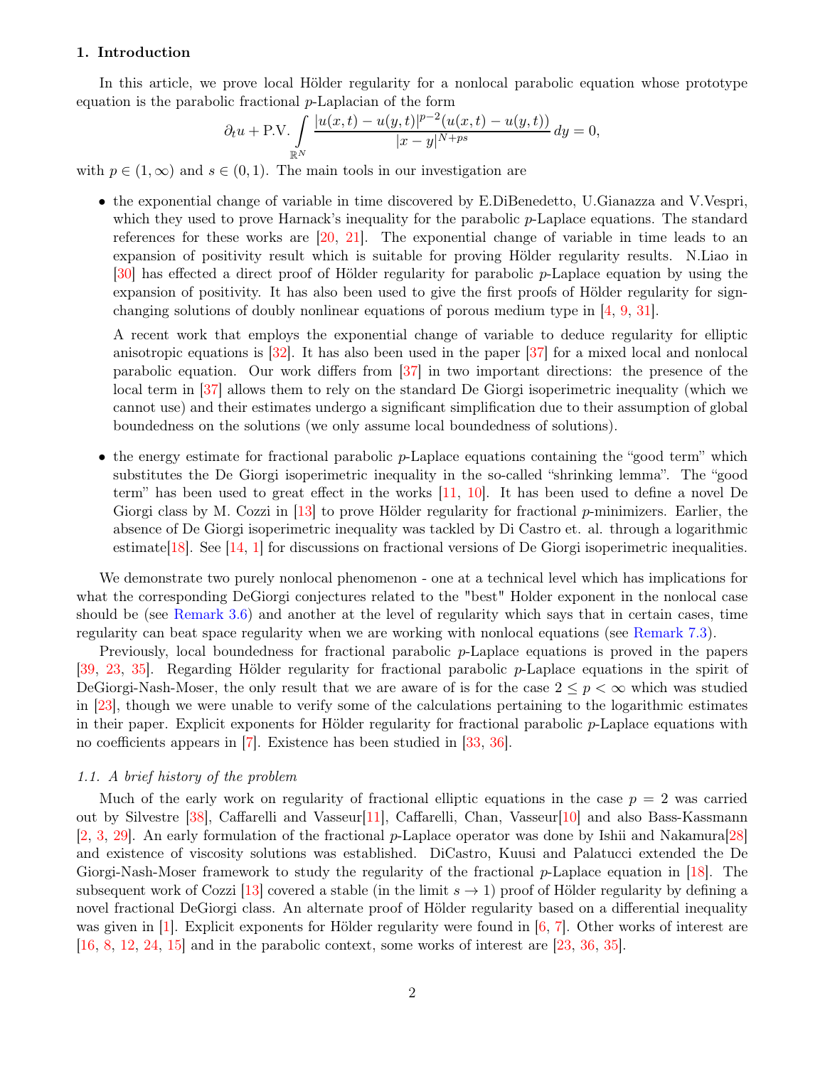## 1. Introduction

In this article, we prove local Hölder regularity for a nonlocal parabolic equation whose prototype equation is the parabolic fractional $p$-Laplacian of the form

$$\partial_t u + \text{P.V.} \int_{\mathbb{R}^N} \frac{|u(x,t) - u(y,t)|^{p-2}(u(x,t) - u(y,t))}{|x-y|^{N+ps}}\, dy = 0,$$

with $p \in (1, \infty)$ and $s \in (0,1)$. The main tools in our investigation are

- the exponential change of variable in time discovered by E.DiBenedetto, U.Gianazza and V.Vespri, which they used to prove Harnack's inequality for the parabolic $p$-Laplace equations. The standard references for these works are [20, 21]. The exponential change of variable in time leads to an expansion of positivity result which is suitable for proving Hölder regularity results. N.Liao in [30] has effected a direct proof of Hölder regularity for parabolic $p$-Laplace equation by using the expansion of positivity. It has also been used to give the first proofs of Hölder regularity for sign-changing solutions of doubly nonlinear equations of porous medium type in [4, 9, 31].

  A recent work that employs the exponential change of variable to deduce regularity for elliptic anisotropic equations is [32]. It has also been used in the paper [37] for a mixed local and nonlocal parabolic equation. Our work differs from [37] in two important directions: the presence of the local term in [37] allows them to rely on the standard De Giorgi isoperimetric inequality (which we cannot use) and their estimates undergo a significant simplification due to their assumption of global boundedness on the solutions (we only assume local boundedness of solutions).

- the energy estimate for fractional parabolic $p$-Laplace equations containing the "good term" which substitutes the De Giorgi isoperimetric inequality in the so-called "shrinking lemma". The "good term" has been used to great effect in the works [11, 10]. It has been used to define a novel De Giorgi class by M. Cozzi in [13] to prove Hölder regularity for fractional $p$-minimizers. Earlier, the absence of De Giorgi isoperimetric inequality was tackled by Di Castro et. al. through a logarithmic estimate[18]. See [14, 1] for discussions on fractional versions of De Giorgi isoperimetric inequalities.

We demonstrate two purely nonlocal phenomenon - one at a technical level which has implications for what the corresponding DeGiorgi conjectures related to the "best" Holder exponent in the nonlocal case should be (see Remark 3.6) and another at the level of regularity which says that in certain cases, time regularity can beat space regularity when we are working with nonlocal equations (see Remark 7.3).

Previously, local boundedness for fractional parabolic $p$-Laplace equations is proved in the papers [39, 23, 35]. Regarding Hölder regularity for fractional parabolic $p$-Laplace equations in the spirit of DeGiorgi-Nash-Moser, the only result that we are aware of is for the case $2 \leq p < \infty$ which was studied in [23], though we were unable to verify some of the calculations pertaining to the logarithmic estimates in their paper. Explicit exponents for Hölder regularity for fractional parabolic $p$-Laplace equations with no coefficients appears in [7]. Existence has been studied in [33, 36].

### 1.1. A brief history of the problem

Much of the early work on regularity of fractional elliptic equations in the case $p = 2$ was carried out by Silvestre [38], Caffarelli and Vasseur[11], Caffarelli, Chan, Vasseur[10] and also Bass-Kassmann [2, 3, 29]. An early formulation of the fractional $p$-Laplace operator was done by Ishii and Nakamura[28] and existence of viscosity solutions was established. DiCastro, Kuusi and Palatucci extended the De Giorgi-Nash-Moser framework to study the regularity of the fractional $p$-Laplace equation in [18]. The subsequent work of Cozzi [13] covered a stable (in the limit $s \to 1$) proof of Hölder regularity by defining a novel fractional DeGiorgi class. An alternate proof of Hölder regularity based on a differential inequality was given in [1]. Explicit exponents for Hölder regularity were found in [6, 7]. Other works of interest are [16, 8, 12, 24, 15] and in the parabolic context, some works of interest are [23, 36, 35].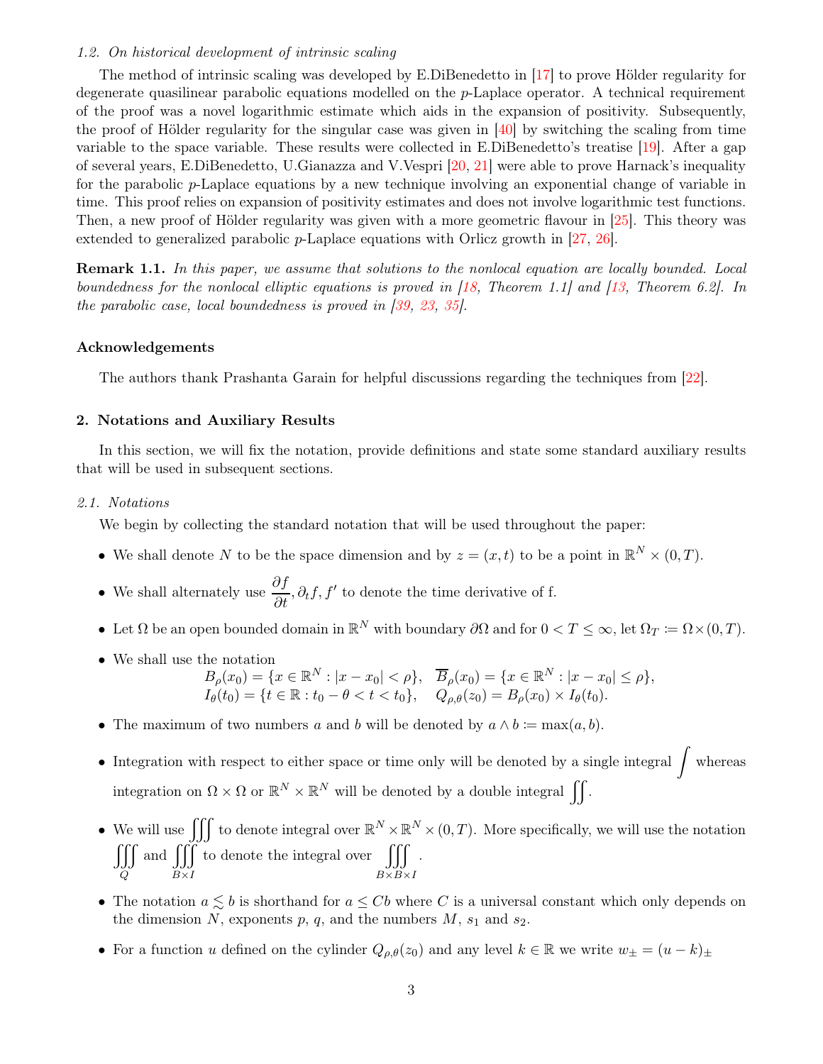### 1.2. On historical development of intrinsic scaling

The method of intrinsic scaling was developed by E.DiBenedetto in [17] to prove Hölder regularity for degenerate quasilinear parabolic equations modelled on the $p$-Laplace operator. A technical requirement of the proof was a novel logarithmic estimate which aids in the expansion of positivity. Subsequently, the proof of Hölder regularity for the singular case was given in [40] by switching the scaling from time variable to the space variable. These results were collected in E.DiBenedetto's treatise [19]. After a gap of several years, E.DiBenedetto, U.Gianazza and V.Vespri [20, 21] were able to prove Harnack's inequality for the parabolic $p$-Laplace equations by a new technique involving an exponential change of variable in time. This proof relies on expansion of positivity estimates and does not involve logarithmic test functions. Then, a new proof of Hölder regularity was given with a more geometric flavour in [25]. This theory was extended to generalized parabolic $p$-Laplace equations with Orlicz growth in [27, 26].

**Remark 1.1.** *In this paper, we assume that solutions to the nonlocal equation are locally bounded. Local boundedness for the nonlocal elliptic equations is proved in [18, Theorem 1.1] and [13, Theorem 6.2]. In the parabolic case, local boundedness is proved in [39, 23, 35].*

#### Acknowledgements

The authors thank Prashanta Garain for helpful discussions regarding the techniques from [22].

## 2. Notations and Auxiliary Results

In this section, we will fix the notation, provide definitions and state some standard auxiliary results that will be used in subsequent sections.

### 2.1. Notations

We begin by collecting the standard notation that will be used throughout the paper:

- We shall denote $N$ to be the space dimension and by $z = (x,t)$ to be a point in $\mathbb{R}^N \times (0,T)$.
- We shall alternately use $\dfrac{\partial f}{\partial t}, \partial_t f, f'$ to denote the time derivative of f.
- Let $\Omega$ be an open bounded domain in $\mathbb{R}^N$ with boundary $\partial\Omega$ and for $0 < T \leq \infty$, let $\Omega_T \coloneqq \Omega \times (0,T)$.
- We shall use the notation
$$B_\rho(x_0) = \{x \in \mathbb{R}^N : |x - x_0| < \rho\}, \quad \overline{B}_\rho(x_0) = \{x \in \mathbb{R}^N : |x - x_0| \leq \rho\},$$
$$I_\theta(t_0) = \{t \in \mathbb{R} : t_0 - \theta < t < t_0\}, \quad Q_{\rho,\theta}(z_0) = B_\rho(x_0) \times I_\theta(t_0).$$
- The maximum of two numbers $a$ and $b$ will be denoted by $a \wedge b \coloneqq \max(a,b)$.
- Integration with respect to either space or time only will be denoted by a single integral $\displaystyle\int$ whereas integration on $\Omega \times \Omega$ or $\mathbb{R}^N \times \mathbb{R}^N$ will be denoted by a double integral $\displaystyle\iint$.
- We will use $\displaystyle\iiint$ to denote integral over $\mathbb{R}^N \times \mathbb{R}^N \times (0,T)$. More specifically, we will use the notation $\displaystyle\iiint_Q$ and $\displaystyle\iiint_{B\times I}$ to denote the integral over $\displaystyle\iiint_{B\times B\times I}$.
- The notation $a \lesssim b$ is shorthand for $a \leq Cb$ where $C$ is a universal constant which only depends on the dimension $N$, exponents $p$, $q$, and the numbers $M$, $s_1$ and $s_2$.
- For a function $u$ defined on the cylinder $Q_{\rho,\theta}(z_0)$ and any level $k \in \mathbb{R}$ we write $w_\pm = (u-k)_\pm$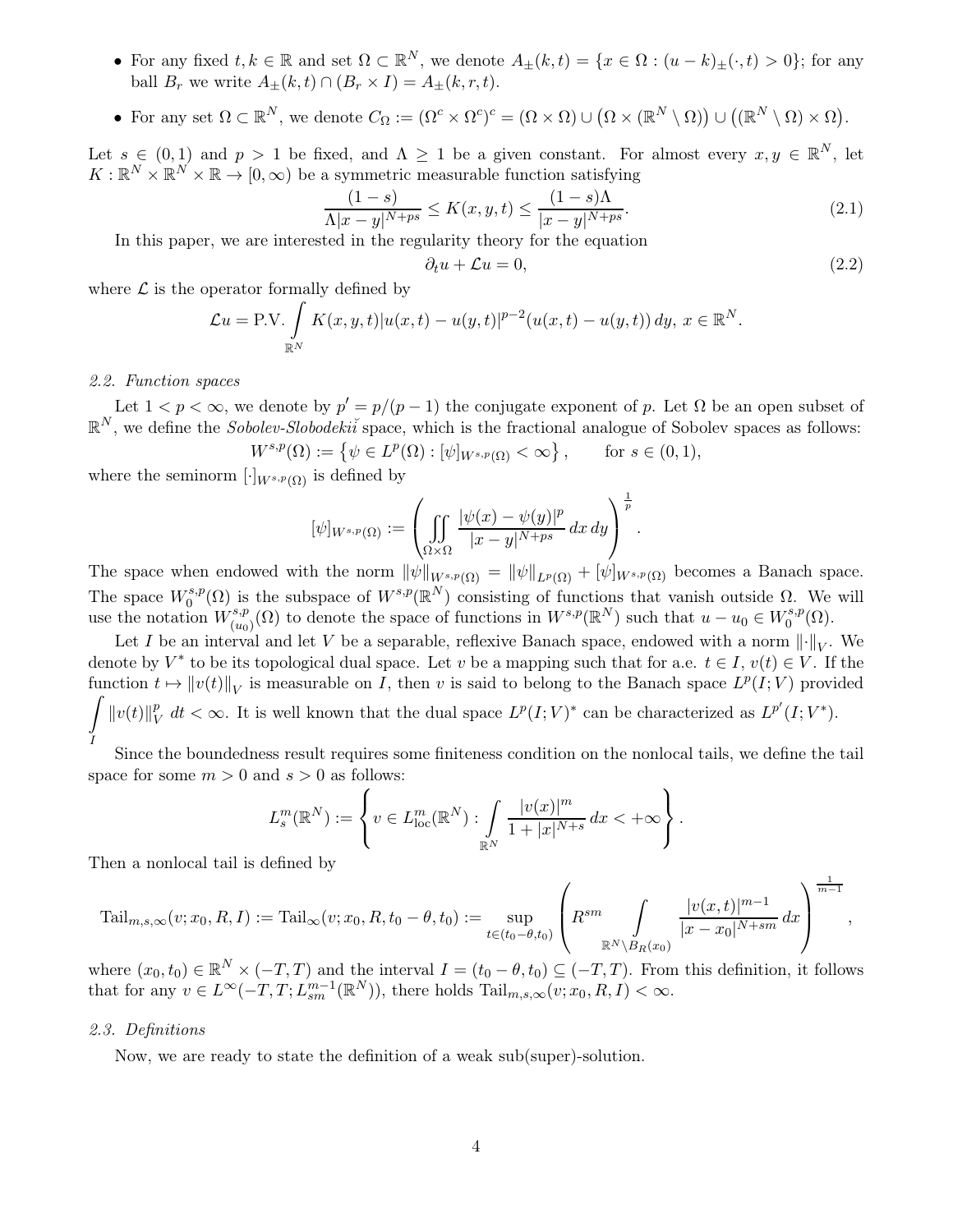- For any fixed $t, k \in \mathbb{R}$ and set $\Omega \subset \mathbb{R}^N$, we denote $A_\pm(k,t) = \{x \in \Omega : (u-k)_\pm(\cdot,t) > 0\}$; for any ball $B_r$ we write $A_\pm(k,t) \cap (B_r \times I) = A_\pm(k,r,t)$.
- For any set $\Omega \subset \mathbb{R}^N$, we denote $C_\Omega := (\Omega^c \times \Omega^c)^c = (\Omega \times \Omega) \cup \big(\Omega \times (\mathbb{R}^N \setminus \Omega)\big) \cup \big((\mathbb{R}^N \setminus \Omega) \times \Omega\big)$.

Let $s \in (0,1)$ and $p > 1$ be fixed, and $\Lambda \geq 1$ be a given constant. For almost every $x, y \in \mathbb{R}^N$, let $K : \mathbb{R}^N \times \mathbb{R}^N \times \mathbb{R} \to [0,\infty)$ be a symmetric measurable function satisfying

$$\frac{(1-s)}{\Lambda |x-y|^{N+ps}} \leq K(x,y,t) \leq \frac{(1-s)\Lambda}{|x-y|^{N+ps}}. \tag{2.1}$$

In this paper, we are interested in the regularity theory for the equation

$$\partial_t u + \mathcal{L}u = 0, \tag{2.2}$$

where $\mathcal{L}$ is the operator formally defined by

$$\mathcal{L}u = \text{P.V.} \int_{\mathbb{R}^N} K(x,y,t)|u(x,t)-u(y,t)|^{p-2}(u(x,t)-u(y,t))\,dy,\ x \in \mathbb{R}^N.$$

*2.2. Function spaces*

Let $1 < p < \infty$, we denote by $p' = p/(p-1)$ the conjugate exponent of $p$. Let $\Omega$ be an open subset of $\mathbb{R}^N$, we define the *Sobolev-Slobodekiĭ* space, which is the fractional analogue of Sobolev spaces as follows:

$$W^{s,p}(\Omega) := \left\{\psi \in L^p(\Omega) : [\psi]_{W^{s,p}(\Omega)} < \infty\right\}, \qquad \text{for } s \in (0,1),$$

where the seminorm $[\cdot]_{W^{s,p}(\Omega)}$ is defined by

$$[\psi]_{W^{s,p}(\Omega)} := \left(\iint_{\Omega \times \Omega} \frac{|\psi(x)-\psi(y)|^p}{|x-y|^{N+ps}}\,dx\,dy\right)^{\frac{1}{p}}.$$

The space when endowed with the norm $\|\psi\|_{W^{s,p}(\Omega)} = \|\psi\|_{L^p(\Omega)} + [\psi]_{W^{s,p}(\Omega)}$ becomes a Banach space. The space $W_0^{s,p}(\Omega)$ is the subspace of $W^{s,p}(\mathbb{R}^N)$ consisting of functions that vanish outside $\Omega$. We will use the notation $W_{(u_0)}^{s,p}(\Omega)$ to denote the space of functions in $W^{s,p}(\mathbb{R}^N)$ such that $u - u_0 \in W_0^{s,p}(\Omega)$.

Let $I$ be an interval and let $V$ be a separable, reflexive Banach space, endowed with a norm $\|\cdot\|_V$. We denote by $V^*$ to be its topological dual space. Let $v$ be a mapping such that for a.e. $t \in I$, $v(t) \in V$. If the function $t \mapsto \|v(t)\|_V$ is measurable on $I$, then $v$ is said to belong to the Banach space $L^p(I;V)$ provided $\int_I \|v(t)\|_V^p\,dt < \infty$. It is well known that the dual space $L^p(I;V)^*$ can be characterized as $L^{p'}(I;V^*)$.

Since the boundedness result requires some finiteness condition on the nonlocal tails, we define the tail space for some $m > 0$ and $s > 0$ as follows:

$$L_s^m(\mathbb{R}^N) := \left\{v \in L_{\text{loc}}^m(\mathbb{R}^N) : \int_{\mathbb{R}^N} \frac{|v(x)|^m}{1+|x|^{N+s}}\,dx < +\infty\right\}.$$

Then a nonlocal tail is defined by

$$\text{Tail}_{m,s,\infty}(v;x_0,R,I) := \text{Tail}_\infty(v;x_0,R,t_0-\theta,t_0) := \sup_{t \in (t_0-\theta,t_0)} \left(R^{sm} \int_{\mathbb{R}^N \setminus B_R(x_0)} \frac{|v(x,t)|^{m-1}}{|x-x_0|^{N+sm}}\,dx\right)^{\frac{1}{m-1}},$$

where $(x_0,t_0) \in \mathbb{R}^N \times (-T,T)$ and the interval $I = (t_0-\theta,t_0) \subseteq (-T,T)$. From this definition, it follows that for any $v \in L^\infty(-T,T;L_{sm}^{m-1}(\mathbb{R}^N))$, there holds $\text{Tail}_{m,s,\infty}(v;x_0,R,I) < \infty$.

*2.3. Definitions*

Now, we are ready to state the definition of a weak sub(super)-solution.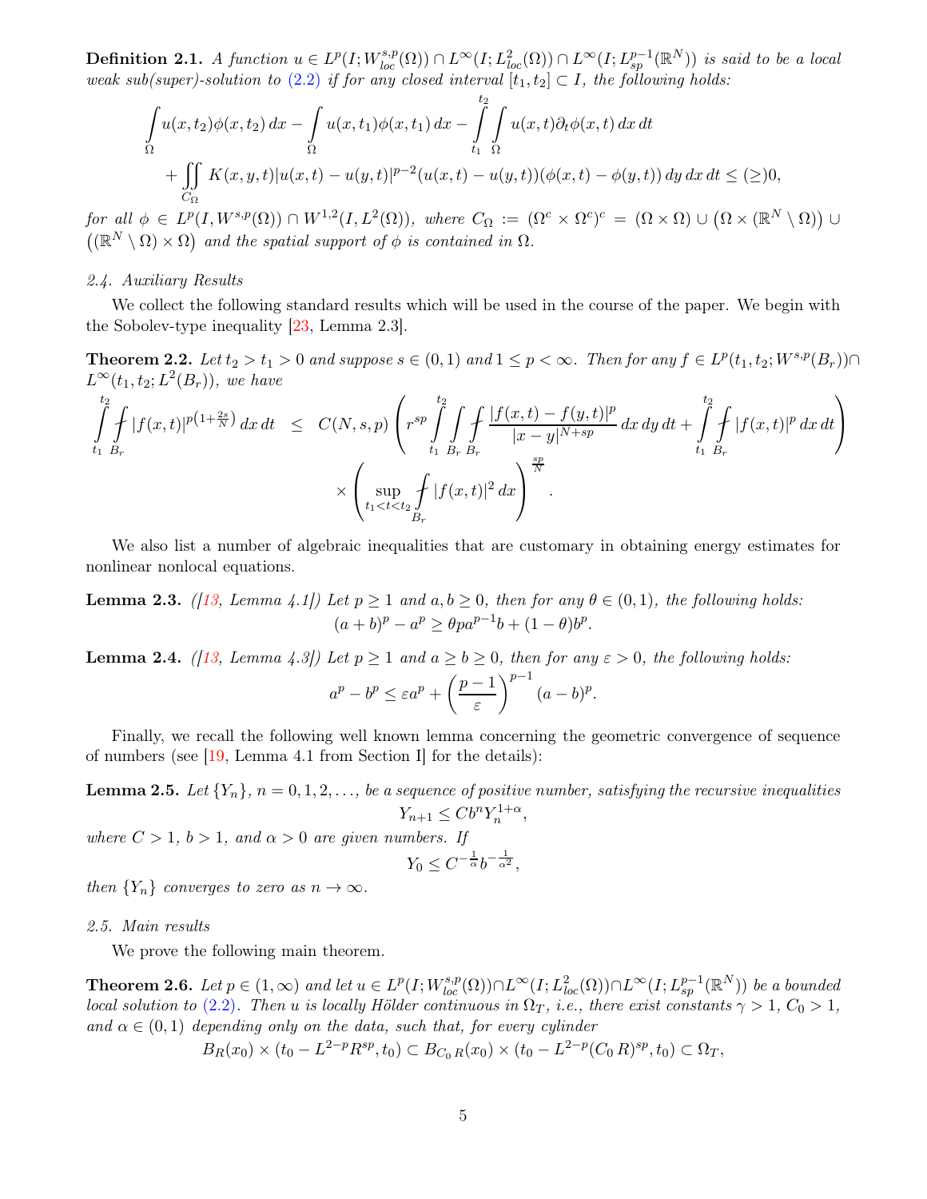**Definition 2.1.** *A function $u \in L^p(I; W^{s,p}_{loc}(\Omega)) \cap L^\infty(I; L^2_{loc}(\Omega)) \cap L^\infty(I; L^{p-1}_{sp}(\mathbb{R}^N))$ is said to be a local weak sub(super)-solution to (2.2) if for any closed interval $[t_1, t_2] \subset I$, the following holds:*

$$
\begin{aligned}
&\int_\Omega u(x,t_2)\phi(x,t_2)\,dx - \int_\Omega u(x,t_1)\phi(x,t_1)\,dx - \int_{t_1}^{t_2}\int_\Omega u(x,t)\partial_t\phi(x,t)\,dx\,dt \\
&\quad + \iint_{C_\Omega} K(x,y,t)|u(x,t)-u(y,t)|^{p-2}(u(x,t)-u(y,t))(\phi(x,t)-\phi(y,t))\,dy\,dx\,dt \le (\ge) 0,
\end{aligned}
$$

*for all $\phi \in L^p(I, W^{s,p}(\Omega)) \cap W^{1,2}(I, L^2(\Omega))$, where $C_\Omega := (\Omega^c \times \Omega^c)^c = (\Omega \times \Omega) \cup \big(\Omega \times (\mathbb{R}^N \setminus \Omega)\big) \cup \big((\mathbb{R}^N \setminus \Omega) \times \Omega\big)$ and the spatial support of $\phi$ is contained in $\Omega$.*

*2.4. Auxiliary Results*

We collect the following standard results which will be used in the course of the paper. We begin with the Sobolev-type inequality [23, Lemma 2.3].

**Theorem 2.2.** *Let $t_2 > t_1 > 0$ and suppose $s \in (0,1)$ and $1 \le p < \infty$. Then for any $f \in L^p(t_1, t_2; W^{s,p}(B_r)) \cap L^\infty(t_1, t_2; L^2(B_r))$, we have*

$$
\begin{aligned}
\int_{t_1}^{t_2} \fint_{B_r} |f(x,t)|^{p\left(1+\frac{2s}{N}\right)}\,dx\,dt \;&\le\; C(N,s,p)\left( r^{sp}\int_{t_1}^{t_2}\int_{B_r}\fint_{B_r} \frac{|f(x,t)-f(y,t)|^p}{|x-y|^{N+sp}}\,dx\,dy\,dt + \int_{t_1}^{t_2}\fint_{B_r}|f(x,t)|^p\,dx\,dt\right) \\
&\qquad \times \left( \sup_{t_1<t<t_2} \fint_{B_r} |f(x,t)|^2\,dx\right)^{\frac{sp}{N}}.
\end{aligned}
$$

We also list a number of algebraic inequalities that are customary in obtaining energy estimates for nonlinear nonlocal equations.

**Lemma 2.3.** *([13, Lemma 4.1]) Let $p \ge 1$ and $a, b \ge 0$, then for any $\theta \in (0,1)$, the following holds:*

$$
(a+b)^p - a^p \ge \theta p a^{p-1} b + (1-\theta) b^p.
$$

**Lemma 2.4.** *([13, Lemma 4.3]) Let $p \ge 1$ and $a \ge b \ge 0$, then for any $\varepsilon > 0$, the following holds:*

$$
a^p - b^p \le \varepsilon a^p + \left(\frac{p-1}{\varepsilon}\right)^{p-1}(a-b)^p.
$$

Finally, we recall the following well known lemma concerning the geometric convergence of sequence of numbers (see [19, Lemma 4.1 from Section I] for the details):

**Lemma 2.5.** *Let $\{Y_n\}$, $n = 0, 1, 2, \ldots$, be a sequence of positive number, satisfying the recursive inequalities*

$$
Y_{n+1} \le C b^n Y_n^{1+\alpha},
$$

*where $C > 1$, $b > 1$, and $\alpha > 0$ are given numbers. If*

$$
Y_0 \le C^{-\frac{1}{\alpha}} b^{-\frac{1}{\alpha^2}},
$$

*then $\{Y_n\}$ converges to zero as $n \to \infty$.*

*2.5. Main results*

We prove the following main theorem.

**Theorem 2.6.** *Let $p \in (1,\infty)$ and let $u \in L^p(I; W^{s,p}_{loc}(\Omega)) \cap L^\infty(I; L^2_{loc}(\Omega)) \cap L^\infty(I; L^{p-1}_{sp}(\mathbb{R}^N))$ be a bounded local solution to (2.2). Then $u$ is locally Hölder continuous in $\Omega_T$, i.e., there exist constants $\gamma > 1$, $C_0 > 1$, and $\alpha \in (0,1)$ depending only on the data, such that, for every cylinder*

$$
B_R(x_0) \times (t_0 - L^{2-p}R^{sp}, t_0) \subset B_{C_0 R}(x_0) \times (t_0 - L^{2-p}(C_0 R)^{sp}, t_0) \subset \Omega_T,
$$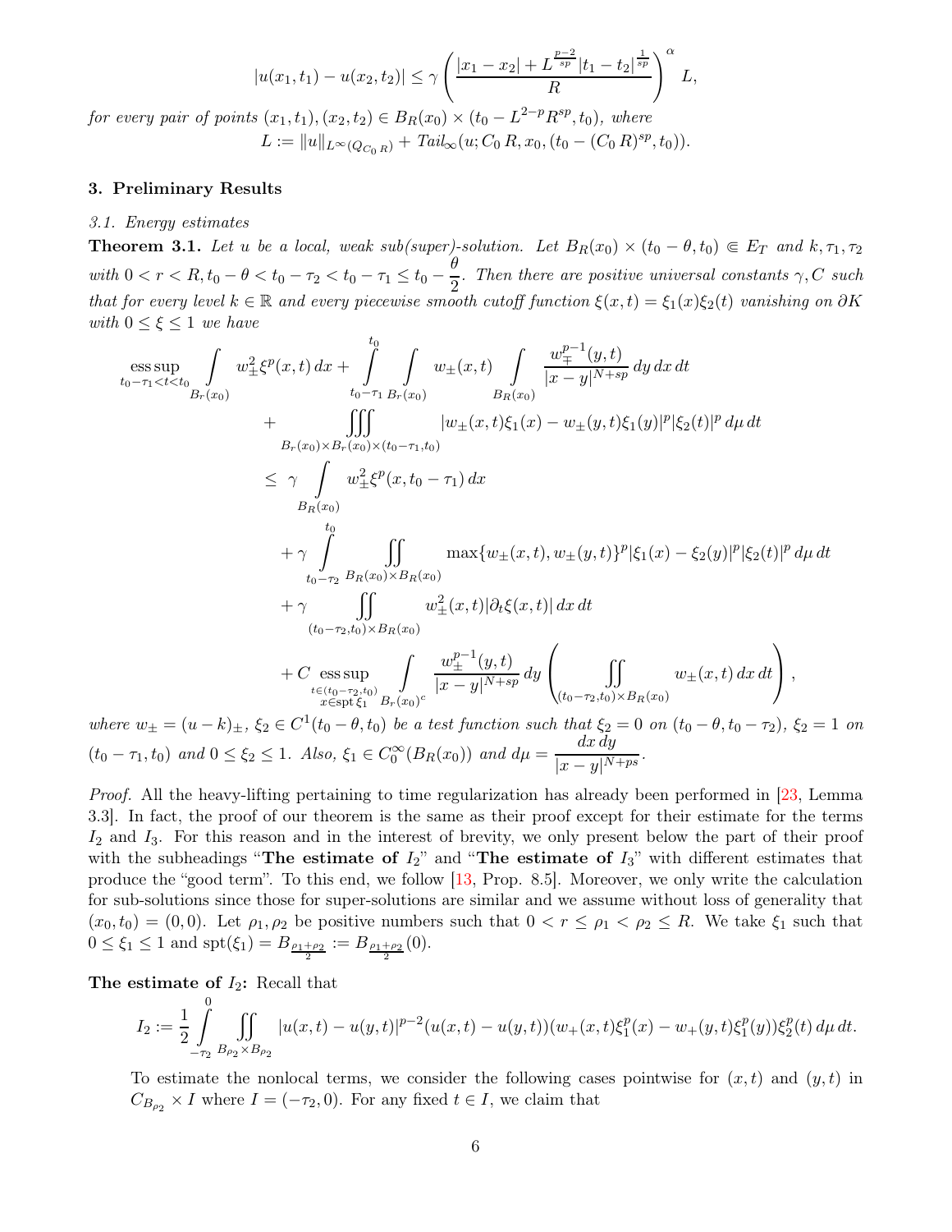$$|u(x_1,t_1) - u(x_2,t_2)| \le \gamma \left( \frac{|x_1 - x_2| + L^{\frac{p-2}{sp}} |t_1 - t_2|^{\frac{1}{sp}}}{R} \right)^{\alpha} L,$$

*for every pair of points* $(x_1,t_1),(x_2,t_2) \in B_R(x_0) \times (t_0 - L^{2-p} R^{sp}, t_0)$*, where*

$$L := \|u\|_{L^\infty(Q_{C_0 R})} + Tail_\infty(u; C_0 R, x_0, (t_0 - (C_0 R)^{sp}, t_0)).$$

## 3. Preliminary Results

### 3.1. Energy estimates

**Theorem 3.1.** *Let $u$ be a local, weak sub(super)-solution. Let $B_R(x_0) \times (t_0 - \theta, t_0) \Subset E_T$ and $k, \tau_1, \tau_2$ with $0 < r < R, t_0 - \theta < t_0 - \tau_2 < t_0 - \tau_1 \le t_0 - \dfrac{\theta}{2}$. Then there are positive universal constants $\gamma, C$ such that for every level $k \in \mathbb{R}$ and every piecewise smooth cutoff function $\xi(x,t) = \xi_1(x)\xi_2(t)$ vanishing on $\partial K$ with $0 \le \xi \le 1$ we have*

$$\begin{aligned}
&\operatorname*{ess\,sup}_{t_0-\tau_1<t<t_0} \int_{B_r(x_0)} w_\pm^2 \xi^p(x,t)\,dx + \int_{t_0-\tau_1}^{t_0} \int_{B_r(x_0)} w_\pm(x,t) \int_{B_R(x_0)} \frac{w_\mp^{p-1}(y,t)}{|x-y|^{N+sp}}\,dy\,dx\,dt \\
&\quad + \iiint_{B_r(x_0)\times B_r(x_0)\times(t_0-\tau_1,t_0)} |w_\pm(x,t)\xi_1(x) - w_\pm(y,t)\xi_1(y)|^p |\xi_2(t)|^p \,d\mu\,dt \\
&\le \gamma \int_{B_R(x_0)} w_\pm^2 \xi^p(x, t_0 - \tau_1)\,dx \\
&\quad + \gamma \int_{t_0-\tau_2}^{t_0} \iint_{B_R(x_0)\times B_R(x_0)} \max\{w_\pm(x,t), w_\pm(y,t)\}^p |\xi_1(x) - \xi_2(y)|^p |\xi_2(t)|^p \,d\mu\,dt \\
&\quad + \gamma \iint_{(t_0-\tau_2,t_0)\times B_R(x_0)} w_\pm^2(x,t) |\partial_t \xi(x,t)|\,dx\,dt \\
&\quad + C \operatorname*{ess\,sup}_{\substack{t\in(t_0-\tau_2,t_0)\\ x\in \operatorname{spt}\xi_1}} \int_{B_r(x_0)^c} \frac{w_\pm^{p-1}(y,t)}{|x-y|^{N+sp}}\,dy \left( \iint_{(t_0-\tau_2,t_0)\times B_R(x_0)} w_\pm(x,t)\,dx\,dt \right),
\end{aligned}$$

*where $w_\pm = (u-k)_\pm$, $\xi_2 \in C^1(t_0 - \theta, t_0)$ be a test function such that $\xi_2 = 0$ on $(t_0 - \theta, t_0 - \tau_2)$, $\xi_2 = 1$ on $(t_0 - \tau_1, t_0)$ and $0 \le \xi_2 \le 1$. Also, $\xi_1 \in C_0^\infty(B_R(x_0))$ and $d\mu = \dfrac{dx\,dy}{|x-y|^{N+ps}}$.*

*Proof.* All the heavy-lifting pertaining to time regularization has already been performed in [23, Lemma 3.3]. In fact, the proof of our theorem is the same as their proof except for their estimate for the terms $I_2$ and $I_3$. For this reason and in the interest of brevity, we only present below the part of their proof with the subheadings "**The estimate of $I_2$**" and "**The estimate of $I_3$**" with different estimates that produce the "good term". To this end, we follow [13, Prop. 8.5]. Moreover, we only write the calculation for sub-solutions since those for super-solutions are similar and we assume without loss of generality that $(x_0, t_0) = (0,0)$. Let $\rho_1, \rho_2$ be positive numbers such that $0 < r \le \rho_1 < \rho_2 \le R$. We take $\xi_1$ such that $0 \le \xi_1 \le 1$ and $\operatorname{spt}(\xi_1) = B_{\frac{\rho_1+\rho_2}{2}} := B_{\frac{\rho_1+\rho_2}{2}}(0)$.

**The estimate of $I_2$:** Recall that

$$I_2 := \frac{1}{2} \int_{-\tau_2}^{0} \iint_{B_{\rho_2}\times B_{\rho_2}} |u(x,t) - u(y,t)|^{p-2}(u(x,t) - u(y,t))(w_+(x,t)\xi_1^p(x) - w_+(y,t)\xi_1^p(y))\xi_2^p(t)\,d\mu\,dt.$$

To estimate the nonlocal terms, we consider the following cases pointwise for $(x,t)$ and $(y,t)$ in $C_{B_{\rho_2}} \times I$ where $I = (-\tau_2, 0)$. For any fixed $t \in I$, we claim that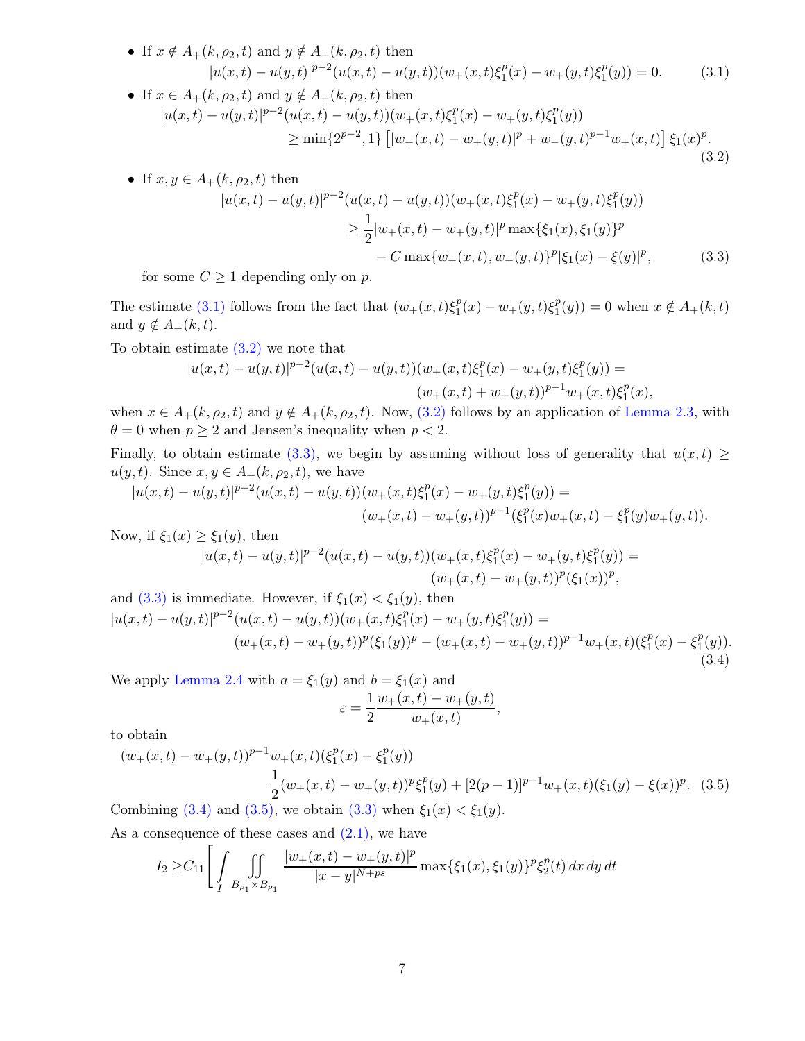- If $x \notin A_+(k,\rho_2,t)$ and $y \notin A_+(k,\rho_2,t)$ then
$$|u(x,t)-u(y,t)|^{p-2}(u(x,t)-u(y,t))(w_+(x,t)\xi_1^p(x)-w_+(y,t)\xi_1^p(y))=0. \tag{3.1}$$
- If $x \in A_+(k,\rho_2,t)$ and $y \notin A_+(k,\rho_2,t)$ then
$$\begin{aligned}|u(x,t)-u(y,t)|^{p-2}&(u(x,t)-u(y,t))(w_+(x,t)\xi_1^p(x)-w_+(y,t)\xi_1^p(y))\\ &\geq \min\{2^{p-2},1\}\left[|w_+(x,t)-w_+(y,t)|^p+w_-(y,t)^{p-1}w_+(x,t)\right]\xi_1(x)^p.\end{aligned} \tag{3.2}$$
- If $x,y \in A_+(k,\rho_2,t)$ then
$$\begin{aligned}|u(x,t)-u(y,t)|^{p-2}(u(x,t)-u(y,t))&(w_+(x,t)\xi_1^p(x)-w_+(y,t)\xi_1^p(y))\\ &\geq \frac{1}{2}|w_+(x,t)-w_+(y,t)|^p\max\{\xi_1(x),\xi_1(y)\}^p\\ &\quad - C\max\{w_+(x,t),w_+(y,t)\}^p|\xi_1(x)-\xi(y)|^p,\end{aligned} \tag{3.3}$$

  for some $C \geq 1$ depending only on $p$.

The estimate (3.1) follows from the fact that $(w_+(x,t)\xi_1^p(x)-w_+(y,t)\xi_1^p(y))=0$ when $x \notin A_+(k,t)$ and $y \notin A_+(k,t)$.

To obtain estimate (3.2) we note that
$$\begin{aligned}|u(x,t)-u(y,t)|^{p-2}(u(x,t)-u(y,t))&(w_+(x,t)\xi_1^p(x)-w_+(y,t)\xi_1^p(y))=\\ &(w_+(x,t)+w_+(y,t))^{p-1}w_+(x,t)\xi_1^p(x),\end{aligned}$$
when $x \in A_+(k,\rho_2,t)$ and $y \notin A_+(k,\rho_2,t)$. Now, (3.2) follows by an application of Lemma 2.3, with $\theta=0$ when $p\geq 2$ and Jensen's inequality when $p<2$.

Finally, to obtain estimate (3.3), we begin by assuming without loss of generality that $u(x,t) \geq u(y,t)$. Since $x,y \in A_+(k,\rho_2,t)$, we have
$$\begin{aligned}|u(x,t)-u(y,t)|^{p-2}(u(x,t)-u(y,t))&(w_+(x,t)\xi_1^p(x)-w_+(y,t)\xi_1^p(y))=\\ &(w_+(x,t)-w_+(y,t))^{p-1}(\xi_1^p(x)w_+(x,t)-\xi_1^p(y)w_+(y,t)).\end{aligned}$$
Now, if $\xi_1(x)\geq \xi_1(y)$, then
$$\begin{aligned}|u(x,t)-u(y,t)|^{p-2}(u(x,t)-u(y,t))&(w_+(x,t)\xi_1^p(x)-w_+(y,t)\xi_1^p(y))=\\ &(w_+(x,t)-w_+(y,t))^p(\xi_1(x))^p,\end{aligned}$$
and (3.3) is immediate. However, if $\xi_1(x)<\xi_1(y)$, then
$$\begin{aligned}|u(x,t)-u(y,t)|^{p-2}&(u(x,t)-u(y,t))(w_+(x,t)\xi_1^p(x)-w_+(y,t)\xi_1^p(y))=\\ &(w_+(x,t)-w_+(y,t))^p(\xi_1(y))^p-(w_+(x,t)-w_+(y,t))^{p-1}w_+(x,t)(\xi_1^p(x)-\xi_1^p(y)).\end{aligned} \tag{3.4}$$
We apply Lemma 2.4 with $a=\xi_1(y)$ and $b=\xi_1(x)$ and
$$\varepsilon=\frac{1}{2}\frac{w_+(x,t)-w_+(y,t)}{w_+(x,t)},$$
to obtain
$$\begin{aligned}(w_+(x,t)-&w_+(y,t))^{p-1}w_+(x,t)(\xi_1^p(x)-\xi_1^p(y))\\ &\frac{1}{2}(w_+(x,t)-w_+(y,t))^p\xi_1^p(y)+[2(p-1)]^{p-1}w_+(x,t)(\xi_1(y)-\xi(x))^p.\end{aligned} \tag{3.5}$$
Combining (3.4) and (3.5), we obtain (3.3) when $\xi_1(x)<\xi_1(y)$.

As a consequence of these cases and (2.1), we have
$$I_2 \geq C_{11}\left[\int_I \iint_{B_{\rho_1}\times B_{\rho_1}} \frac{|w_+(x,t)-w_+(y,t)|^p}{|x-y|^{N+ps}}\max\{\xi_1(x),\xi_1(y)\}^p\xi_2^p(t)\,dx\,dy\,dt\right.$$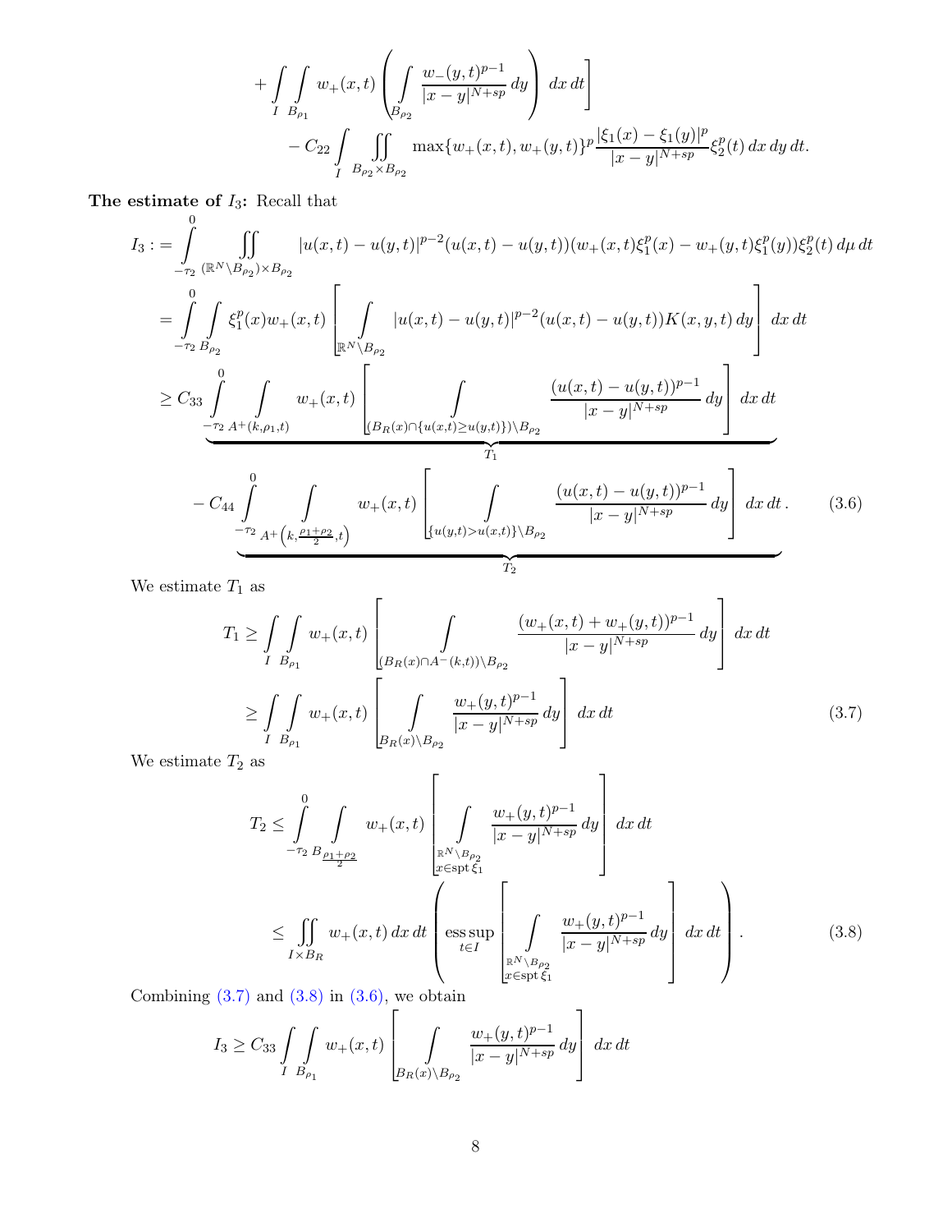$$
+ \int_I \int_{B_{\rho_1}} w_+(x,t) \left( \int_{B_{\rho_2}} \frac{w_-(y,t)^{p-1}}{|x-y|^{N+sp}} \, dy \right) dx \, dt \Bigg]
$$

$$
- C_{22} \int_I \iint_{B_{\rho_2} \times B_{\rho_2}} \max\{w_+(x,t), w_+(y,t)\}^p \frac{|\xi_1(x) - \xi_1(y)|^p}{|x-y|^{N+sp}} \xi_2^p(t) \, dx \, dy \, dt.
$$

**The estimate of $I_3$:** Recall that

$$
\begin{aligned}
I_3 :&= \int_{-\tau_2}^{0} \iint_{(\mathbb{R}^N \setminus B_{\rho_2}) \times B_{\rho_2}} |u(x,t) - u(y,t)|^{p-2}(u(x,t) - u(y,t))(w_+(x,t)\xi_1^p(x) - w_+(y,t)\xi_1^p(y))\xi_2^p(t) \, d\mu \, dt \\
&= \int_{-\tau_2}^{0} \int_{B_{\rho_2}} \xi_1^p(x) w_+(x,t) \left[ \int_{\mathbb{R}^N \setminus B_{\rho_2}} |u(x,t) - u(y,t)|^{p-2}(u(x,t) - u(y,t)) K(x,y,t) \, dy \right] dx \, dt \\
&\geq \underbrace{C_{33} \int_{-\tau_2}^{0} \int_{A^+(k,\rho_1,t)} w_+(x,t) \left[ \int_{(B_R(x) \cap \{u(x,t) \geq u(y,t)\}) \setminus B_{\rho_2}} \frac{(u(x,t) - u(y,t))^{p-1}}{|x-y|^{N+sp}} \, dy \right] dx \, dt}_{T_1} \\
&\quad \underbrace{- C_{44} \int_{-\tau_2}^{0} \int_{A^+\left(k, \frac{\rho_1+\rho_2}{2}, t\right)} w_+(x,t) \left[ \int_{\{u(y,t) > u(x,t)\} \setminus B_{\rho_2}} \frac{(u(x,t) - u(y,t))^{p-1}}{|x-y|^{N+sp}} \, dy \right] dx \, dt}_{T_2}.
\end{aligned}
\tag{3.6}
$$

We estimate $T_1$ as

$$
\begin{aligned}
T_1 &\geq \int_I \int_{B_{\rho_1}} w_+(x,t) \left[ \int_{(B_R(x) \cap A^-(k,t)) \setminus B_{\rho_2}} \frac{(w_+(x,t) + w_+(y,t))^{p-1}}{|x-y|^{N+sp}} \, dy \right] dx \, dt \\
&\geq \int_I \int_{B_{\rho_1}} w_+(x,t) \left[ \int_{B_R(x) \setminus B_{\rho_2}} \frac{w_+(y,t)^{p-1}}{|x-y|^{N+sp}} \, dy \right] dx \, dt
\end{aligned}
\tag{3.7}
$$

We estimate $T_2$ as

$$
\begin{aligned}
T_2 &\leq \int_{-\tau_2}^{0} \int_{B_{\frac{\rho_1+\rho_2}{2}}} w_+(x,t) \left[ \int_{\substack{\mathbb{R}^N \setminus B_{\rho_2} \\ x \in \operatorname{spt} \xi_1}} \frac{w_+(y,t)^{p-1}}{|x-y|^{N+sp}} \, dy \right] dx \, dt \\
&\leq \iint_{I \times B_R} w_+(x,t) \, dx \, dt \left( \operatorname*{ess\,sup}_{t \in I} \left[ \int_{\substack{\mathbb{R}^N \setminus B_{\rho_2} \\ x \in \operatorname{spt} \xi_1}} \frac{w_+(y,t)^{p-1}}{|x-y|^{N+sp}} \, dy \right] dx \, dt \right).
\end{aligned}
\tag{3.8}
$$

Combining (3.7) and (3.8) in (3.6), we obtain

$$
I_3 \geq C_{33} \int_I \int_{B_{\rho_1}} w_+(x,t) \left[ \int_{B_R(x) \setminus B_{\rho_2}} \frac{w_+(y,t)^{p-1}}{|x-y|^{N+sp}} \, dy \right] dx \, dt
$$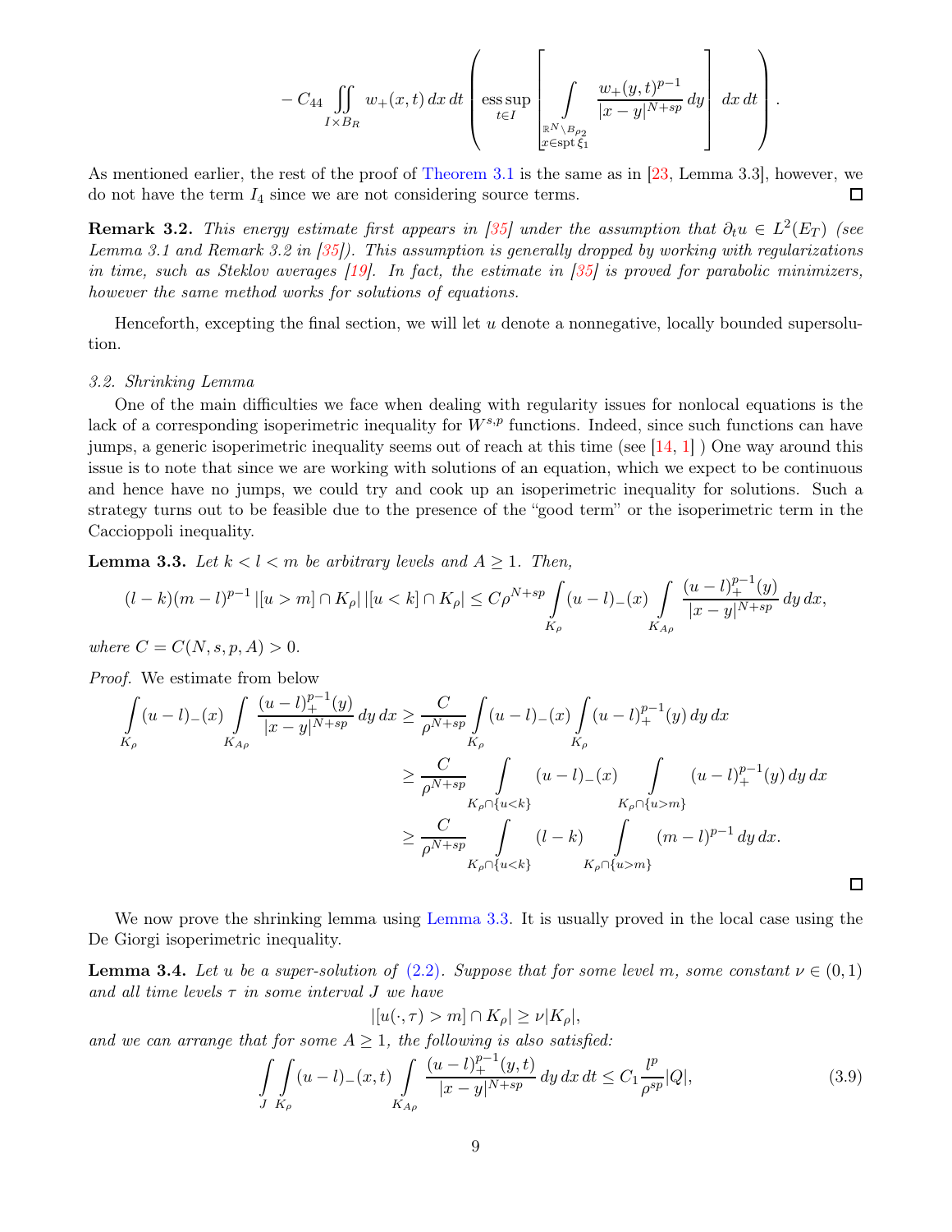$$- C_{44} \iint_{I\times B_R} w_+(x,t)\,dx\,dt \left( \operatorname*{ess\,sup}_{t\in I} \left[ \int_{\substack{\mathbb{R}^N\setminus B_{\rho_2}\\ x\in \operatorname{spt}\xi_1}} \frac{w_+(y,t)^{p-1}}{|x-y|^{N+sp}}\,dy \right] dx\,dt \right).$$

As mentioned earlier, the rest of the proof of Theorem 3.1 is the same as in [23, Lemma 3.3], however, we do not have the term $I_4$ since we are not considering source terms. ☐

**Remark 3.2.** *This energy estimate first appears in [35] under the assumption that $\partial_t u \in L^2(E_T)$ (see Lemma 3.1 and Remark 3.2 in [35]). This assumption is generally dropped by working with regularizations in time, such as Steklov averages [19]. In fact, the estimate in [35] is proved for parabolic minimizers, however the same method works for solutions of equations.*

Henceforth, excepting the final section, we will let $u$ denote a nonnegative, locally bounded supersolution.

*3.2. Shrinking Lemma*

One of the main difficulties we face when dealing with regularity issues for nonlocal equations is the lack of a corresponding isoperimetric inequality for $W^{s,p}$ functions. Indeed, since such functions can have jumps, a generic isoperimetric inequality seems out of reach at this time (see [14, 1] ) One way around this issue is to note that since we are working with solutions of an equation, which we expect to be continuous and hence have no jumps, we could try and cook up an isoperimetric inequality for solutions. Such a strategy turns out to be feasible due to the presence of the "good term" or the isoperimetric term in the Caccioppoli inequality.

**Lemma 3.3.** *Let $k < l < m$ be arbitrary levels and $A \geq 1$. Then,*

$$(l-k)(m-l)^{p-1}\,|[u>m]\cap K_\rho|\,|[u<k]\cap K_\rho| \leq C\rho^{N+sp}\int_{K_\rho}(u-l)_-(x)\int_{K_{A\rho}}\frac{(u-l)_+^{p-1}(y)}{|x-y|^{N+sp}}\,dy\,dx,$$

*where $C = C(N,s,p,A) > 0$.*

*Proof.* We estimate from below

$$\begin{aligned}
\int_{K_\rho}(u-l)_-(x)\int_{K_{A\rho}}\frac{(u-l)_+^{p-1}(y)}{|x-y|^{N+sp}}\,dy\,dx &\geq \frac{C}{\rho^{N+sp}}\int_{K_\rho}(u-l)_-(x)\int_{K_\rho}(u-l)_+^{p-1}(y)\,dy\,dx\\
&\geq \frac{C}{\rho^{N+sp}}\int_{K_\rho\cap\{u<k\}}(u-l)_-(x)\int_{K_\rho\cap\{u>m\}}(u-l)_+^{p-1}(y)\,dy\,dx\\
&\geq \frac{C}{\rho^{N+sp}}\int_{K_\rho\cap\{u<k\}}(l-k)\int_{K_\rho\cap\{u>m\}}(m-l)^{p-1}\,dy\,dx.
\end{aligned}$$

☐

We now prove the shrinking lemma using Lemma 3.3. It is usually proved in the local case using the De Giorgi isoperimetric inequality.

**Lemma 3.4.** *Let $u$ be a super-solution of (2.2). Suppose that for some level $m$, some constant $\nu \in (0,1)$ and all time levels $\tau$ in some interval $J$ we have*

$$|[u(\cdot,\tau) > m]\cap K_\rho| \geq \nu |K_\rho|,$$

*and we can arrange that for some $A \geq 1$, the following is also satisfied:*

$$\int_J\int_{K_\rho}(u-l)_-(x,t)\int_{K_{A\rho}}\frac{(u-l)_+^{p-1}(y,t)}{|x-y|^{N+sp}}\,dy\,dx\,dt \leq C_1\frac{l^p}{\rho^{sp}}|Q|, \tag{3.9}$$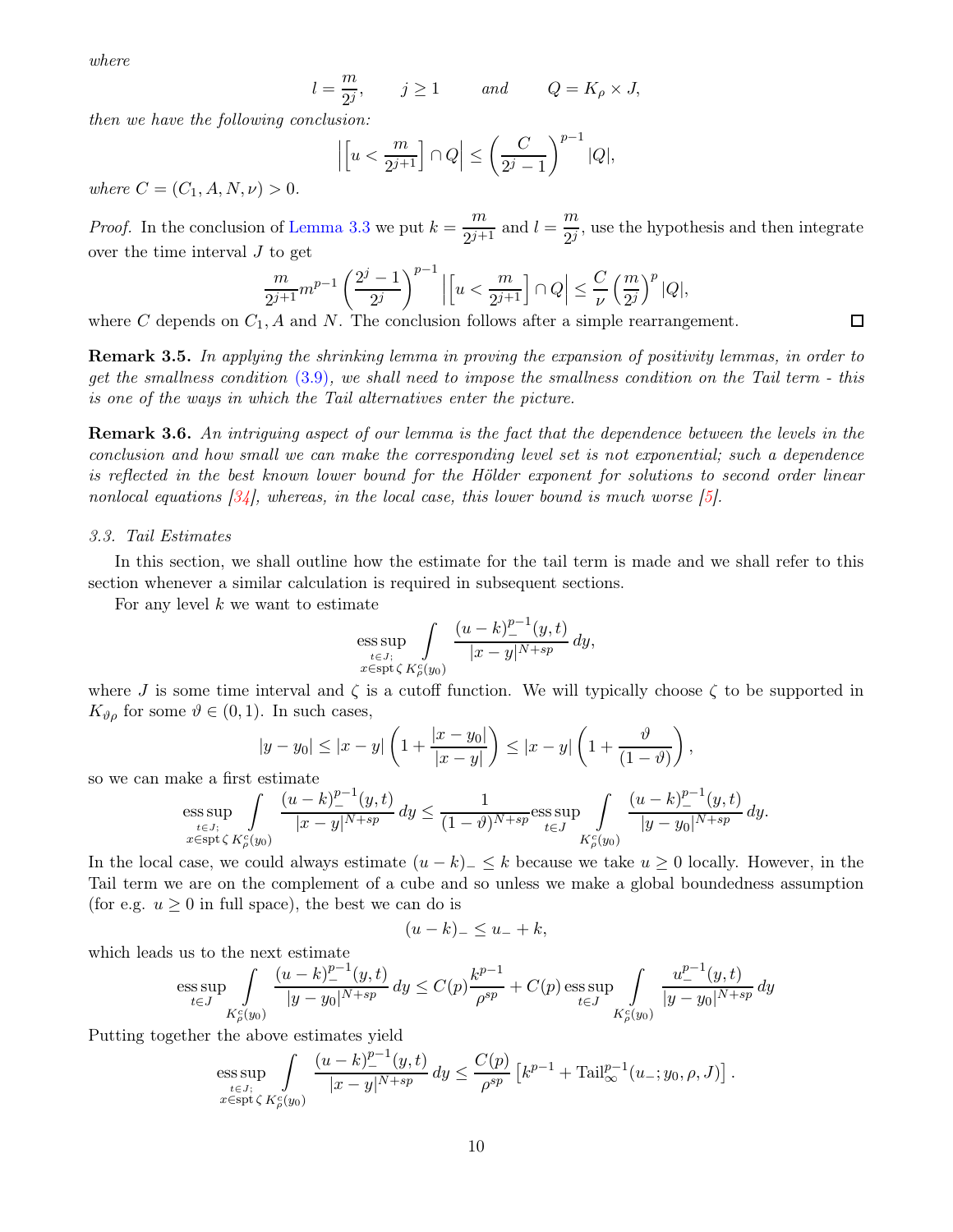*where*

$$l = \frac{m}{2^j}, \qquad j \geq 1 \qquad \textit{and} \qquad Q = K_\rho \times J,$$

*then we have the following conclusion:*

$$\left|\left[u < \frac{m}{2^{j+1}}\right] \cap Q\right| \leq \left(\frac{C}{2^j - 1}\right)^{p-1} |Q|,$$

*where* $C = (C_1, A, N, \nu) > 0$.

*Proof.* In the conclusion of Lemma 3.3 we put $k = \dfrac{m}{2^{j+1}}$ and $l = \dfrac{m}{2^j}$, use the hypothesis and then integrate over the time interval $J$ to get

$$\frac{m}{2^{j+1}} m^{p-1} \left(\frac{2^j - 1}{2^j}\right)^{p-1} \left|\left[u < \frac{m}{2^{j+1}}\right] \cap Q\right| \leq \frac{C}{\nu} \left(\frac{m}{2^j}\right)^p |Q|,$$

where $C$ depends on $C_1, A$ and $N$. The conclusion follows after a simple rearrangement. $\square$

**Remark 3.5.** *In applying the shrinking lemma in proving the expansion of positivity lemmas, in order to get the smallness condition (3.9), we shall need to impose the smallness condition on the Tail term - this is one of the ways in which the Tail alternatives enter the picture.*

**Remark 3.6.** *An intriguing aspect of our lemma is the fact that the dependence between the levels in the conclusion and how small we can make the corresponding level set is not exponential; such a dependence is reflected in the best known lower bound for the Hölder exponent for solutions to second order linear nonlocal equations [34], whereas, in the local case, this lower bound is much worse [5].*

### 3.3. Tail Estimates

In this section, we shall outline how the estimate for the tail term is made and we shall refer to this section whenever a similar calculation is required in subsequent sections.

For any level $k$ we want to estimate

$$\operatorname*{ess\,sup}_{\substack{t \in J;\\ x \in \operatorname{spt} \zeta}} \int_{K_\rho^c(y_0)} \frac{(u-k)_-^{p-1}(y,t)}{|x-y|^{N+sp}} \, dy,$$

where $J$ is some time interval and $\zeta$ is a cutoff function. We will typically choose $\zeta$ to be supported in $K_{\vartheta\rho}$ for some $\vartheta \in (0,1)$. In such cases,

$$|y - y_0| \leq |x - y| \left(1 + \frac{|x - y_0|}{|x - y|}\right) \leq |x - y| \left(1 + \frac{\vartheta}{(1 - \vartheta)}\right),$$

so we can make a first estimate

$$\operatorname*{ess\,sup}_{\substack{t \in J;\\ x \in \operatorname{spt} \zeta}} \int_{K_\rho^c(y_0)} \frac{(u-k)_-^{p-1}(y,t)}{|x-y|^{N+sp}} \, dy \leq \frac{1}{(1-\vartheta)^{N+sp}} \operatorname*{ess\,sup}_{t \in J} \int_{K_\rho^c(y_0)} \frac{(u-k)_-^{p-1}(y,t)}{|y-y_0|^{N+sp}} \, dy.$$

In the local case, we could always estimate $(u - k)_- \leq k$ because we take $u \geq 0$ locally. However, in the Tail term we are on the complement of a cube and so unless we make a global boundedness assumption (for e.g. $u \geq 0$ in full space), the best we can do is

$$(u - k)_- \leq u_- + k,$$

which leads us to the next estimate

$$\operatorname*{ess\,sup}_{t \in J} \int_{K_\rho^c(y_0)} \frac{(u-k)_-^{p-1}(y,t)}{|y-y_0|^{N+sp}} \, dy \leq C(p) \frac{k^{p-1}}{\rho^{sp}} + C(p) \operatorname*{ess\,sup}_{t \in J} \int_{K_\rho^c(y_0)} \frac{u_-^{p-1}(y,t)}{|y-y_0|^{N+sp}} \, dy$$

Putting together the above estimates yield

$$\operatorname*{ess\,sup}_{\substack{t \in J;\\ x \in \operatorname{spt} \zeta}} \int_{K_\rho^c(y_0)} \frac{(u-k)_-^{p-1}(y,t)}{|x-y|^{N+sp}} \, dy \leq \frac{C(p)}{\rho^{sp}} \left[k^{p-1} + \mathrm{Tail}_\infty^{p-1}(u_-; y_0, \rho, J)\right].$$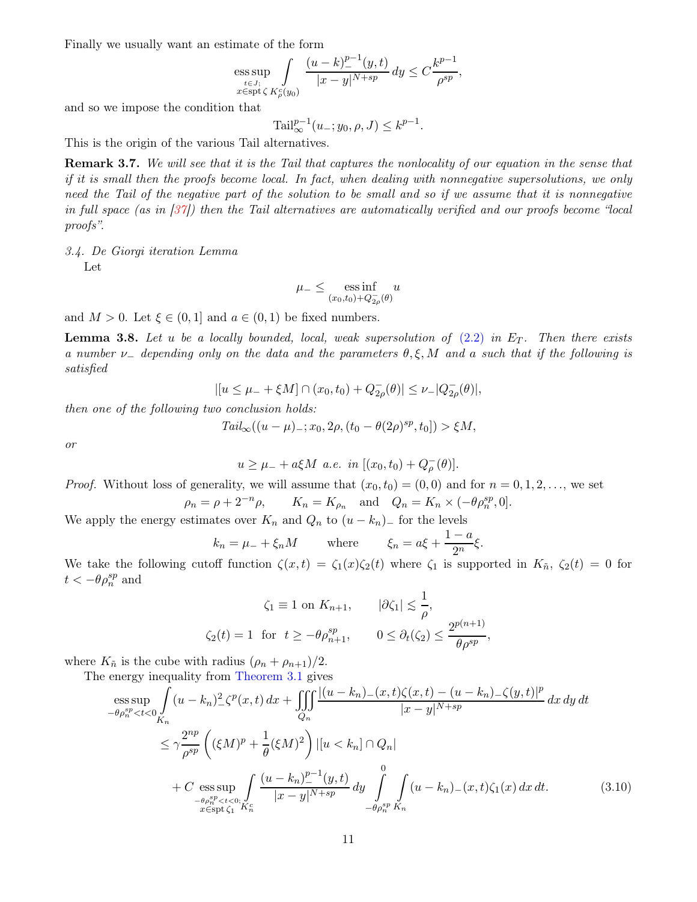Finally we usually want an estimate of the form

$$\operatorname*{ess\,sup}_{\substack{t\in J;\\ x\in \operatorname{spt}\zeta}} \int_{K^c_\rho(y_0)} \frac{(u-k)_-^{p-1}(y,t)}{|x-y|^{N+sp}}\,dy \leq C\frac{k^{p-1}}{\rho^{sp}},$$

and so we impose the condition that

$$\mathrm{Tail}_\infty^{p-1}(u_-;y_0,\rho,J) \leq k^{p-1}.$$

This is the origin of the various Tail alternatives.

**Remark 3.7.** *We will see that it is the Tail that captures the nonlocality of our equation in the sense that if it is small then the proofs become local. In fact, when dealing with nonnegative supersolutions, we only need the Tail of the negative part of the solution to be small and so if we assume that it is nonnegative in full space (as in [37]) then the Tail alternatives are automatically verified and our proofs become "local proofs".*

*3.4. De Giorgi iteration Lemma*

Let

$$\mu_- \leq \operatorname*{ess\,inf}_{(x_0,t_0)+Q^-_{2\rho}(\theta)} u$$

and $M>0$. Let $\xi \in (0,1]$ and $a\in(0,1)$ be fixed numbers.

**Lemma 3.8.** *Let $u$ be a locally bounded, local, weak supersolution of (2.2) in $E_T$. Then there exists a number $\nu_-$ depending only on the data and the parameters $\theta, \xi, M$ and $a$ such that if the following is satisfied*

$$|[u\leq \mu_-+\xi M]\cap (x_0,t_0)+Q^-_{2\rho}(\theta)| \leq \nu_-|Q^-_{2\rho}(\theta)|,$$

*then one of the following two conclusion holds:*

$$\mathit{Tail}_\infty((u-\mu)_-;x_0,2\rho,(t_0-\theta(2\rho)^{sp},t_0]) > \xi M,$$

*or*

$$u\geq \mu_-+a\xi M \text{ a.e. in } [(x_0,t_0)+Q^-_\rho(\theta)].$$

*Proof.* Without loss of generality, we will assume that $(x_0,t_0)=(0,0)$ and for $n=0,1,2,\ldots$, we set

$$\rho_n = \rho+2^{-n}\rho, \qquad K_n = K_{\rho_n} \quad \text{and} \quad Q_n = K_n\times(-\theta\rho_n^{sp},0].$$

We apply the energy estimates over $K_n$ and $Q_n$ to $(u-k_n)_-$ for the levels

$$k_n = \mu_-+\xi_n M \qquad \text{where} \qquad \xi_n = a\xi+\frac{1-a}{2^n}\xi.$$

We take the following cutoff function $\zeta(x,t)=\zeta_1(x)\zeta_2(t)$ where $\zeta_1$ is supported in $K_{\tilde{n}}$, $\zeta_2(t)=0$ for $t<-\theta\rho_n^{sp}$ and

$$\zeta_1\equiv 1 \text{ on } K_{n+1}, \qquad |\partial\zeta_1| \lesssim \frac{1}{\rho},$$

$$\zeta_2(t)=1 \ \text{ for } \ t\geq -\theta\rho_{n+1}^{sp}, \qquad 0\leq \partial_t(\zeta_2)\leq \frac{2^{p(n+1)}}{\theta\rho^{sp}},$$

where $K_{\tilde{n}}$ is the cube with radius $(\rho_n+\rho_{n+1})/2$.

The energy inequality from Theorem 3.1 gives

$$\begin{aligned}
\operatorname*{ess\,sup}_{-\theta\rho_n^{sp}<t<0} \int_{K_n} (u-k_n)_-^2\zeta^p(x,t)\,dx &+ \iiint_{Q_n} \frac{|(u-k_n)_-(x,t)\zeta(x,t)-(u-k_n)_-\zeta(y,t)|^p}{|x-y|^{N+sp}}\,dx\,dy\,dt \\
&\leq \gamma\frac{2^{np}}{\rho^{sp}}\left((\xi M)^p+\frac{1}{\theta}(\xi M)^2\right)|[u<k_n]\cap Q_n| \\
&\quad + C \operatorname*{ess\,sup}_{\substack{-\theta\rho_n^{sp}<t<0;\\ x\in\operatorname{spt}\zeta_1}} \int_{K_n^c} \frac{(u-k_n)_-^{p-1}(y,t)}{|x-y|^{N+sp}}\,dy \int_{-\theta\rho_n^{sp}}^0\int_{K_n} (u-k_n)_-(x,t)\zeta_1(x)\,dx\,dt. \qquad (3.10)
\end{aligned}$$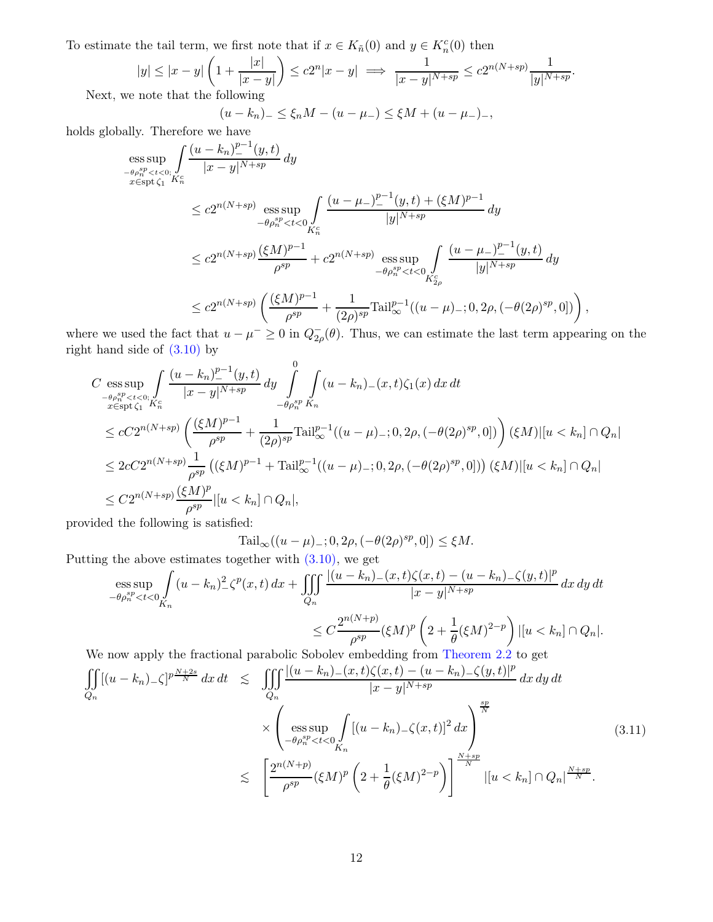To estimate the tail term, we first note that if $x \in K_{\tilde{n}}(0)$ and $y \in K_n^c(0)$ then

$$
|y| \leq |x-y|\left(1 + \frac{|x|}{|x-y|}\right) \leq c2^n|x-y| \implies \frac{1}{|x-y|^{N+sp}} \leq c2^{n(N+sp)}\frac{1}{|y|^{N+sp}}.
$$

Next, we note that the following

$$
(u-k_n)_- \leq \xi_n M - (u-\mu_-) \leq \xi M + (u-\mu_-)_-,
$$

holds globally. Therefore we have

$$
\begin{aligned}
&\operatorname*{ess\,sup}_{\substack{-\theta\rho_n^{sp}<t<0;\\ x\in \operatorname{spt}\zeta_1}} \int_{K_n^c} \frac{(u-k_n)_-^{p-1}(y,t)}{|x-y|^{N+sp}}\,dy \\
&\qquad \leq c2^{n(N+sp)} \operatorname*{ess\,sup}_{-\theta\rho_n^{sp}<t<0} \int_{K_n^c} \frac{(u-\mu_-)_-^{p-1}(y,t) + (\xi M)^{p-1}}{|y|^{N+sp}}\,dy \\
&\qquad \leq c2^{n(N+sp)}\frac{(\xi M)^{p-1}}{\rho^{sp}} + c2^{n(N+sp)} \operatorname*{ess\,sup}_{-\theta\rho_n^{sp}<t<0} \int_{K_{2\rho}^c} \frac{(u-\mu_-)_-^{p-1}(y,t)}{|y|^{N+sp}}\,dy \\
&\qquad \leq c2^{n(N+sp)}\left(\frac{(\xi M)^{p-1}}{\rho^{sp}} + \frac{1}{(2\rho)^{sp}}\mathrm{Tail}_\infty^{p-1}((u-\mu)_-;0,2\rho,(-\theta(2\rho)^{sp},0])\right),
\end{aligned}
$$

where we used the fact that $u-\mu^- \geq 0$ in $Q_{2\rho}^-(\theta)$. Thus, we can estimate the last term appearing on the right hand side of (3.10) by

$$
\begin{aligned}
&C \operatorname*{ess\,sup}_{\substack{-\theta\rho_n^{sp}<t<0;\\ x\in \operatorname{spt}\zeta_1}} \int_{K_n^c} \frac{(u-k_n)_-^{p-1}(y,t)}{|x-y|^{N+sp}}\,dy \int_{-\theta\rho_n^{sp}}^{0}\int_{K_n}(u-k_n)_-(x,t)\zeta_1(x)\,dx\,dt \\
&\leq cC2^{n(N+sp)}\left(\frac{(\xi M)^{p-1}}{\rho^{sp}} + \frac{1}{(2\rho)^{sp}}\mathrm{Tail}_\infty^{p-1}((u-\mu)_-;0,2\rho,(-\theta(2\rho)^{sp},0])\right)(\xi M)|[u<k_n]\cap Q_n| \\
&\leq 2cC2^{n(N+sp)}\frac{1}{\rho^{sp}}\left((\xi M)^{p-1} + \mathrm{Tail}_\infty^{p-1}((u-\mu)_-;0,2\rho,(-\theta(2\rho)^{sp},0])\right)(\xi M)|[u<k_n]\cap Q_n| \\
&\leq C2^{n(N+sp)}\frac{(\xi M)^p}{\rho^{sp}}|[u<k_n]\cap Q_n|,
\end{aligned}
$$

provided the following is satisfied:

$$
\mathrm{Tail}_\infty((u-\mu)_-;0,2\rho,(-\theta(2\rho)^{sp},0]) \leq \xi M.
$$

Putting the above estimates together with (3.10), we get

$$
\begin{aligned}
\operatorname*{ess\,sup}_{-\theta\rho_n^{sp}<t<0}\int_{K_n}(u-k_n)_-^2\zeta^p(x,t)\,dx + \iiint_{Q_n}\frac{|(u-k_n)_-(x,t)\zeta(x,t)-(u-k_n)_-\zeta(y,t)|^p}{|x-y|^{N+sp}}\,dx\,dy\,dt \\
\leq C\frac{2^{n(N+p)}}{\rho^{sp}}(\xi M)^p\left(2+\frac{1}{\theta}(\xi M)^{2-p}\right)|[u<k_n]\cap Q_n|.
\end{aligned}
$$

We now apply the fractional parabolic Sobolev embedding from Theorem 2.2 to get

$$
\begin{aligned}
\iint_{Q_n}[(u-k_n)_-\zeta]^{p\frac{N+2s}{N}}\,dx\,dt &\lesssim \iiint_{Q_n}\frac{|(u-k_n)_-(x,t)\zeta(x,t)-(u-k_n)_-\zeta(y,t)|^p}{|x-y|^{N+sp}}\,dx\,dy\,dt \\
&\qquad \times\left(\operatorname*{ess\,sup}_{-\theta\rho_n^{sp}<t<0}\int_{K_n}[(u-k_n)_-\zeta(x,t)]^2\,dx\right)^{\frac{sp}{N}} \\
&\lesssim \left[\frac{2^{n(N+p)}}{\rho^{sp}}(\xi M)^p\left(2+\frac{1}{\theta}(\xi M)^{2-p}\right)\right]^{\frac{N+sp}{N}}|[u<k_n]\cap Q_n|^{\frac{N+sp}{N}}.
\end{aligned}
\tag{3.11}
$$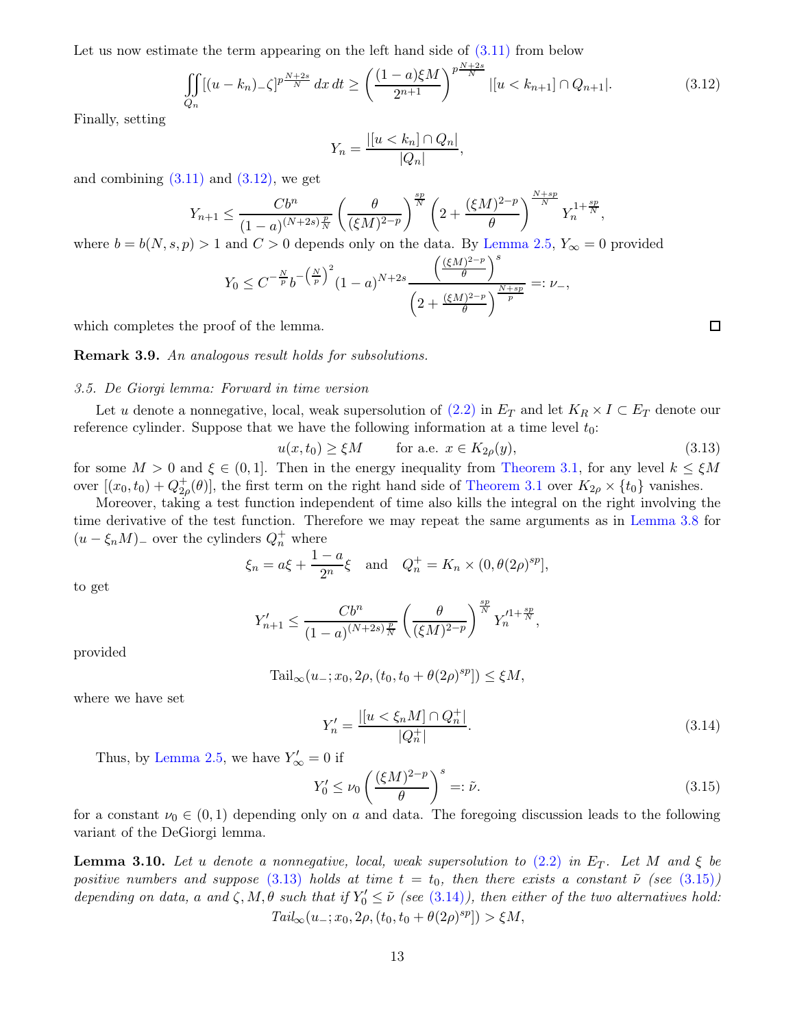Let us now estimate the term appearing on the left hand side of (3.11) from below

$$\iint_{Q_n} [(u-k_n)_-\zeta]^{p\frac{N+2s}{N}}\,dx\,dt \geq \left(\frac{(1-a)\xi M}{2^{n+1}}\right)^{p\frac{N+2s}{N}} |[u<k_{n+1}]\cap Q_{n+1}|. \tag{3.12}$$

Finally, setting

$$Y_n = \frac{|[u<k_n]\cap Q_n|}{|Q_n|},$$

and combining (3.11) and (3.12), we get

$$Y_{n+1} \leq \frac{Cb^n}{(1-a)^{(N+2s)\frac{p}{N}}}\left(\frac{\theta}{(\xi M)^{2-p}}\right)^{\frac{sp}{N}}\left(2+\frac{(\xi M)^{2-p}}{\theta}\right)^{\frac{N+sp}{N}} Y_n^{1+\frac{sp}{N}},$$

where $b=b(N,s,p)>1$ and $C>0$ depends only on the data. By Lemma 2.5, $Y_\infty = 0$ provided

$$Y_0 \leq C^{-\frac{N}{p}} b^{-\left(\frac{N}{p}\right)^2}(1-a)^{N+2s}\frac{\left(\frac{(\xi M)^{2-p}}{\theta}\right)^s}{\left(2+\frac{(\xi M)^{2-p}}{\theta}\right)^{\frac{N+sp}{p}}} =: \nu_-,$$

which completes the proof of the lemma. □

**Remark 3.9.** *An analogous result holds for subsolutions.*

### 3.5. De Giorgi lemma: Forward in time version

Let $u$ denote a nonnegative, local, weak supersolution of (2.2) in $E_T$ and let $K_R\times I\subset E_T$ denote our reference cylinder. Suppose that we have the following information at a time level $t_0$:

$$u(x,t_0)\geq \xi M \qquad \text{for a.e. } x\in K_{2\rho}(y), \tag{3.13}$$

for some $M>0$ and $\xi\in(0,1]$. Then in the energy inequality from Theorem 3.1, for any level $k\leq \xi M$ over $[(x_0,t_0)+Q_{2\rho}^+(\theta)]$, the first term on the right hand side of Theorem 3.1 over $K_{2\rho}\times\{t_0\}$ vanishes.

Moreover, taking a test function independent of time also kills the integral on the right involving the time derivative of the test function. Therefore we may repeat the same arguments as in Lemma 3.8 for $(u-\xi_n M)_-$ over the cylinders $Q_n^+$ where

$$\xi_n = a\xi + \frac{1-a}{2^n}\xi \quad \text{and} \quad Q_n^+ = K_n\times(0,\theta(2\rho)^{sp}],$$

to get

$$Y'_{n+1} \leq \frac{Cb^n}{(1-a)^{(N+2s)\frac{p}{N}}}\left(\frac{\theta}{(\xi M)^{2-p}}\right)^{\frac{sp}{N}} {Y'_n}^{1+\frac{sp}{N}},$$

provided

$$\mathrm{Tail}_\infty(u_-;x_0,2\rho,(t_0,t_0+\theta(2\rho)^{sp}])\leq \xi M,$$

where we have set

$$Y'_n = \frac{|[u<\xi_n M]\cap Q_n^+|}{|Q_n^+|}. \tag{3.14}$$

Thus, by Lemma 2.5, we have $Y'_\infty = 0$ if

$$Y'_0 \leq \nu_0\left(\frac{(\xi M)^{2-p}}{\theta}\right)^s =: \tilde\nu. \tag{3.15}$$

for a constant $\nu_0\in(0,1)$ depending only on $a$ and data. The foregoing discussion leads to the following variant of the DeGiorgi lemma.

**Lemma 3.10.** *Let $u$ denote a nonnegative, local, weak supersolution to (2.2) in $E_T$. Let $M$ and $\xi$ be positive numbers and suppose (3.13) holds at time $t=t_0$, then there exists a constant $\tilde\nu$ (see (3.15)) depending on data, $a$ and $\zeta, M, \theta$ such that if $Y'_0\leq\tilde\nu$ (see (3.14)), then either of the two alternatives hold:*

$$\mathit{Tail}_\infty(u_-;x_0,2\rho,(t_0,t_0+\theta(2\rho)^{sp}])>\xi M,$$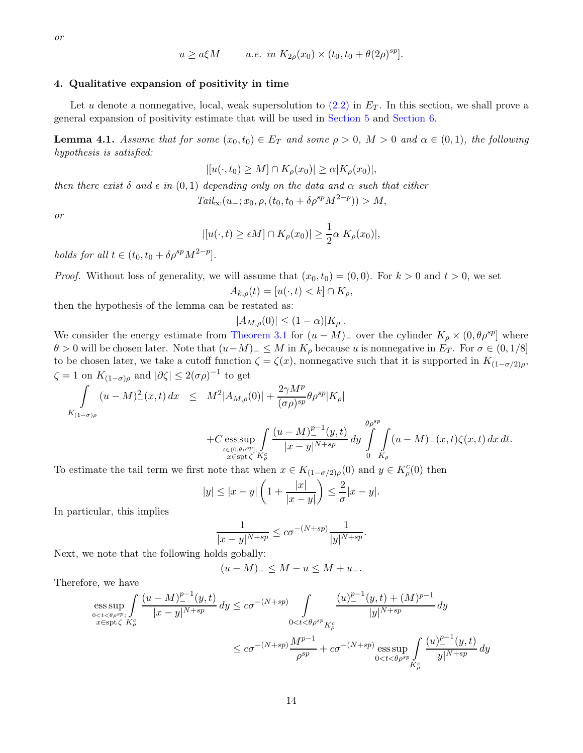*or*

$$u \geq a\xi M \qquad a.e. \text{ in } K_{2\rho}(x_0) \times (t_0, t_0 + \theta(2\rho)^{sp}].$$

## 4. Qualitative expansion of positivity in time

Let $u$ denote a nonnegative, local, weak supersolution to (2.2) in $E_T$. In this section, we shall prove a general expansion of positivity estimate that will be used in Section 5 and Section 6.

**Lemma 4.1.** *Assume that for some $(x_0, t_0) \in E_T$ and some $\rho > 0$, $M > 0$ and $\alpha \in (0,1)$, the following hypothesis is satisfied:*

$$|[u(\cdot, t_0) \geq M] \cap K_\rho(x_0)| \geq \alpha |K_\rho(x_0)|,$$

*then there exist $\delta$ and $\epsilon$ in $(0,1)$ depending only on the data and $\alpha$ such that either*

$$Tail_\infty(u_-; x_0, \rho, (t_0, t_0 + \delta\rho^{sp} M^{2-p})) > M,$$

*or*

$$|[u(\cdot, t) \geq \epsilon M] \cap K_\rho(x_0)| \geq \frac{1}{2}\alpha |K_\rho(x_0)|,$$

*holds for all $t \in (t_0, t_0 + \delta\rho^{sp} M^{2-p}]$.*

*Proof.* Without loss of generality, we will assume that $(x_0, t_0) = (0,0)$. For $k > 0$ and $t > 0$, we set

$$A_{k,\rho}(t) = [u(\cdot, t) < k] \cap K_\rho,$$

then the hypothesis of the lemma can be restated as:

$$|A_{M,\rho}(0)| \leq (1-\alpha)|K_\rho|.$$

We consider the energy estimate from Theorem 3.1 for $(u-M)_-$ over the cylinder $K_\rho \times (0, \theta\rho^{sp}]$ where $\theta > 0$ will be chosen later. Note that $(u-M)_- \leq M$ in $K_\rho$ because $u$ is nonnegative in $E_T$. For $\sigma \in (0, 1/8]$ to be chosen later, we take a cutoff function $\zeta = \zeta(x)$, nonnegative such that it is supported in $K_{(1-\sigma/2)\rho}$, $\zeta = 1$ on $K_{(1-\sigma)\rho}$ and $|\partial\zeta| \leq 2(\sigma\rho)^{-1}$ to get

$$\begin{aligned}
\int_{K_{(1-\sigma)\rho}} (u-M)_-^2(x,t)\, dx \;\leq\; & M^2 |A_{M,\rho}(0)| + \frac{2\gamma M^p}{(\sigma\rho)^{sp}} \theta \rho^{sp} |K_\rho| \\
& + C \operatorname*{ess\,sup}_{\substack{t \in (0, \theta\rho^{sp}]; \\ x \in \operatorname{spt}\zeta}} \int_{K_\rho^c} \frac{(u-M)_-^{p-1}(y,t)}{|x-y|^{N+sp}}\, dy \int_0^{\theta\rho^{sp}} \int_{K_\rho} (u-M)_-(x,t)\zeta(x,t)\, dx\, dt.
\end{aligned}$$

To estimate the tail term we first note that when $x \in K_{(1-\sigma/2)\rho}(0)$ and $y \in K_\rho^c(0)$ then

$$|y| \leq |x-y| \left(1 + \frac{|x|}{|x-y|}\right) \leq \frac{2}{\sigma}|x-y|.$$

In particular, this implies

$$\frac{1}{|x-y|^{N+sp}} \leq c\sigma^{-(N+sp)} \frac{1}{|y|^{N+sp}}.$$

Next, we note that the following holds gobally:

$$(u-M)_- \leq M - u \leq M + u_-.$$

Therefore, we have

$$\begin{aligned}
\operatorname*{ess\,sup}_{\substack{0 < t < \theta\rho^{sp}; \\ x \in \operatorname{spt}\zeta}} \int_{K_\rho^c} \frac{(u-M)_-^{p-1}(y,t)}{|x-y|^{N+sp}}\, dy &\leq c\sigma^{-(N+sp)} \int_{0 < t < \theta\rho^{sp}\, K_\rho^c} \frac{(u)_-^{p-1}(y,t) + (M)^{p-1}}{|y|^{N+sp}}\, dy \\
&\leq c\sigma^{-(N+sp)} \frac{M^{p-1}}{\rho^{sp}} + c\sigma^{-(N+sp)} \operatorname*{ess\,sup}_{0 < t < \theta\rho^{sp}} \int_{K_\rho^c} \frac{(u)_-^{p-1}(y,t)}{|y|^{N+sp}}\, dy
\end{aligned}$$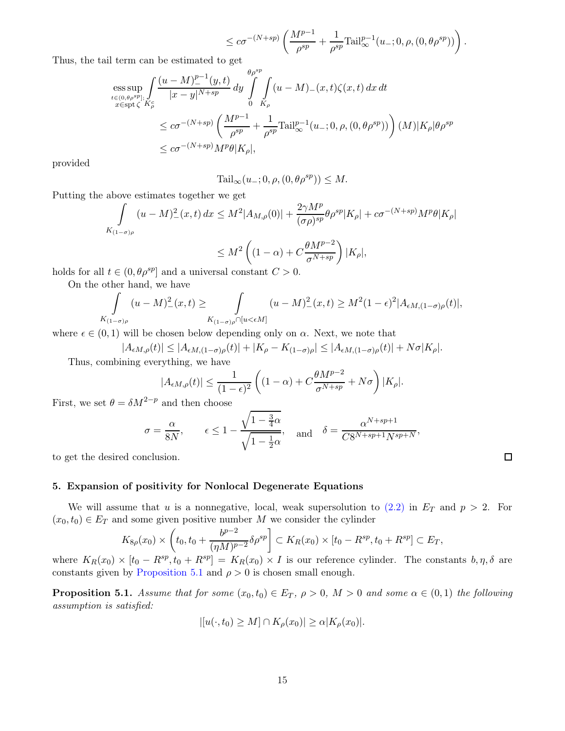$$\leq c\sigma^{-(N+sp)}\left(\frac{M^{p-1}}{\rho^{sp}}+\frac{1}{\rho^{sp}}\mathrm{Tail}_\infty^{p-1}(u_-;0,\rho,(0,\theta\rho^{sp}))\right).$$

Thus, the tail term can be estimated to get

$$\begin{aligned}
&\operatorname*{ess\,sup}_{\substack{t\in(0,\theta\rho^{sp}],\\ x\in \mathrm{spt}\,\zeta}}\int_{K_\rho^c}\frac{(u-M)_-^{p-1}(y,t)}{|x-y|^{N+sp}}\,dy\int_0^{\theta\rho^{sp}}\int_{K_\rho}(u-M)_-(x,t)\zeta(x,t)\,dx\,dt\\
&\qquad\leq c\sigma^{-(N+sp)}\left(\frac{M^{p-1}}{\rho^{sp}}+\frac{1}{\rho^{sp}}\mathrm{Tail}_\infty^{p-1}(u_-;0,\rho,(0,\theta\rho^{sp}))\right)(M)|K_\rho|\theta\rho^{sp}\\
&\qquad\leq c\sigma^{-(N+sp)}M^p\theta|K_\rho|,
\end{aligned}$$

provided

$$\mathrm{Tail}_\infty(u_-;0,\rho,(0,\theta\rho^{sp}))\leq M.$$

Putting the above estimates together we get

$$\begin{aligned}
\int_{K_{(1-\sigma)\rho}}(u-M)_-^2(x,t)\,dx &\leq M^2|A_{M,\rho}(0)|+\frac{2\gamma M^p}{(\sigma\rho)^{sp}}\theta\rho^{sp}|K_\rho|+c\sigma^{-(N+sp)}M^p\theta|K_\rho|\\
&\leq M^2\left((1-\alpha)+C\frac{\theta M^{p-2}}{\sigma^{N+sp}}\right)|K_\rho|,
\end{aligned}$$

holds for all $t\in(0,\theta\rho^{sp}]$ and a universal constant $C>0$.

On the other hand, we have

$$\int_{K_{(1-\sigma)\rho}}(u-M)_-^2(x,t)\geq\int_{K_{(1-\sigma)\rho}\cap[u<\epsilon M]}(u-M)_-^2(x,t)\geq M^2(1-\epsilon)^2|A_{\epsilon M,(1-\sigma)\rho}(t)|,$$

where $\epsilon\in(0,1)$ will be chosen below depending only on $\alpha$. Next, we note that

$$|A_{\epsilon M,\rho}(t)|\leq|A_{\epsilon M,(1-\sigma)\rho}(t)|+|K_\rho-K_{(1-\sigma)\rho}|\leq|A_{\epsilon M,(1-\sigma)\rho}(t)|+N\sigma|K_\rho|.$$

Thus, combining everything, we have

$$|A_{\epsilon M,\rho}(t)|\leq\frac{1}{(1-\epsilon)^2}\left((1-\alpha)+C\frac{\theta M^{p-2}}{\sigma^{N+sp}}+N\sigma\right)|K_\rho|.$$

First, we set $\theta=\delta M^{2-p}$ and then choose

$$\sigma=\frac{\alpha}{8N},\qquad \epsilon\leq 1-\frac{\sqrt{1-\frac{3}{4}\alpha}}{\sqrt{1-\frac{1}{2}\alpha}},\quad\text{and}\quad \delta=\frac{\alpha^{N+sp+1}}{C8^{N+sp+1}N^{sp+N}},$$

to get the desired conclusion. □

## 5. Expansion of positivity for Nonlocal Degenerate Equations

We will assume that $u$ is a nonnegative, local, weak supersolution to (2.2) in $E_T$ and $p>2$. For $(x_0,t_0)\in E_T$ and some given positive number $M$ we consider the cylinder

$$K_{8\rho}(x_0)\times\left(t_0,t_0+\frac{b^{p-2}}{(\eta M)^{p-2}}\delta\rho^{sp}\right]\subset K_R(x_0)\times[t_0-R^{sp},t_0+R^{sp}]\subset E_T,$$

where $K_R(x_0)\times[t_0-R^{sp},t_0+R^{sp}]=K_R(x_0)\times I$ is our reference cylinder. The constants $b,\eta,\delta$ are constants given by Proposition 5.1 and $\rho>0$ is chosen small enough.

**Proposition 5.1.** *Assume that for some $(x_0,t_0)\in E_T$, $\rho>0$, $M>0$ and some $\alpha\in(0,1)$ the following assumption is satisfied:*

$$|[u(\cdot,t_0)\geq M]\cap K_\rho(x_0)|\geq\alpha|K_\rho(x_0)|.$$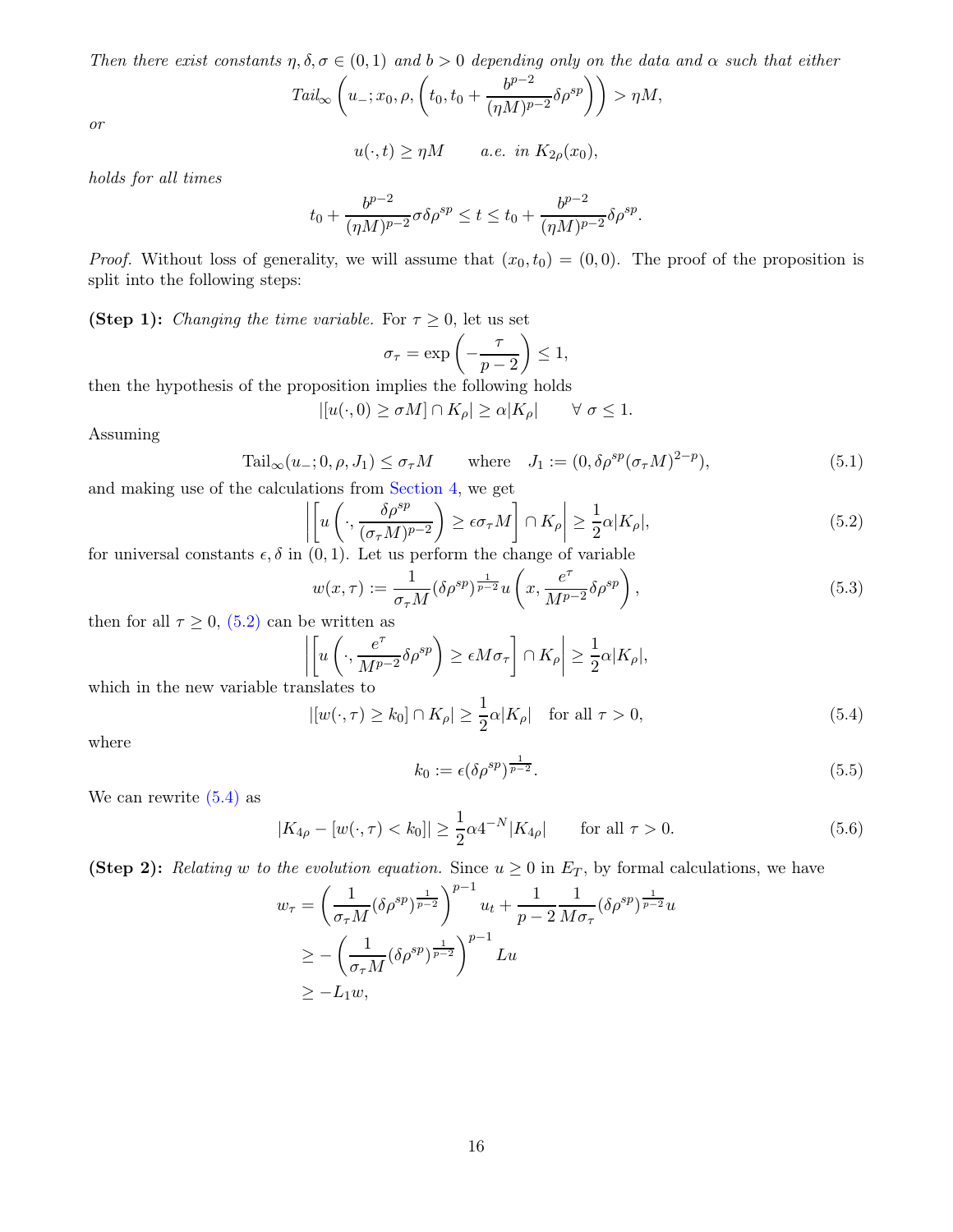*Then there exist constants $\eta, \delta, \sigma \in (0,1)$ and $b > 0$ depending only on the data and $\alpha$ such that either*

$$Tail_\infty \left( u_-; x_0, \rho, \left( t_0, t_0 + \frac{b^{p-2}}{(\eta M)^{p-2}} \delta \rho^{sp} \right) \right) > \eta M,$$

*or*

$$u(\cdot, t) \geq \eta M \qquad a.e. \ in \ K_{2\rho}(x_0),$$

*holds for all times*

$$t_0 + \frac{b^{p-2}}{(\eta M)^{p-2}} \sigma \delta \rho^{sp} \leq t \leq t_0 + \frac{b^{p-2}}{(\eta M)^{p-2}} \delta \rho^{sp}.$$

*Proof.* Without loss of generality, we will assume that $(x_0, t_0) = (0, 0)$. The proof of the proposition is split into the following steps:

**(Step 1):** *Changing the time variable.* For $\tau \geq 0$, let us set

$$\sigma_\tau = \exp\left( -\frac{\tau}{p-2} \right) \leq 1,$$

then the hypothesis of the proposition implies the following holds

$$|[u(\cdot, 0) \geq \sigma M] \cap K_\rho| \geq \alpha |K_\rho| \qquad \forall \ \sigma \leq 1.$$

Assuming

$$\text{Tail}_\infty(u_-; 0, \rho, J_1) \leq \sigma_\tau M \qquad \text{where} \quad J_1 := (0, \delta \rho^{sp} (\sigma_\tau M)^{2-p}), \tag{5.1}$$

and making use of the calculations from Section 4, we get

$$\left| \left[ u\left( \cdot, \frac{\delta \rho^{sp}}{(\sigma_\tau M)^{p-2}} \right) \geq \epsilon \sigma_\tau M \right] \cap K_\rho \right| \geq \frac{1}{2} \alpha |K_\rho|, \tag{5.2}$$

for universal constants $\epsilon, \delta$ in $(0,1)$. Let us perform the change of variable

$$w(x, \tau) := \frac{1}{\sigma_\tau M} (\delta \rho^{sp})^{\frac{1}{p-2}} u\left( x, \frac{e^\tau}{M^{p-2}} \delta \rho^{sp} \right), \tag{5.3}$$

then for all $\tau \geq 0$, (5.2) can be written as

$$\left| \left[ u\left( \cdot, \frac{e^\tau}{M^{p-2}} \delta \rho^{sp} \right) \geq \epsilon M \sigma_\tau \right] \cap K_\rho \right| \geq \frac{1}{2} \alpha |K_\rho|,$$

which in the new variable translates to

$$|[w(\cdot, \tau) \geq k_0] \cap K_\rho| \geq \frac{1}{2} \alpha |K_\rho| \quad \text{for all } \tau > 0, \tag{5.4}$$

where

$$k_0 := \epsilon (\delta \rho^{sp})^{\frac{1}{p-2}}. \tag{5.5}$$

We can rewrite (5.4) as

$$|K_{4\rho} - [w(\cdot, \tau) < k_0]| \geq \frac{1}{2} \alpha 4^{-N} |K_{4\rho}| \qquad \text{for all } \tau > 0. \tag{5.6}$$

**(Step 2):** *Relating $w$ to the evolution equation.* Since $u \geq 0$ in $E_T$, by formal calculations, we have

$$\begin{aligned}
w_\tau &= \left( \frac{1}{\sigma_\tau M} (\delta \rho^{sp})^{\frac{1}{p-2}} \right)^{p-1} u_t + \frac{1}{p-2} \frac{1}{M \sigma_\tau} (\delta \rho^{sp})^{\frac{1}{p-2}} u \\
&\geq - \left( \frac{1}{\sigma_\tau M} (\delta \rho^{sp})^{\frac{1}{p-2}} \right)^{p-1} Lu \\
&\geq -L_1 w,
\end{aligned}$$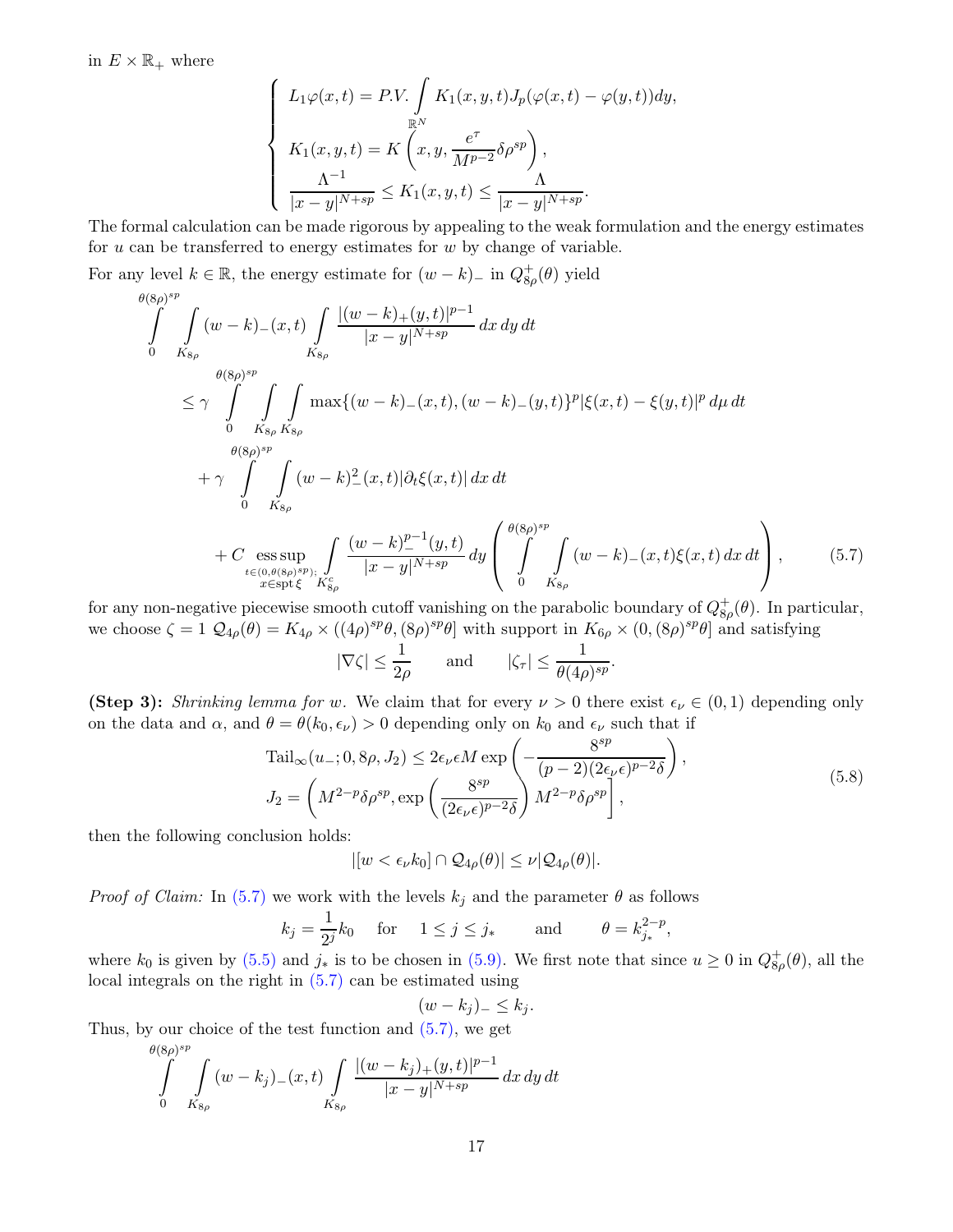in $E \times \mathbb{R}_+$ where

$$
\begin{cases}
L_1\varphi(x,t) = P.V. \displaystyle\int_{\mathbb{R}^N} K_1(x,y,t) J_p(\varphi(x,t) - \varphi(y,t))\,dy, \\
K_1(x,y,t) = K\left(x, y, \dfrac{e^{\tau}}{M^{p-2}}\delta\rho^{sp}\right), \\
\dfrac{\Lambda^{-1}}{|x-y|^{N+sp}} \leq K_1(x,y,t) \leq \dfrac{\Lambda}{|x-y|^{N+sp}}.
\end{cases}
$$

The formal calculation can be made rigorous by appealing to the weak formulation and the energy estimates for $u$ can be transferred to energy estimates for $w$ by change of variable.

For any level $k \in \mathbb{R}$, the energy estimate for $(w-k)_-$ in $Q^+_{8\rho}(\theta)$ yield

$$
\begin{aligned}
&\int_0^{\theta(8\rho)^{sp}} \int_{K_{8\rho}} (w-k)_-(x,t) \int_{K_{8\rho}} \frac{|(w-k)_+(y,t)|^{p-1}}{|x-y|^{N+sp}}\,dx\,dy\,dt \\
&\quad \leq \gamma \int_0^{\theta(8\rho)^{sp}} \int_{K_{8\rho}} \int_{K_{8\rho}} \max\{(w-k)_-(x,t), (w-k)_-(y,t)\}^p |\xi(x,t) - \xi(y,t)|^p\,d\mu\,dt \\
&\qquad + \gamma \int_0^{\theta(8\rho)^{sp}} \int_{K_{8\rho}} (w-k)^2_-(x,t)|\partial_t \xi(x,t)|\,dx\,dt \\
&\qquad + C \operatorname*{ess\,sup}_{\substack{t\in(0,\theta(8\rho)^{sp});\\ x\in \operatorname{spt}\xi}} \int_{K^c_{8\rho}} \frac{(w-k)^{p-1}_-(y,t)}{|x-y|^{N+sp}}\,dy \left( \int_0^{\theta(8\rho)^{sp}} \int_{K_{8\rho}} (w-k)_-(x,t)\xi(x,t)\,dx\,dt \right),
\end{aligned}
\tag{5.7}
$$

for any non-negative piecewise smooth cutoff vanishing on the parabolic boundary of $Q^+_{8\rho}(\theta)$. In particular, we choose $\zeta = 1$ $\mathcal{Q}_{4\rho}(\theta) = K_{4\rho} \times ((4\rho)^{sp}\theta, (8\rho)^{sp}\theta]$ with support in $K_{6\rho} \times (0, (8\rho)^{sp}\theta]$ and satisfying

$$
|\nabla\zeta| \leq \frac{1}{2\rho} \qquad \text{and} \qquad |\zeta_\tau| \leq \frac{1}{\theta(4\rho)^{sp}}.
$$

**(Step 3):** *Shrinking lemma for $w$.* We claim that for every $\nu > 0$ there exist $\epsilon_\nu \in (0,1)$ depending only on the data and $\alpha$, and $\theta = \theta(k_0, \epsilon_\nu) > 0$ depending only on $k_0$ and $\epsilon_\nu$ such that if

$$
\begin{aligned}
&\mathrm{Tail}_\infty(u_-; 0, 8\rho, J_2) \leq 2\epsilon_\nu \epsilon M \exp\left(-\frac{8^{sp}}{(p-2)(2\epsilon_\nu\epsilon)^{p-2}\delta}\right), \\
&J_2 = \left(M^{2-p}\delta\rho^{sp}, \exp\left(\frac{8^{sp}}{(2\epsilon_\nu\epsilon)^{p-2}\delta}\right) M^{2-p}\delta\rho^{sp}\right],
\end{aligned}
\tag{5.8}
$$

then the following conclusion holds:

$$
|[w < \epsilon_\nu k_0] \cap \mathcal{Q}_{4\rho}(\theta)| \leq \nu |\mathcal{Q}_{4\rho}(\theta)|.
$$

*Proof of Claim:* In (5.7) we work with the levels $k_j$ and the parameter $\theta$ as follows

$$
k_j = \frac{1}{2^j}k_0 \quad \text{for} \quad 1 \leq j \leq j_* \qquad \text{and} \qquad \theta = k_{j_*}^{2-p},
$$

where $k_0$ is given by (5.5) and $j_*$ is to be chosen in (5.9). We first note that since $u \geq 0$ in $Q^+_{8\rho}(\theta)$, all the local integrals on the right in (5.7) can be estimated using

$$
(w - k_j)_- \leq k_j.
$$

Thus, by our choice of the test function and (5.7), we get

$$
\int_0^{\theta(8\rho)^{sp}} \int_{K_{8\rho}} (w-k_j)_-(x,t) \int_{K_{8\rho}} \frac{|(w-k_j)_+(y,t)|^{p-1}}{|x-y|^{N+sp}}\,dx\,dy\,dt
$$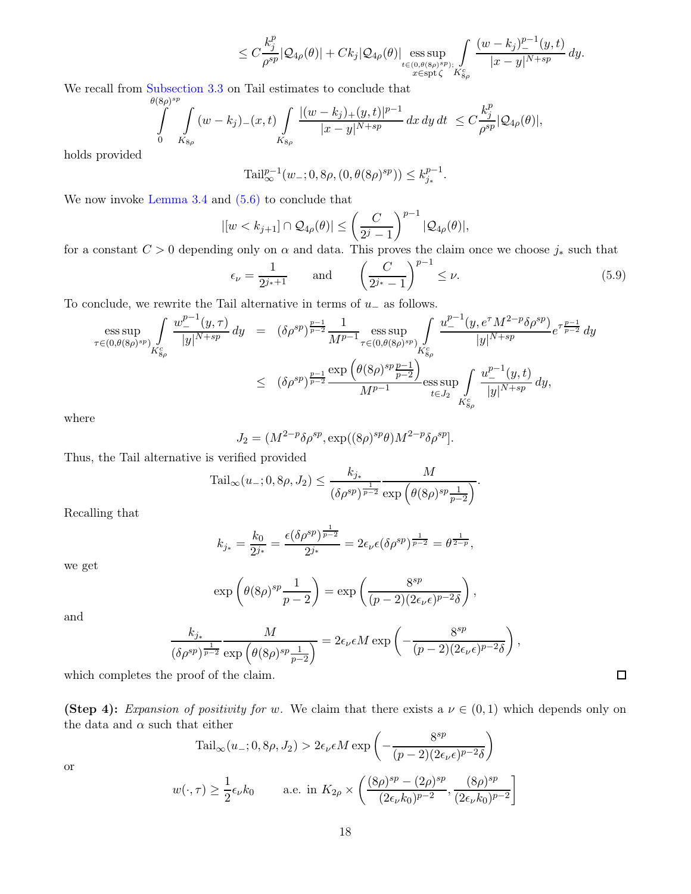$$\le C\frac{k_j^p}{\rho^{sp}}|\mathcal{Q}_{4\rho}(\theta)| + Ck_j|\mathcal{Q}_{4\rho}(\theta)| \operatorname*{ess\,sup}_{\substack{t\in(0,\theta(8\rho)^{sp});\\ x\in \operatorname{spt}\zeta}} \int_{K_{8\rho}^c} \frac{(w-k_j)_-^{p-1}(y,t)}{|x-y|^{N+sp}}\,dy.$$

We recall from Subsection 3.3 on Tail estimates to conclude that

$$\int_0^{\theta(8\rho)^{sp}} \int_{K_{8\rho}} (w-k_j)_-(x,t) \int_{K_{8\rho}} \frac{|(w-k_j)_+(y,t)|^{p-1}}{|x-y|^{N+sp}}\,dx\,dy\,dt \le C\frac{k_j^p}{\rho^{sp}}|\mathcal{Q}_{4\rho}(\theta)|,$$

holds provided

$$\operatorname{Tail}_\infty^{p-1}(w_-;0,8\rho,(0,\theta(8\rho)^{sp})) \le k_{j_*}^{p-1}.$$

We now invoke Lemma 3.4 and (5.6) to conclude that

$$|[w<k_{j+1}]\cap \mathcal{Q}_{4\rho}(\theta)| \le \left(\frac{C}{2^j-1}\right)^{p-1}|\mathcal{Q}_{4\rho}(\theta)|,$$

for a constant $C>0$ depending only on $\alpha$ and data. This proves the claim once we choose $j_*$ such that

$$\epsilon_\nu = \frac{1}{2^{j_*+1}} \qquad \text{and} \qquad \left(\frac{C}{2^{j_*}-1}\right)^{p-1} \le \nu. \tag{5.9}$$

To conclude, we rewrite the Tail alternative in terms of $u_-$ as follows.

$$\begin{aligned}
\operatorname*{ess\,sup}_{\tau\in(0,\theta(8\rho)^{sp})} \int_{K_{8\rho}^c} \frac{w_-^{p-1}(y,\tau)}{|y|^{N+sp}}\,dy &= (\delta\rho^{sp})^{\frac{p-1}{p-2}} \frac{1}{M^{p-1}} \operatorname*{ess\,sup}_{\tau\in(0,\theta(8\rho)^{sp})} \int_{K_{8\rho}^c} \frac{u_-^{p-1}(y,e^\tau M^{2-p}\delta\rho^{sp})}{|y|^{N+sp}} e^{\tau\frac{p-1}{p-2}}\,dy \\
&\le (\delta\rho^{sp})^{\frac{p-1}{p-2}} \frac{\exp\left(\theta(8\rho)^{sp}\frac{p-1}{p-2}\right)}{M^{p-1}} \operatorname*{ess\,sup}_{t\in J_2} \int_{K_{8\rho}^c} \frac{u_-^{p-1}(y,t)}{|y|^{N+sp}}\,dy,
\end{aligned}$$

where

$$J_2 = (M^{2-p}\delta\rho^{sp}, \exp((8\rho)^{sp}\theta)M^{2-p}\delta\rho^{sp}].$$

Thus, the Tail alternative is verified provided

$$\operatorname{Tail}_\infty(u_-;0,8\rho,J_2) \le \frac{k_{j_*}}{(\delta\rho^{sp})^{\frac{1}{p-2}}} \frac{M}{\exp\left(\theta(8\rho)^{sp}\frac{1}{p-2}\right)}.$$

Recalling that

$$k_{j_*} = \frac{k_0}{2^{j_*}} = \frac{\epsilon(\delta\rho^{sp})^{\frac{1}{p-2}}}{2^{j_*}} = 2\epsilon_\nu\epsilon(\delta\rho^{sp})^{\frac{1}{p-2}} = \theta^{\frac{1}{2-p}},$$

we get

$$\exp\left(\theta(8\rho)^{sp}\frac{1}{p-2}\right) = \exp\left(\frac{8^{sp}}{(p-2)(2\epsilon_\nu\epsilon)^{p-2}\delta}\right),$$

and

$$\frac{k_{j_*}}{(\delta\rho^{sp})^{\frac{1}{p-2}}} \frac{M}{\exp\left(\theta(8\rho)^{sp}\frac{1}{p-2}\right)} = 2\epsilon_\nu\epsilon M \exp\left(-\frac{8^{sp}}{(p-2)(2\epsilon_\nu\epsilon)^{p-2}\delta}\right),$$

which completes the proof of the claim. □

**(Step 4):** *Expansion of positivity for* $w$. We claim that there exists a $\nu\in(0,1)$ which depends only on the data and $\alpha$ such that either

$$\operatorname{Tail}_\infty(u_-;0,8\rho,J_2) > 2\epsilon_\nu\epsilon M \exp\left(-\frac{8^{sp}}{(p-2)(2\epsilon_\nu\epsilon)^{p-2}\delta}\right)$$

or

$$w(\cdot,\tau) \ge \frac{1}{2}\epsilon_\nu k_0 \qquad \text{a.e. in } K_{2\rho}\times\left(\frac{(8\rho)^{sp}-(2\rho)^{sp}}{(2\epsilon_\nu k_0)^{p-2}}, \frac{(8\rho)^{sp}}{(2\epsilon_\nu k_0)^{p-2}}\right]$$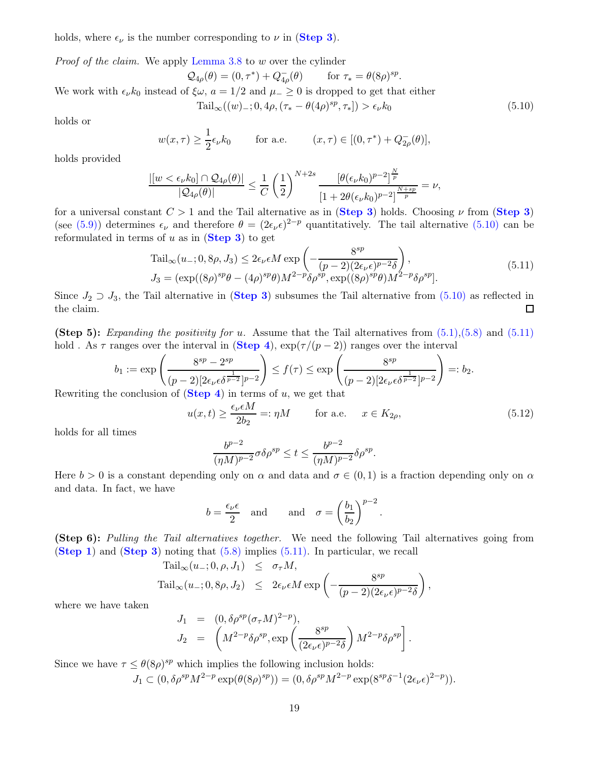holds, where $\epsilon_\nu$ is the number corresponding to $\nu$ in (**Step 3**).

*Proof of the claim.* We apply Lemma 3.8 to $w$ over the cylinder

$$\mathcal{Q}_{4\rho}(\theta) = (0,\tau^*) + Q_{4\rho}^-(\theta) \qquad \text{for } \tau_* = \theta(8\rho)^{sp}.$$

We work with $\epsilon_\nu k_0$ instead of $\xi\omega$, $a = 1/2$ and $\mu_- \geq 0$ is dropped to get that either

$$\mathrm{Tail}_\infty((w)_-; 0, 4\rho, (\tau_* - \theta(4\rho)^{sp}, \tau_*]) > \epsilon_\nu k_0 \tag{5.10}$$

holds or

$$w(x,\tau) \geq \frac{1}{2}\epsilon_\nu k_0 \qquad \text{for a.e.} \qquad (x,\tau) \in [(0,\tau^*) + Q_{2\rho}^-(\theta)],$$

holds provided

$$\frac{|[w < \epsilon_\nu k_0] \cap \mathcal{Q}_{4\rho}(\theta)|}{|\mathcal{Q}_{4\rho}(\theta)|} \leq \frac{1}{C}\left(\frac{1}{2}\right)^{N+2s} \frac{[\theta(\epsilon_\nu k_0)^{p-2}]^{\frac{N}{p}}}{[1 + 2\theta(\epsilon_\nu k_0)^{p-2}]^{\frac{N+sp}{p}}} = \nu,$$

for a universal constant $C > 1$ and the Tail alternative as in (**Step 3**) holds. Choosing $\nu$ from (**Step 3**) (see (5.9)) determines $\epsilon_\nu$ and therefore $\theta = (2\epsilon_\nu\epsilon)^{2-p}$ quantitatively. The tail alternative (5.10) can be reformulated in terms of $u$ as in (**Step 3**) to get

$$\begin{aligned}
&\mathrm{Tail}_\infty(u_-; 0, 8\rho, J_3) \leq 2\epsilon_\nu\epsilon M \exp\left(-\frac{8^{sp}}{(p-2)(2\epsilon_\nu\epsilon)^{p-2}\delta}\right), \\
&J_3 = (\exp((8\rho)^{sp}\theta - (4\rho)^{sp}\theta)M^{2-p}\delta\rho^{sp}, \exp((8\rho)^{sp}\theta)M^{2-p}\delta\rho^{sp}].
\end{aligned} \tag{5.11}$$

Since $J_2 \supset J_3$, the Tail alternative in (**Step 3**) subsumes the Tail alternative from (5.10) as reflected in the claim. □

**(Step 5):** *Expanding the positivity for u.* Assume that the Tail alternatives from (5.1),(5.8) and (5.11) hold . As $\tau$ ranges over the interval in (**Step 4**), $\exp(\tau/(p-2))$ ranges over the interval

$$b_1 := \exp\left(\frac{8^{sp} - 2^{sp}}{(p-2)[2\epsilon_\nu\epsilon\delta^{\frac{1}{p-2}}]^{p-2}}\right) \leq f(\tau) \leq \exp\left(\frac{8^{sp}}{(p-2)[2\epsilon_\nu\epsilon\delta^{\frac{1}{p-2}}]^{p-2}}\right) =: b_2.$$

Rewriting the conclusion of (**Step 4**) in terms of $u$, we get that

$$u(x,t) \geq \frac{\epsilon_\nu\epsilon M}{2b_2} =: \eta M \qquad \text{for a.e.} \quad x \in K_{2\rho}, \tag{5.12}$$

holds for all times

$$\frac{b^{p-2}}{(\eta M)^{p-2}}\sigma\delta\rho^{sp} \leq t \leq \frac{b^{p-2}}{(\eta M)^{p-2}}\delta\rho^{sp}.$$

Here $b > 0$ is a constant depending only on $\alpha$ and data and $\sigma \in (0,1)$ is a fraction depending only on $\alpha$ and data. In fact, we have

$$b = \frac{\epsilon_\nu\epsilon}{2} \quad \text{and} \qquad \text{and} \quad \sigma = \left(\frac{b_1}{b_2}\right)^{p-2}.$$

**(Step 6):** *Pulling the Tail alternatives together.* We need the following Tail alternatives going from (**Step 1**) and (**Step 3**) noting that (5.8) implies (5.11). In particular, we recall

$$\begin{aligned}
\mathrm{Tail}_\infty(u_-; 0, \rho, J_1) &\leq \sigma_\tau M, \\
\mathrm{Tail}_\infty(u_-; 0, 8\rho, J_2) &\leq 2\epsilon_\nu\epsilon M \exp\left(-\frac{8^{sp}}{(p-2)(2\epsilon_\nu\epsilon)^{p-2}\delta}\right),
\end{aligned}$$

where we have taken

$$\begin{aligned}
J_1 &= (0, \delta\rho^{sp}(\sigma_\tau M)^{2-p}), \\
J_2 &= \left(M^{2-p}\delta\rho^{sp}, \exp\left(\frac{8^{sp}}{(2\epsilon_\nu\epsilon)^{p-2}\delta}\right)M^{2-p}\delta\rho^{sp}\right].
\end{aligned}$$

Since we have $\tau \leq \theta(8\rho)^{sp}$ which implies the following inclusion holds:

$$J_1 \subset (0, \delta\rho^{sp}M^{2-p}\exp(\theta(8\rho)^{sp})) = (0, \delta\rho^{sp}M^{2-p}\exp(8^{sp}\delta^{-1}(2\epsilon_\nu\epsilon)^{2-p})).$$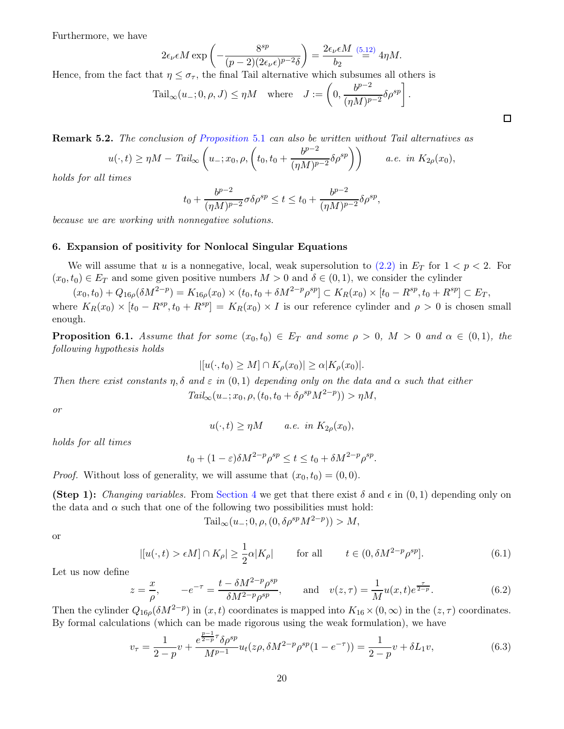Furthermore, we have

$$2\epsilon_\nu \epsilon M \exp\left(-\frac{8^{sp}}{(p-2)(2\epsilon_\nu\epsilon)^{p-2}\delta}\right) = \frac{2\epsilon_\nu \epsilon M}{b_2} \overset{(5.12)}{=} 4\eta M.$$

Hence, from the fact that $\eta \leq \sigma_\tau$, the final Tail alternative which subsumes all others is

$$\text{Tail}_\infty(u_-; 0, \rho, J) \leq \eta M \quad \text{where} \quad J := \left(0, \frac{b^{p-2}}{(\eta M)^{p-2}}\delta\rho^{sp}\right].$$

□

**Remark 5.2.** *The conclusion of Proposition 5.1 can also be written without Tail alternatives as*

$$u(\cdot,t) \geq \eta M - \mathit{Tail}_\infty\left(u_-; x_0, \rho, \left(t_0, t_0 + \frac{b^{p-2}}{(\eta M)^{p-2}}\delta\rho^{sp}\right)\right) \qquad \text{a.e. in } K_{2\rho}(x_0),$$

*holds for all times*

$$t_0 + \frac{b^{p-2}}{(\eta M)^{p-2}}\sigma\delta\rho^{sp} \leq t \leq t_0 + \frac{b^{p-2}}{(\eta M)^{p-2}}\delta\rho^{sp},$$

*because we are working with nonnegative solutions.*

## 6. Expansion of positivity for Nonlocal Singular Equations

We will assume that $u$ is a nonnegative, local, weak supersolution to (2.2) in $E_T$ for $1 < p < 2$. For $(x_0, t_0) \in E_T$ and some given positive numbers $M > 0$ and $\delta \in (0,1)$, we consider the cylinder

$$(x_0,t_0) + Q_{16\rho}(\delta M^{2-p}) = K_{16\rho}(x_0) \times (t_0, t_0 + \delta M^{2-p}\rho^{sp}] \subset K_R(x_0) \times [t_0 - R^{sp}, t_0 + R^{sp}] \subset E_T,$$

where $K_R(x_0) \times [t_0 - R^{sp}, t_0 + R^{sp}] = K_R(x_0) \times I$ is our reference cylinder and $\rho > 0$ is chosen small enough.

**Proposition 6.1.** *Assume that for some $(x_0,t_0) \in E_T$ and some $\rho > 0$, $M > 0$ and $\alpha \in (0,1)$, the following hypothesis holds*

$$|[u(\cdot,t_0) \geq M] \cap K_\rho(x_0)| \geq \alpha |K_\rho(x_0)|.$$

*Then there exist constants $\eta, \delta$ and $\varepsilon$ in $(0,1)$ depending only on the data and $\alpha$ such that either*

$$\mathit{Tail}_\infty(u_-; x_0, \rho, (t_0, t_0 + \delta\rho^{sp}M^{2-p})) > \eta M,$$

*or*

$$u(\cdot,t) \geq \eta M \qquad \text{a.e. in } K_{2\rho}(x_0),$$

*holds for all times*

$$t_0 + (1-\varepsilon)\delta M^{2-p}\rho^{sp} \leq t \leq t_0 + \delta M^{2-p}\rho^{sp}.$$

*Proof.* Without loss of generality, we will assume that $(x_0,t_0) = (0,0)$.

**(Step 1):** *Changing variables.* From Section 4 we get that there exist $\delta$ and $\epsilon$ in $(0,1)$ depending only on the data and $\alpha$ such that one of the following two possibilities must hold:

$$\text{Tail}_\infty(u_-; 0, \rho, (0, \delta\rho^{sp}M^{2-p})) > M,$$

or

$$|[u(\cdot,t) > \epsilon M] \cap K_\rho| \geq \frac{1}{2}\alpha|K_\rho| \qquad \text{for all} \qquad t \in (0, \delta M^{2-p}\rho^{sp}]. \tag{6.1}$$

Let us now define

$$z = \frac{x}{\rho}, \qquad -e^{-\tau} = \frac{t - \delta M^{2-p}\rho^{sp}}{\delta M^{2-p}\rho^{sp}}, \qquad \text{and} \quad v(z,\tau) = \frac{1}{M}u(x,t)e^{\frac{\tau}{2-p}}. \tag{6.2}$$

Then the cylinder $Q_{16\rho}(\delta M^{2-p})$ in $(x,t)$ coordinates is mapped into $K_{16} \times (0,\infty)$ in the $(z,\tau)$ coordinates. By formal calculations (which can be made rigorous using the weak formulation), we have

$$v_\tau = \frac{1}{2-p}v + \frac{e^{\frac{p-1}{2-p}\tau}\delta\rho^{sp}}{M^{p-1}}u_t(z\rho, \delta M^{2-p}\rho^{sp}(1-e^{-\tau})) = \frac{1}{2-p}v + \delta L_1 v, \tag{6.3}$$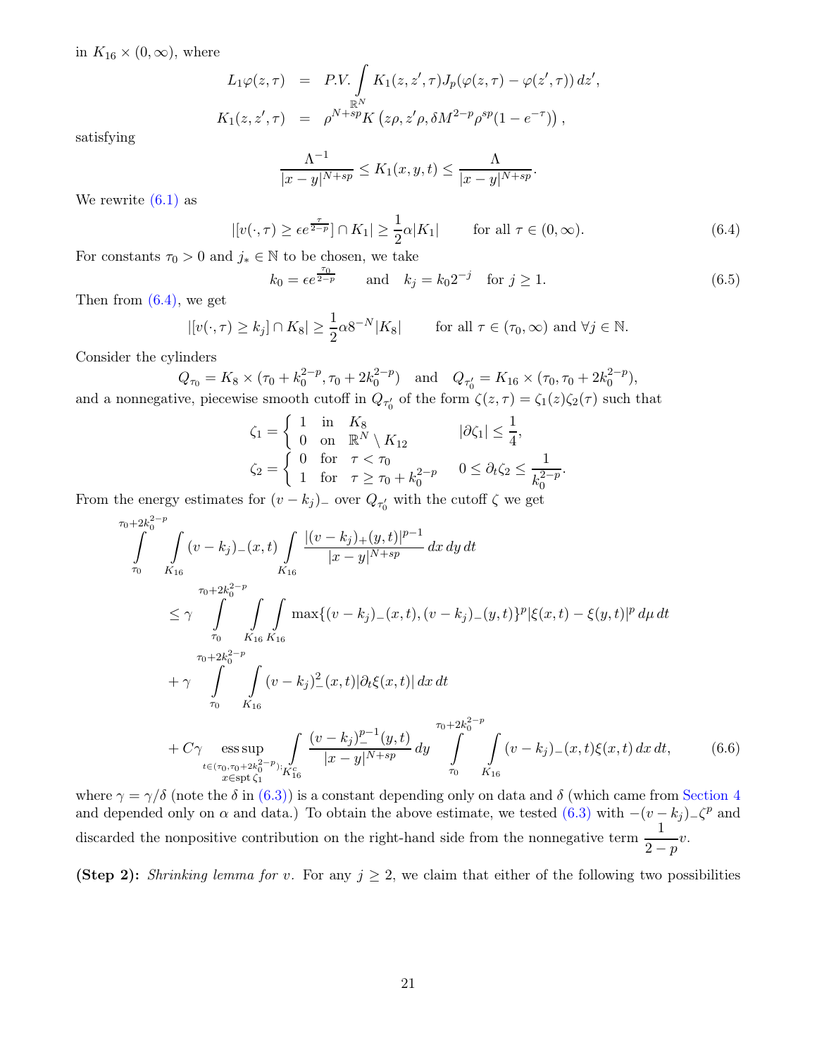in $K_{16} \times (0, \infty)$, where

$$
\begin{aligned}
L_1 \varphi(z,\tau) &= P.V. \int_{\mathbb{R}^N} K_1(z,z',\tau) J_p(\varphi(z,\tau) - \varphi(z',\tau))\, dz', \\
K_1(z,z',\tau) &= \rho^{N+sp} K\left(z\rho, z'\rho, \delta M^{2-p} \rho^{sp}(1-e^{-\tau})\right),
\end{aligned}
$$

satisfying

$$
\frac{\Lambda^{-1}}{|x-y|^{N+sp}} \leq K_1(x,y,t) \leq \frac{\Lambda}{|x-y|^{N+sp}}.
$$

We rewrite (6.1) as

$$
|[v(\cdot,\tau) \geq \epsilon e^{\frac{\tau}{2-p}}] \cap K_1| \geq \frac{1}{2}\alpha |K_1| \qquad \text{for all } \tau \in (0,\infty). \tag{6.4}
$$

For constants $\tau_0 > 0$ and $j_* \in \mathbb{N}$ to be chosen, we take

$$
k_0 = \epsilon e^{\frac{\tau_0}{2-p}} \qquad \text{and} \quad k_j = k_0 2^{-j} \quad \text{for } j \geq 1. \tag{6.5}
$$

Then from (6.4), we get

$$
|[v(\cdot,\tau) \geq k_j] \cap K_8| \geq \frac{1}{2}\alpha 8^{-N} |K_8| \qquad \text{for all } \tau \in (\tau_0, \infty) \text{ and } \forall j \in \mathbb{N}.
$$

Consider the cylinders

$$
Q_{\tau_0} = K_8 \times (\tau_0 + k_0^{2-p}, \tau_0 + 2k_0^{2-p}) \quad \text{and} \quad Q_{\tau_0'} = K_{16} \times (\tau_0, \tau_0 + 2k_0^{2-p}),
$$

and a nonnegative, piecewise smooth cutoff in $Q_{\tau_0'}$ of the form $\zeta(z,\tau) = \zeta_1(z)\zeta_2(\tau)$ such that

$$
\begin{aligned}
\zeta_1 &= \begin{cases} 1 & \text{in} \quad K_8 \\ 0 & \text{on} \quad \mathbb{R}^N \setminus K_{12} \end{cases} \qquad |\partial \zeta_1| \leq \frac{1}{4}, \\
\zeta_2 &= \begin{cases} 0 & \text{for} \quad \tau < \tau_0 \\ 1 & \text{for} \quad \tau \geq \tau_0 + k_0^{2-p} \end{cases} \qquad 0 \leq \partial_t \zeta_2 \leq \frac{1}{k_0^{2-p}}.
\end{aligned}
$$

From the energy estimates for $(v-k_j)_-$ over $Q_{\tau_0'}$ with the cutoff $\zeta$ we get

$$
\begin{aligned}
&\int_{\tau_0}^{\tau_0 + 2k_0^{2-p}} \int_{K_{16}} (v-k_j)_-(x,t) \int_{K_{16}} \frac{|(v-k_j)_+(y,t)|^{p-1}}{|x-y|^{N+sp}}\, dx\, dy\, dt \\
&\leq \gamma \int_{\tau_0}^{\tau_0 + 2k_0^{2-p}} \int_{K_{16}} \int_{K_{16}} \max\{(v-k_j)_-(x,t), (v-k_j)_-(y,t)\}^p |\xi(x,t) - \xi(y,t)|^p\, d\mu\, dt \\
&+ \gamma \int_{\tau_0}^{\tau_0 + 2k_0^{2-p}} \int_{K_{16}} (v-k_j)_-^2(x,t) |\partial_t \xi(x,t)|\, dx\, dt \\
&+ C\gamma \operatorname*{ess\,sup}_{\substack{t \in (\tau_0, \tau_0 + 2k_0^{2-p}); \\ x \in \operatorname{spt} \zeta_1}} \int_{K_{16}^c} \frac{(v-k_j)_-^{p-1}(y,t)}{|x-y|^{N+sp}}\, dy \int_{\tau_0}^{\tau_0 + 2k_0^{2-p}} \int_{K_{16}} (v-k_j)_-(x,t) \xi(x,t)\, dx\, dt,
\end{aligned} \tag{6.6}
$$

where $\gamma = \gamma/\delta$ (note the $\delta$ in (6.3)) is a constant depending only on data and $\delta$ (which came from Section 4 and depended only on $\alpha$ and data.) To obtain the above estimate, we tested (6.3) with $-(v-k_j)_-\zeta^p$ and discarded the nonpositive contribution on the right-hand side from the nonnegative term $\dfrac{1}{2-p} v$.

**(Step 2):** *Shrinking lemma for* $v$. For any $j \geq 2$, we claim that either of the following two possibilities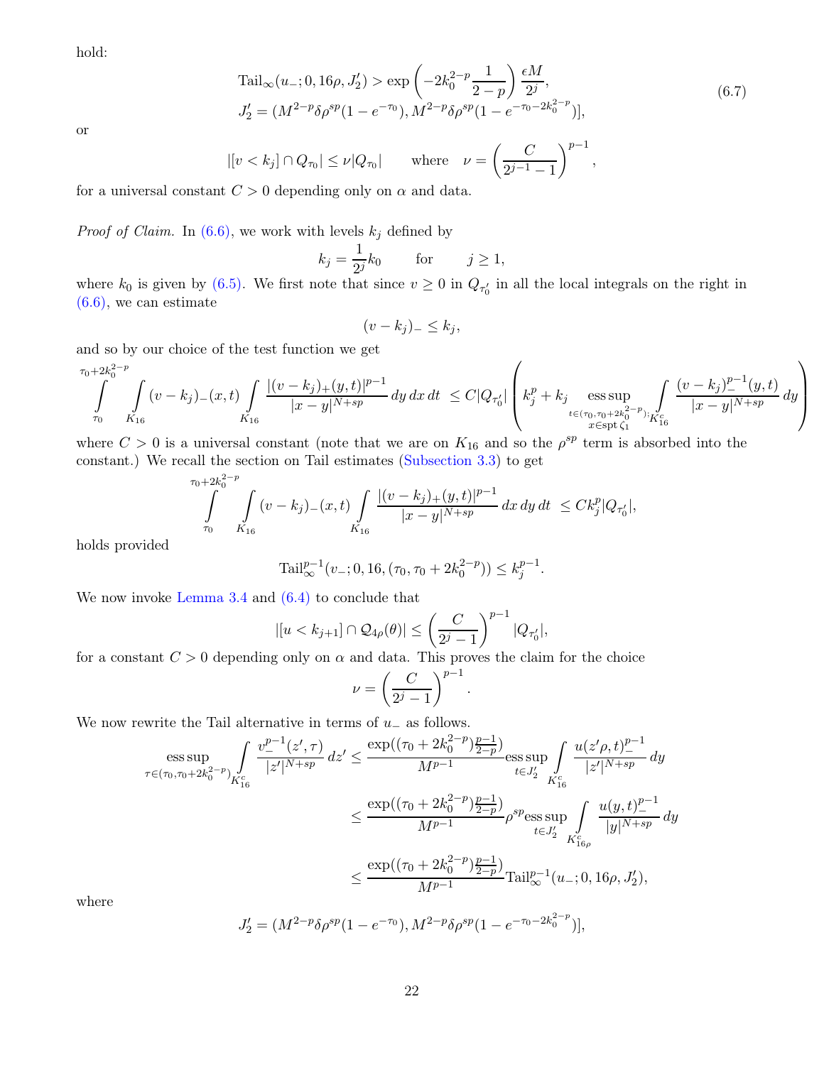hold:

$$
\begin{aligned}
&\operatorname{Tail}_\infty(u_-;0,16\rho,J_2') > \exp\left(-2k_0^{2-p}\frac{1}{2-p}\right)\frac{\epsilon M}{2^j},\\
&J_2' = (M^{2-p}\delta\rho^{sp}(1-e^{-\tau_0}), M^{2-p}\delta\rho^{sp}(1-e^{-\tau_0-2k_0^{2-p}})],
\end{aligned}
\tag{6.7}
$$

or

$$
|[v<k_j]\cap Q_{\tau_0}| \le \nu |Q_{\tau_0}| \qquad \text{where} \quad \nu = \left(\frac{C}{2^{j-1}-1}\right)^{p-1},
$$

for a universal constant $C>0$ depending only on $\alpha$ and data.

*Proof of Claim.* In (6.6), we work with levels $k_j$ defined by

$$
k_j = \frac{1}{2^j}k_0 \qquad \text{for} \qquad j\ge 1,
$$

where $k_0$ is given by (6.5). We first note that since $v\ge 0$ in $Q_{\tau_0'}$ in all the local integrals on the right in (6.6), we can estimate

$$
(v-k_j)_- \le k_j,
$$

and so by our choice of the test function we get

$$
\int_{\tau_0}^{\tau_0+2k_0^{2-p}}\int_{K_{16}}(v-k_j)_-(x,t)\int_{K_{16}}\frac{|(v-k_j)_+(y,t)|^{p-1}}{|x-y|^{N+sp}}\,dy\,dx\,dt \le C|Q_{\tau_0'}|\left(k_j^p + k_j \operatorname*{ess\,sup}_{\substack{t\in(\tau_0,\tau_0+2k_0^{2-p});\\ x\in \operatorname{spt}\zeta_1}}\int_{K_{16}^c}\frac{(v-k_j)_-^{p-1}(y,t)}{|x-y|^{N+sp}}\,dy\right)
$$

where $C>0$ is a universal constant (note that we are on $K_{16}$ and so the $\rho^{sp}$ term is absorbed into the constant.) We recall the section on Tail estimates (Subsection 3.3) to get

$$
\int_{\tau_0}^{\tau_0+2k_0^{2-p}}\int_{K_{16}}(v-k_j)_-(x,t)\int_{K_{16}}\frac{|(v-k_j)_+(y,t)|^{p-1}}{|x-y|^{N+sp}}\,dx\,dy\,dt \le Ck_j^p|Q_{\tau_0'}|,
$$

holds provided

$$
\operatorname{Tail}_\infty^{p-1}(v_-;0,16,(\tau_0,\tau_0+2k_0^{2-p})) \le k_j^{p-1}.
$$

We now invoke Lemma 3.4 and (6.4) to conclude that

$$
|[u<k_{j+1}]\cap \mathcal{Q}_{4\rho}(\theta)| \le \left(\frac{C}{2^j-1}\right)^{p-1}|Q_{\tau_0'}|,
$$

for a constant $C>0$ depending only on $\alpha$ and data. This proves the claim for the choice

$$
\nu = \left(\frac{C}{2^j-1}\right)^{p-1}.
$$

We now rewrite the Tail alternative in terms of $u_-$ as follows.

$$
\begin{aligned}
\operatorname*{ess\,sup}_{\tau\in(\tau_0,\tau_0+2k_0^{2-p})}\int_{K_{16}^c}\frac{v_-^{p-1}(z',\tau)}{|z'|^{N+sp}}\,dz' &\le \frac{\exp((\tau_0+2k_0^{2-p})\frac{p-1}{2-p})}{M^{p-1}}\operatorname*{ess\,sup}_{t\in J_2'}\int_{K_{16}^c}\frac{u(z'\rho,t)_-^{p-1}}{|z'|^{N+sp}}\,dy\\
&\le \frac{\exp((\tau_0+2k_0^{2-p})\frac{p-1}{2-p})}{M^{p-1}}\rho^{sp}\operatorname*{ess\,sup}_{t\in J_2'}\int_{K_{16\rho}^c}\frac{u(y,t)_-^{p-1}}{|y|^{N+sp}}\,dy\\
&\le \frac{\exp((\tau_0+2k_0^{2-p})\frac{p-1}{2-p})}{M^{p-1}}\operatorname{Tail}_\infty^{p-1}(u_-;0,16\rho,J_2'),
\end{aligned}
$$

where

$$
J_2' = (M^{2-p}\delta\rho^{sp}(1-e^{-\tau_0}), M^{2-p}\delta\rho^{sp}(1-e^{-\tau_0-2k_0^{2-p}})],
$$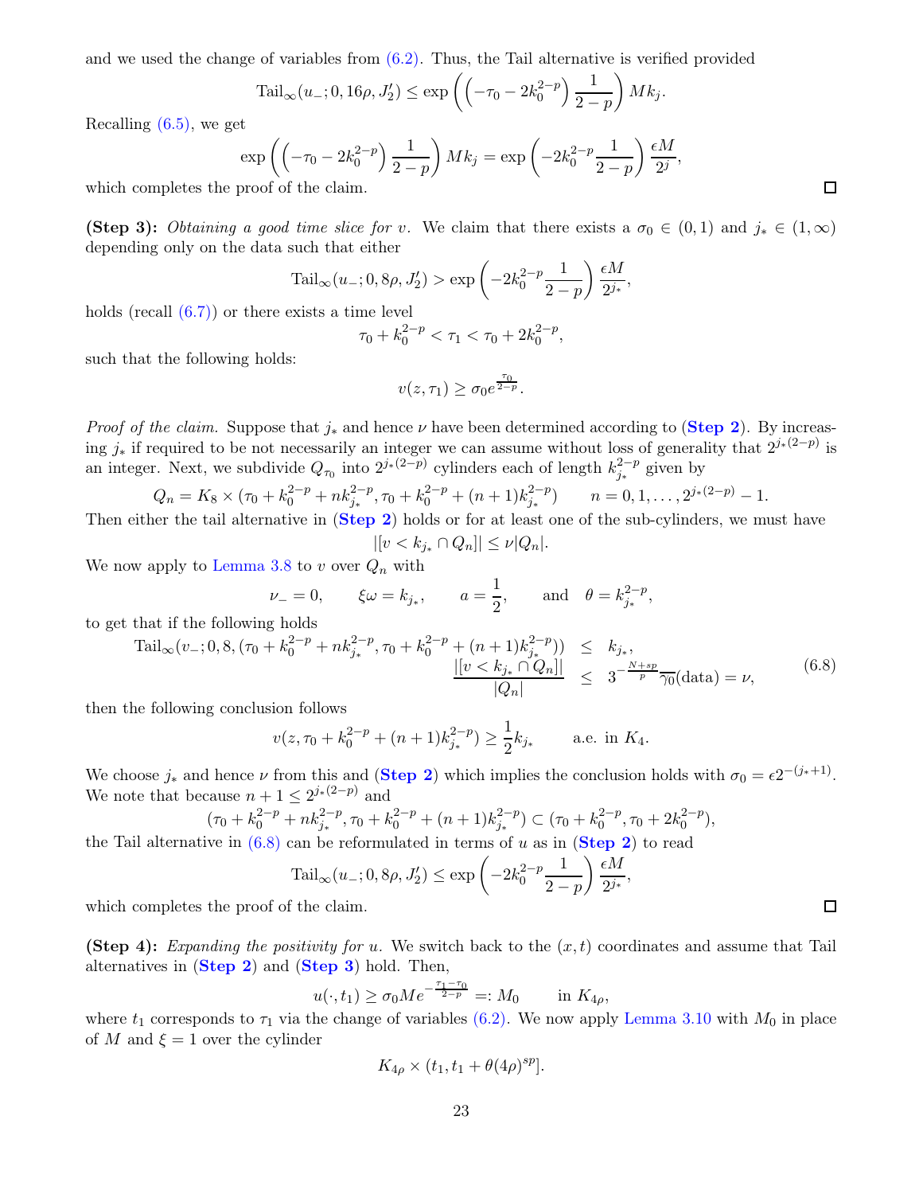and we used the change of variables from (6.2). Thus, the Tail alternative is verified provided

$$\mathrm{Tail}_\infty(u_-;0,16\rho,J_2') \leq \exp\left(\left(-\tau_0 - 2k_0^{2-p}\right)\frac{1}{2-p}\right)Mk_j.$$

Recalling (6.5), we get

$$\exp\left(\left(-\tau_0 - 2k_0^{2-p}\right)\frac{1}{2-p}\right)Mk_j = \exp\left(-2k_0^{2-p}\frac{1}{2-p}\right)\frac{\epsilon M}{2^j},$$

which completes the proof of the claim. ∎

**(Step 3):** *Obtaining a good time slice for $v$.* We claim that there exists a $\sigma_0 \in (0,1)$ and $j_* \in (1,\infty)$ depending only on the data such that either

$$\mathrm{Tail}_\infty(u_-;0,8\rho,J_2') > \exp\left(-2k_0^{2-p}\frac{1}{2-p}\right)\frac{\epsilon M}{2^{j_*}},$$

holds (recall (6.7)) or there exists a time level

$$\tau_0 + k_0^{2-p} < \tau_1 < \tau_0 + 2k_0^{2-p},$$

such that the following holds:

$$v(z,\tau_1) \geq \sigma_0 e^{\frac{\tau_0}{2-p}}.$$

*Proof of the claim.* Suppose that $j_*$ and hence $\nu$ have been determined according to (**Step 2**). By increasing $j_*$ if required to be not necessarily an integer we can assume without loss of generality that $2^{j_*(2-p)}$ is an integer. Next, we subdivide $Q_{\tau_0}$ into $2^{j_*(2-p)}$ cylinders each of length $k_{j_*}^{2-p}$ given by

$$Q_n = K_8 \times (\tau_0 + k_0^{2-p} + nk_{j_*}^{2-p}, \tau_0 + k_0^{2-p} + (n+1)k_{j_*}^{2-p}) \qquad n = 0,1,\ldots,2^{j_*(2-p)}-1.$$

Then either the tail alternative in (**Step 2**) holds or for at least one of the sub-cylinders, we must have

$$|[v < k_{j_*} \cap Q_n]| \leq \nu|Q_n|.$$

We now apply to Lemma 3.8 to $v$ over $Q_n$ with

$$\nu_- = 0, \qquad \xi\omega = k_{j_*}, \qquad a = \frac{1}{2}, \qquad \text{and} \quad \theta = k_{j_*}^{2-p},$$

to get that if the following holds

$$\begin{aligned} \mathrm{Tail}_\infty(v_-;0,8,(\tau_0 + k_0^{2-p} + nk_{j_*}^{2-p}, \tau_0 + k_0^{2-p} + (n+1)k_{j_*}^{2-p})) &\leq k_{j_*}, \\ \frac{|[v < k_{j_*} \cap Q_n]|}{|Q_n|} &\leq 3^{-\frac{N+sp}{p}}\overline{\gamma}_0(\text{data}) = \nu, \end{aligned} \tag{6.8}$$

then the following conclusion follows

$$v(z,\tau_0 + k_0^{2-p} + (n+1)k_{j_*}^{2-p}) \geq \frac{1}{2}k_{j_*} \qquad \text{a.e. in } K_4.$$

We choose $j_*$ and hence $\nu$ from this and (**Step 2**) which implies the conclusion holds with $\sigma_0 = \epsilon 2^{-(j_*+1)}$. We note that because $n+1 \leq 2^{j_*(2-p)}$ and

$$(\tau_0 + k_0^{2-p} + nk_{j_*}^{2-p}, \tau_0 + k_0^{2-p} + (n+1)k_{j_*}^{2-p}) \subset (\tau_0 + k_0^{2-p}, \tau_0 + 2k_0^{2-p}),$$

the Tail alternative in (6.8) can be reformulated in terms of $u$ as in (**Step 2**) to read

$$\mathrm{Tail}_\infty(u_-;0,8\rho,J_2') \leq \exp\left(-2k_0^{2-p}\frac{1}{2-p}\right)\frac{\epsilon M}{2^{j_*}},$$

which completes the proof of the claim. ∎

**(Step 4):** *Expanding the positivity for $u$.* We switch back to the $(x,t)$ coordinates and assume that Tail alternatives in (**Step 2**) and (**Step 3**) hold. Then,

$$u(\cdot,t_1) \geq \sigma_0 M e^{-\frac{\tau_1-\tau_0}{2-p}} =: M_0 \qquad \text{in } K_{4\rho},$$

where $t_1$ corresponds to $\tau_1$ via the change of variables (6.2). We now apply Lemma 3.10 with $M_0$ in place of $M$ and $\xi = 1$ over the cylinder

$$K_{4\rho} \times (t_1, t_1 + \theta(4\rho)^{sp}].$$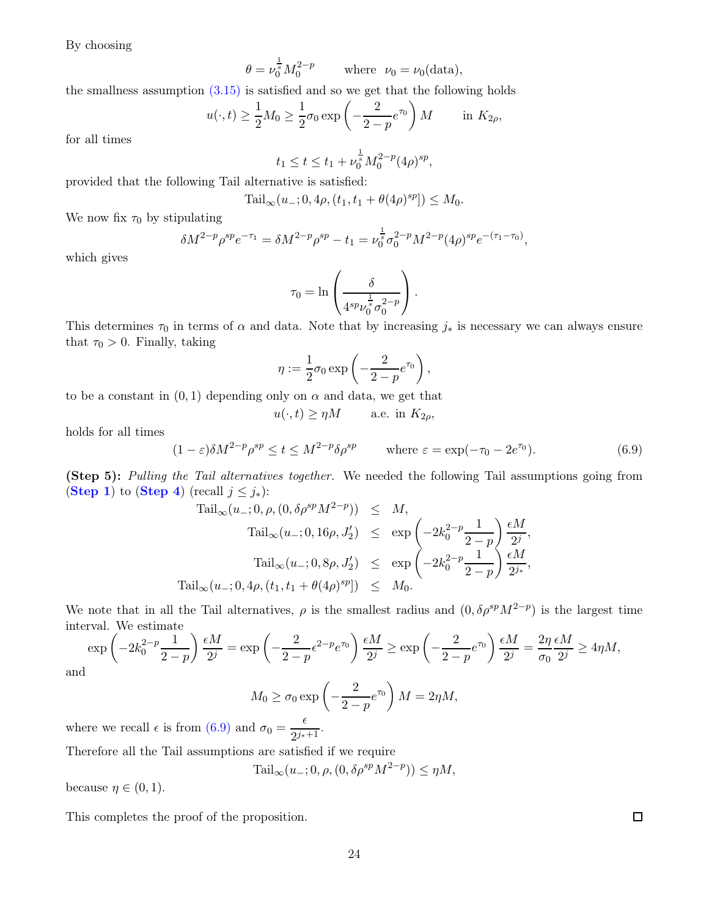By choosing

$$\theta = \nu_0^{\frac{1}{s}} M_0^{2-p} \qquad \text{where } \ \nu_0 = \nu_0(\text{data}),$$

the smallness assumption (3.15) is satisfied and so we get that the following holds

$$u(\cdot,t) \geq \frac{1}{2} M_0 \geq \frac{1}{2}\sigma_0 \exp\left(-\frac{2}{2-p}e^{\tau_0}\right) M \qquad \text{in } K_{2\rho},$$

for all times

$$t_1 \leq t \leq t_1 + \nu_0^{\frac{1}{s}} M_0^{2-p}(4\rho)^{sp},$$

provided that the following Tail alternative is satisfied:

$$\text{Tail}_\infty(u_-; 0, 4\rho, (t_1, t_1 + \theta(4\rho)^{sp}]) \leq M_0.$$

We now fix $\tau_0$ by stipulating

$$\delta M^{2-p}\rho^{sp} e^{-\tau_1} = \delta M^{2-p}\rho^{sp} - t_1 = \nu_0^{\frac{1}{s}} \sigma_0^{2-p} M^{2-p} (4\rho)^{sp} e^{-(\tau_1 - \tau_0)},$$

which gives

$$\tau_0 = \ln\left(\frac{\delta}{4^{sp}\nu_0^{\frac{1}{s}}\sigma_0^{2-p}}\right).$$

This determines $\tau_0$ in terms of $\alpha$ and data. Note that by increasing $j_*$ is necessary we can always ensure that $\tau_0 > 0$. Finally, taking

$$\eta := \frac{1}{2}\sigma_0 \exp\left(-\frac{2}{2-p}e^{\tau_0}\right),$$

to be a constant in $(0,1)$ depending only on $\alpha$ and data, we get that

$$u(\cdot,t) \geq \eta M \qquad \text{a.e. in } K_{2\rho},$$

holds for all times

$$(1-\varepsilon)\delta M^{2-p}\rho^{sp} \leq t \leq M^{2-p}\delta\rho^{sp} \qquad \text{where } \varepsilon = \exp(-\tau_0 - 2e^{\tau_0}). \tag{6.9}$$

**(Step 5):** *Pulling the Tail alternatives together.* We needed the following Tail assumptions going from (**Step 1**) to (**Step 4**) (recall $j \leq j_*$):

$$\begin{aligned}
\text{Tail}_\infty(u_-; 0, \rho, (0, \delta\rho^{sp}M^{2-p})) &\leq M, \\
\text{Tail}_\infty(u_-; 0, 16\rho, J_2') &\leq \exp\left(-2k_0^{2-p}\frac{1}{2-p}\right)\frac{\epsilon M}{2^j}, \\
\text{Tail}_\infty(u_-; 0, 8\rho, J_2') &\leq \exp\left(-2k_0^{2-p}\frac{1}{2-p}\right)\frac{\epsilon M}{2^{j_*}}, \\
\text{Tail}_\infty(u_-; 0, 4\rho, (t_1, t_1 + \theta(4\rho)^{sp}]) &\leq M_0.
\end{aligned}$$

We note that in all the Tail alternatives, $\rho$ is the smallest radius and $(0, \delta\rho^{sp}M^{2-p})$ is the largest time interval. We estimate

$$\exp\left(-2k_0^{2-p}\frac{1}{2-p}\right)\frac{\epsilon M}{2^j} = \exp\left(-\frac{2}{2-p}\epsilon^{2-p}e^{\tau_0}\right)\frac{\epsilon M}{2^j} \geq \exp\left(-\frac{2}{2-p}e^{\tau_0}\right)\frac{\epsilon M}{2^j} = \frac{2\eta}{\sigma_0}\frac{\epsilon M}{2^j} \geq 4\eta M,$$

and

$$M_0 \geq \sigma_0 \exp\left(-\frac{2}{2-p}e^{\tau_0}\right) M = 2\eta M,$$

where we recall $\epsilon$ is from (6.9) and $\sigma_0 = \dfrac{\epsilon}{2^{j_*+1}}$.

Therefore all the Tail assumptions are satisfied if we require

$$\text{Tail}_\infty(u_-; 0, \rho, (0, \delta\rho^{sp}M^{2-p})) \leq \eta M,$$

because $\eta \in (0,1)$.

This completes the proof of the proposition. ☐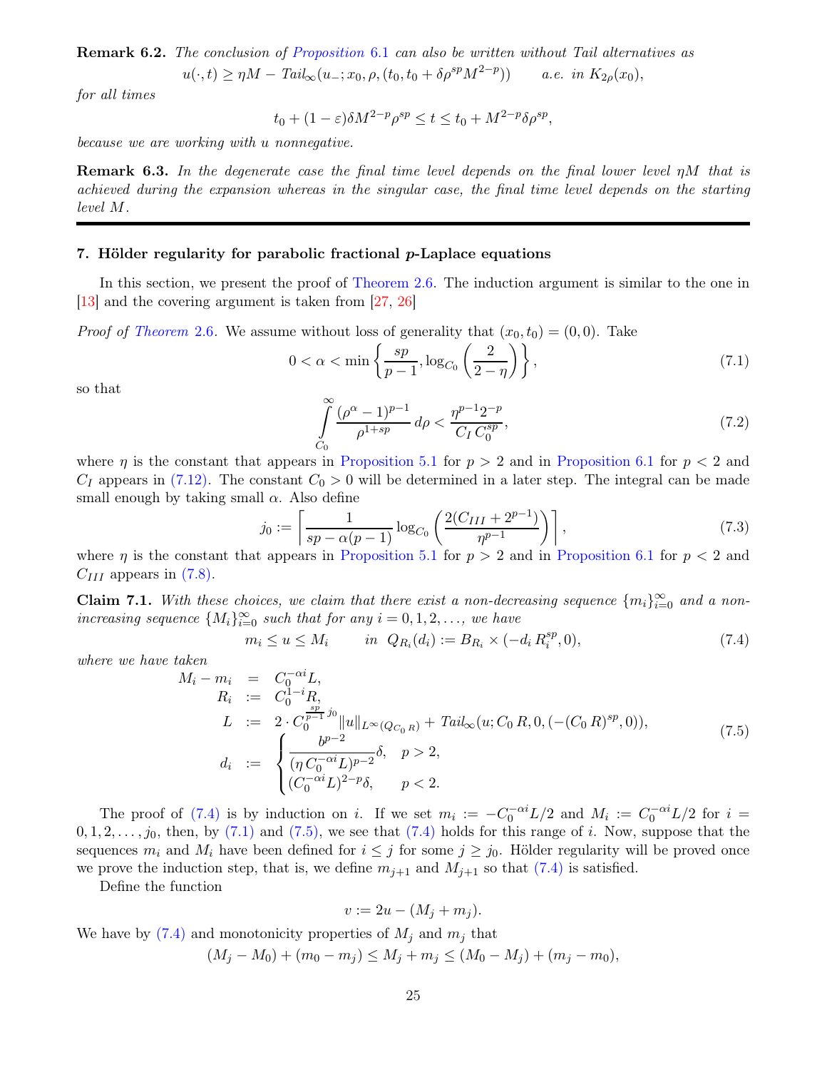**Remark 6.2.** *The conclusion of Proposition 6.1 can also be written without Tail alternatives as*

$$u(\cdot,t) \geq \eta M - Tail_\infty(u_-; x_0, \rho, (t_0, t_0 + \delta\rho^{sp} M^{2-p})) \qquad a.e. \text{ in } K_{2\rho}(x_0),$$

*for all times*

$$t_0 + (1-\varepsilon)\delta M^{2-p}\rho^{sp} \leq t \leq t_0 + M^{2-p}\delta\rho^{sp},$$

*because we are working with u nonnegative.*

**Remark 6.3.** *In the degenerate case the final time level depends on the final lower level $\eta M$ that is achieved during the expansion whereas in the singular case, the final time level depends on the starting level $M$.*

## 7. Hölder regularity for parabolic fractional $p$-Laplace equations

In this section, we present the proof of Theorem 2.6. The induction argument is similar to the one in [13] and the covering argument is taken from [27, 26]

*Proof of Theorem 2.6.* We assume without loss of generality that $(x_0, t_0) = (0, 0)$. Take

$$0 < \alpha < \min\left\{\frac{sp}{p-1}, \log_{C_0}\left(\frac{2}{2-\eta}\right)\right\}, \tag{7.1}$$

so that

$$\int_{C_0}^{\infty} \frac{(\rho^\alpha - 1)^{p-1}}{\rho^{1+sp}}\, d\rho < \frac{\eta^{p-1}2^{-p}}{C_I\, C_0^{sp}}, \tag{7.2}$$

where $\eta$ is the constant that appears in Proposition 5.1 for $p > 2$ and in Proposition 6.1 for $p < 2$ and $C_I$ appears in (7.12). The constant $C_0 > 0$ will be determined in a later step. The integral can be made small enough by taking small $\alpha$. Also define

$$j_0 := \left\lceil \frac{1}{sp - \alpha(p-1)} \log_{C_0}\left(\frac{2(C_{III} + 2^{p-1})}{\eta^{p-1}}\right)\right\rceil, \tag{7.3}$$

where $\eta$ is the constant that appears in Proposition 5.1 for $p > 2$ and in Proposition 6.1 for $p < 2$ and $C_{III}$ appears in (7.8).

**Claim 7.1.** *With these choices, we claim that there exist a non-decreasing sequence $\{m_i\}_{i=0}^\infty$ and a non-increasing sequence $\{M_i\}_{i=0}^\infty$ such that for any $i = 0, 1, 2, \ldots,$ we have*

$$m_i \leq u \leq M_i \qquad \text{in } Q_{R_i}(d_i) := B_{R_i} \times (-d_i\, R_i^{sp}, 0), \tag{7.4}$$

*where we have taken*

$$\begin{aligned}
M_i - m_i &= C_0^{-\alpha i} L,\\
R_i &:= C_0^{1-i} R,\\
L &:= 2 \cdot C_0^{\frac{sp}{p-1} j_0} \|u\|_{L^\infty(Q_{C_0\, R})} + Tail_\infty(u; C_0\, R, 0, (-(C_0\, R)^{sp}, 0)),\\
d_i &:= \begin{cases} \dfrac{b^{p-2}}{(\eta\, C_0^{-\alpha i} L)^{p-2}}\delta, & p > 2,\\ (C_0^{-\alpha i} L)^{2-p}\delta, & p < 2. \end{cases}
\end{aligned} \tag{7.5}$$

The proof of (7.4) is by induction on $i$. If we set $m_i := -C_0^{-\alpha i} L/2$ and $M_i := C_0^{-\alpha i} L/2$ for $i = 0, 1, 2, \ldots, j_0$, then, by (7.1) and (7.5), we see that (7.4) holds for this range of $i$. Now, suppose that the sequences $m_i$ and $M_i$ have been defined for $i \leq j$ for some $j \geq j_0$. Hölder regularity will be proved once we prove the induction step, that is, we define $m_{j+1}$ and $M_{j+1}$ so that (7.4) is satisfied.

Define the function

$$v := 2u - (M_j + m_j).$$

We have by (7.4) and monotonicity properties of $M_j$ and $m_j$ that

$$(M_j - M_0) + (m_0 - m_j) \leq M_j + m_j \leq (M_0 - M_j) + (m_j - m_0),$$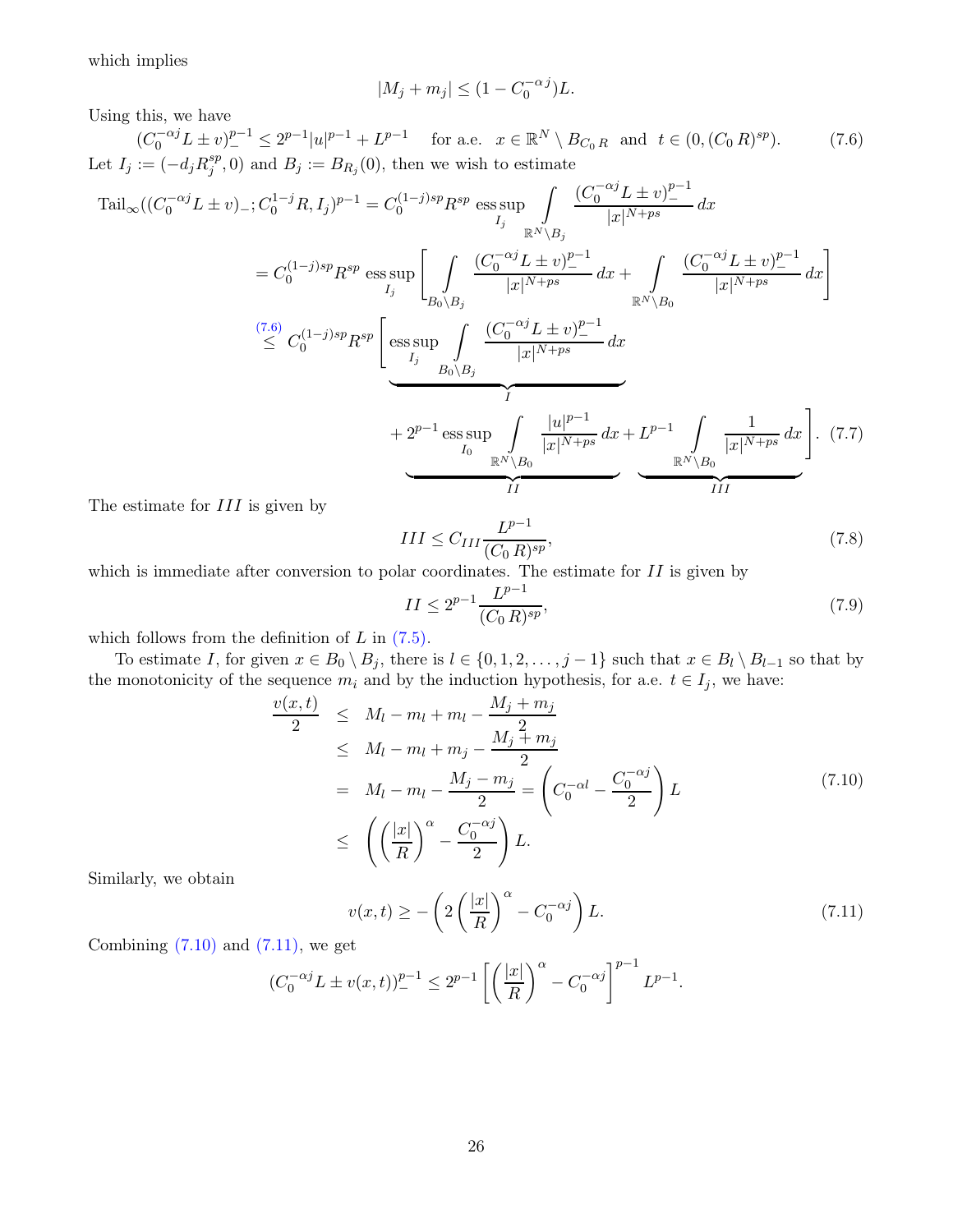which implies

$$|M_j + m_j| \leq (1 - C_0^{-\alpha j})L.$$

Using this, we have

$$(C_0^{-\alpha j}L \pm v)_-^{p-1} \leq 2^{p-1}|u|^{p-1} + L^{p-1} \quad \text{for a.e.} \quad x \in \mathbb{R}^N \setminus B_{C_0 R} \ \text{ and } \ t \in (0, (C_0\, R)^{sp}). \tag{7.6}$$

Let $I_j := (-d_j R_j^{sp}, 0)$ and $B_j := B_{R_j}(0)$, then we wish to estimate

$$\begin{aligned}
\mathrm{Tail}_\infty((C_0^{-\alpha j}L \pm v)_-; C_0^{1-j}R, I_j)^{p-1} &= C_0^{(1-j)sp} R^{sp} \operatorname*{ess\,sup}_{I_j} \int_{\mathbb{R}^N \setminus B_j} \frac{(C_0^{-\alpha j}L \pm v)_-^{p-1}}{|x|^{N+ps}}\,dx \\
&= C_0^{(1-j)sp} R^{sp} \operatorname*{ess\,sup}_{I_j} \left[ \int_{B_0 \setminus B_j} \frac{(C_0^{-\alpha j}L \pm v)_-^{p-1}}{|x|^{N+ps}}\,dx + \int_{\mathbb{R}^N \setminus B_0} \frac{(C_0^{-\alpha j}L \pm v)_-^{p-1}}{|x|^{N+ps}}\,dx \right] \\
&\overset{(7.6)}{\leq} C_0^{(1-j)sp} R^{sp} \Bigg[ \underbrace{\operatorname*{ess\,sup}_{I_j} \int_{B_0 \setminus B_j} \frac{(C_0^{-\alpha j}L \pm v)_-^{p-1}}{|x|^{N+ps}}\,dx}_{I} \\
&\qquad + \underbrace{2^{p-1} \operatorname*{ess\,sup}_{I_0} \int_{\mathbb{R}^N \setminus B_0} \frac{|u|^{p-1}}{|x|^{N+ps}}\,dx}_{II} + \underbrace{L^{p-1} \int_{\mathbb{R}^N \setminus B_0} \frac{1}{|x|^{N+ps}}\,dx}_{III} \Bigg].
\end{aligned} \tag{7.7}$$

The estimate for $III$ is given by

$$III \leq C_{III} \frac{L^{p-1}}{(C_0\, R)^{sp}}, \tag{7.8}$$

which is immediate after conversion to polar coordinates. The estimate for $II$ is given by

$$II \leq 2^{p-1} \frac{L^{p-1}}{(C_0\, R)^{sp}}, \tag{7.9}$$

which follows from the definition of $L$ in (7.5).

To estimate $I$, for given $x \in B_0 \setminus B_j$, there is $l \in \{0, 1, 2, \ldots, j-1\}$ such that $x \in B_l \setminus B_{l-1}$ so that by the monotonicity of the sequence $m_i$ and by the induction hypothesis, for a.e. $t \in I_j$, we have:

$$\begin{aligned}
\frac{v(x,t)}{2} &\leq M_l - m_l + m_l - \frac{M_j + m_j}{2} \\
&\leq M_l - m_l + m_j - \frac{M_j + m_j}{2} \\
&= M_l - m_l - \frac{M_j - m_j}{2} = \left( C_0^{-\alpha l} - \frac{C_0^{-\alpha j}}{2} \right) L \\
&\leq \left( \left( \frac{|x|}{R} \right)^\alpha - \frac{C_0^{-\alpha j}}{2} \right) L.
\end{aligned} \tag{7.10}$$

Similarly, we obtain

$$v(x,t) \geq -\left( 2 \left( \frac{|x|}{R} \right)^\alpha - C_0^{-\alpha j} \right) L. \tag{7.11}$$

Combining (7.10) and (7.11), we get

$$(C_0^{-\alpha j}L \pm v(x,t))_-^{p-1} \leq 2^{p-1} \left[ \left( \frac{|x|}{R} \right)^\alpha - C_0^{-\alpha j} \right]^{p-1} L^{p-1}.$$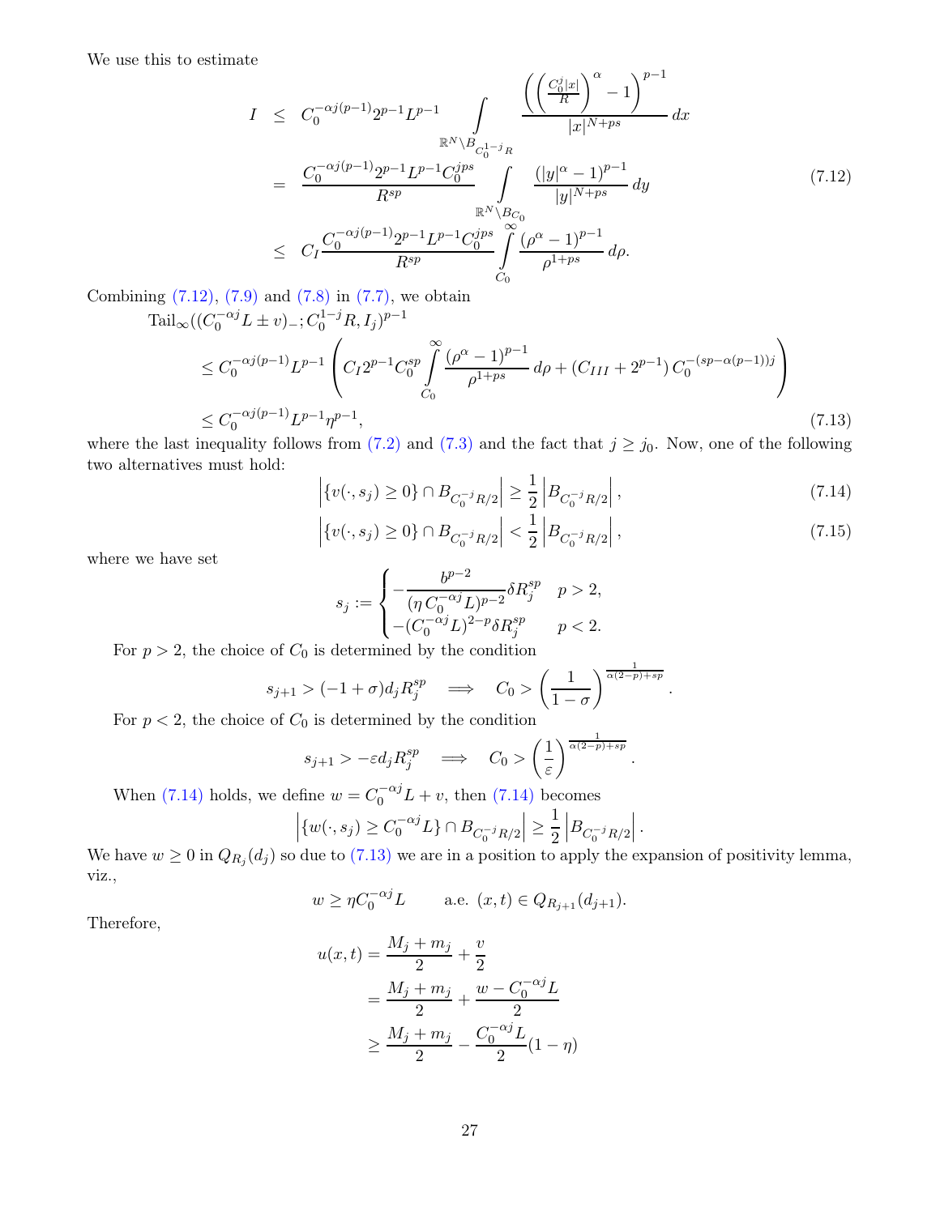We use this to estimate

$$
\begin{aligned}
I &\leq C_0^{-\alpha j(p-1)} 2^{p-1} L^{p-1} \int\limits_{\mathbb{R}^N \setminus B_{C_0^{1-j}R}} \frac{\left(\left(\frac{C_0^j |x|}{R}\right)^\alpha - 1\right)^{p-1}}{|x|^{N+ps}}\, dx \\
&= \frac{C_0^{-\alpha j(p-1)} 2^{p-1} L^{p-1} C_0^{jps}}{R^{sp}} \int\limits_{\mathbb{R}^N \setminus B_{C_0}} \frac{(|y|^\alpha - 1)^{p-1}}{|y|^{N+ps}}\, dy \\
&\leq C_I \frac{C_0^{-\alpha j(p-1)} 2^{p-1} L^{p-1} C_0^{jps}}{R^{sp}} \int\limits_{C_0}^{\infty} \frac{(\rho^\alpha - 1)^{p-1}}{\rho^{1+ps}}\, d\rho.
\end{aligned} \tag{7.12}
$$

Combining (7.12), (7.9) and (7.8) in (7.7), we obtain

$$
\begin{aligned}
&\mathrm{Tail}_\infty((C_0^{-\alpha j}L \pm v)_-; C_0^{1-j}R, I_j)^{p-1} \\
&\leq C_0^{-\alpha j(p-1)} L^{p-1} \left( C_I 2^{p-1} C_0^{sp} \int\limits_{C_0}^{\infty} \frac{(\rho^\alpha - 1)^{p-1}}{\rho^{1+ps}}\, d\rho + (C_{III} + 2^{p-1})\, C_0^{-(sp - \alpha(p-1))j} \right) \\
&\leq C_0^{-\alpha j(p-1)} L^{p-1} \eta^{p-1},
\end{aligned} \tag{7.13}
$$

where the last inequality follows from (7.2) and (7.3) and the fact that $j \geq j_0$. Now, one of the following two alternatives must hold:

$$
\left|\{v(\cdot, s_j) \geq 0\} \cap B_{C_0^{-j}R/2}\right| \geq \frac{1}{2} \left|B_{C_0^{-j}R/2}\right|, \tag{7.14}
$$

$$
\left|\{v(\cdot, s_j) \geq 0\} \cap B_{C_0^{-j}R/2}\right| < \frac{1}{2} \left|B_{C_0^{-j}R/2}\right|, \tag{7.15}
$$

where we have set

$$
s_j := \begin{cases} -\dfrac{b^{p-2}}{(\eta\, C_0^{-\alpha j} L)^{p-2}} \delta R_j^{sp} & p > 2, \\ -(C_0^{-\alpha j} L)^{2-p} \delta R_j^{sp} & p < 2. \end{cases}
$$

For $p > 2$, the choice of $C_0$ is determined by the condition

$$
s_{j+1} > (-1 + \sigma) d_j R_j^{sp} \quad \Longrightarrow \quad C_0 > \left(\frac{1}{1-\sigma}\right)^{\frac{1}{\alpha(2-p)+sp}}.
$$

For $p < 2$, the choice of $C_0$ is determined by the condition

$$
s_{j+1} > -\varepsilon d_j R_j^{sp} \quad \Longrightarrow \quad C_0 > \left(\frac{1}{\varepsilon}\right)^{\frac{1}{\alpha(2-p)+sp}}.
$$

When (7.14) holds, we define $w = C_0^{-\alpha j}L + v$, then (7.14) becomes

$$
\left|\{w(\cdot, s_j) \geq C_0^{-\alpha j} L\} \cap B_{C_0^{-j}R/2}\right| \geq \frac{1}{2} \left|B_{C_0^{-j}R/2}\right|.
$$

We have $w \geq 0$ in $Q_{R_j}(d_j)$ so due to (7.13) we are in a position to apply the expansion of positivity lemma, viz.,

$$
w \geq \eta C_0^{-\alpha j} L \qquad \text{a.e. } (x,t) \in Q_{R_{j+1}}(d_{j+1}).
$$

Therefore,

$$
\begin{aligned}
u(x,t) &= \frac{M_j + m_j}{2} + \frac{v}{2} \\
&= \frac{M_j + m_j}{2} + \frac{w - C_0^{-\alpha j} L}{2} \\
&\geq \frac{M_j + m_j}{2} - \frac{C_0^{-\alpha j} L}{2}(1 - \eta)
\end{aligned}
$$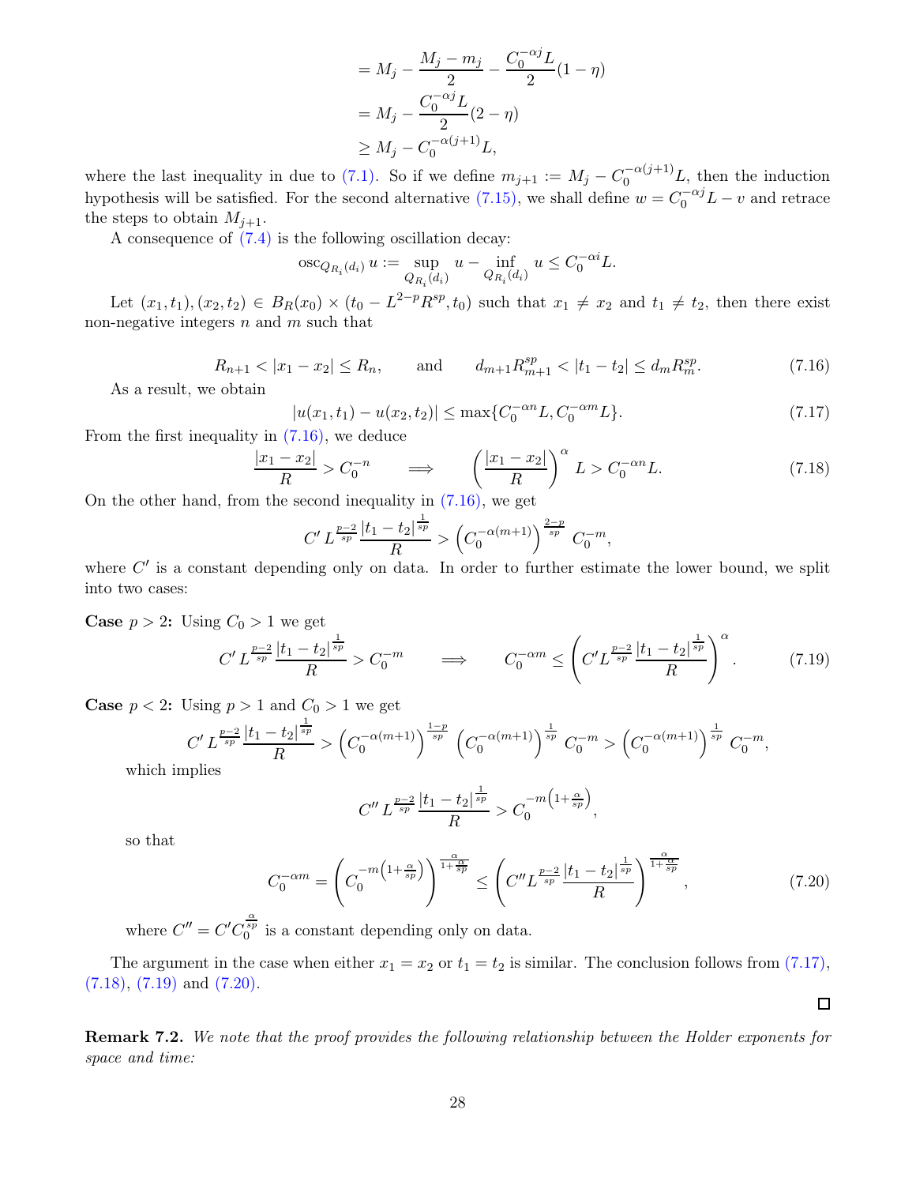$$
\begin{aligned}
&= M_j - \frac{M_j - m_j}{2} - \frac{C_0^{-\alpha j} L}{2}(1-\eta) \\
&= M_j - \frac{C_0^{-\alpha j} L}{2}(2-\eta) \\
&\geq M_j - C_0^{-\alpha(j+1)} L,
\end{aligned}
$$

where the last inequality in due to (7.1). So if we define $m_{j+1} := M_j - C_0^{-\alpha(j+1)} L$, then the induction hypothesis will be satisfied. For the second alternative (7.15), we shall define $w = C_0^{-\alpha j} L - v$ and retrace the steps to obtain $M_{j+1}$.

A consequence of (7.4) is the following oscillation decay:

$$
\operatorname{osc}_{Q_{R_i}(d_i)} u := \sup_{Q_{R_i}(d_i)} u - \inf_{Q_{R_i}(d_i)} u \leq C_0^{-\alpha i} L.
$$

Let $(x_1, t_1), (x_2, t_2) \in B_R(x_0) \times (t_0 - L^{2-p} R^{sp}, t_0)$ such that $x_1 \neq x_2$ and $t_1 \neq t_2$, then there exist non-negative integers $n$ and $m$ such that

$$
R_{n+1} < |x_1 - x_2| \leq R_n, \qquad \text{and} \qquad d_{m+1} R_{m+1}^{sp} < |t_1 - t_2| \leq d_m R_m^{sp}. \tag{7.16}
$$

As a result, we obtain

$$
|u(x_1, t_1) - u(x_2, t_2)| \leq \max\{C_0^{-\alpha n} L, C_0^{-\alpha m} L\}. \tag{7.17}
$$

From the first inequality in (7.16), we deduce

$$
\frac{|x_1 - x_2|}{R} > C_0^{-n} \qquad \Longrightarrow \qquad \left(\frac{|x_1 - x_2|}{R}\right)^{\alpha} L > C_0^{-\alpha n} L. \tag{7.18}
$$

On the other hand, from the second inequality in (7.16), we get

$$
C' L^{\frac{p-2}{sp}} \frac{|t_1 - t_2|^{\frac{1}{sp}}}{R} > \left(C_0^{-\alpha(m+1)}\right)^{\frac{2-p}{sp}} C_0^{-m},
$$

where $C'$ is a constant depending only on data. In order to further estimate the lower bound, we split into two cases:

**Case $p > 2$:** Using $C_0 > 1$ we get

$$
C' L^{\frac{p-2}{sp}} \frac{|t_1 - t_2|^{\frac{1}{sp}}}{R} > C_0^{-m} \qquad \Longrightarrow \qquad C_0^{-\alpha m} \leq \left(C' L^{\frac{p-2}{sp}} \frac{|t_1 - t_2|^{\frac{1}{sp}}}{R}\right)^{\alpha}. \tag{7.19}
$$

**Case $p < 2$:** Using $p > 1$ and $C_0 > 1$ we get

$$
C' L^{\frac{p-2}{sp}} \frac{|t_1 - t_2|^{\frac{1}{sp}}}{R} > \left(C_0^{-\alpha(m+1)}\right)^{\frac{1-p}{sp}} \left(C_0^{-\alpha(m+1)}\right)^{\frac{1}{sp}} C_0^{-m} > \left(C_0^{-\alpha(m+1)}\right)^{\frac{1}{sp}} C_0^{-m},
$$

which implies

$$
C'' L^{\frac{p-2}{sp}} \frac{|t_1 - t_2|^{\frac{1}{sp}}}{R} > C_0^{-m\left(1 + \frac{\alpha}{sp}\right)},
$$

so that

$$
C_0^{-\alpha m} = \left(C_0^{-m\left(1+\frac{\alpha}{sp}\right)}\right)^{\frac{\alpha}{1+\frac{\alpha}{sp}}} \leq \left(C'' L^{\frac{p-2}{sp}} \frac{|t_1 - t_2|^{\frac{1}{sp}}}{R}\right)^{\frac{\alpha}{1+\frac{\alpha}{sp}}}, \tag{7.20}
$$

where $C'' = C' C_0^{\frac{\alpha}{sp}}$ is a constant depending only on data.

The argument in the case when either $x_1 = x_2$ or $t_1 = t_2$ is similar. The conclusion follows from (7.17), (7.18), (7.19) and (7.20).

∎

**Remark 7.2.** *We note that the proof provides the following relationship between the Holder exponents for space and time:*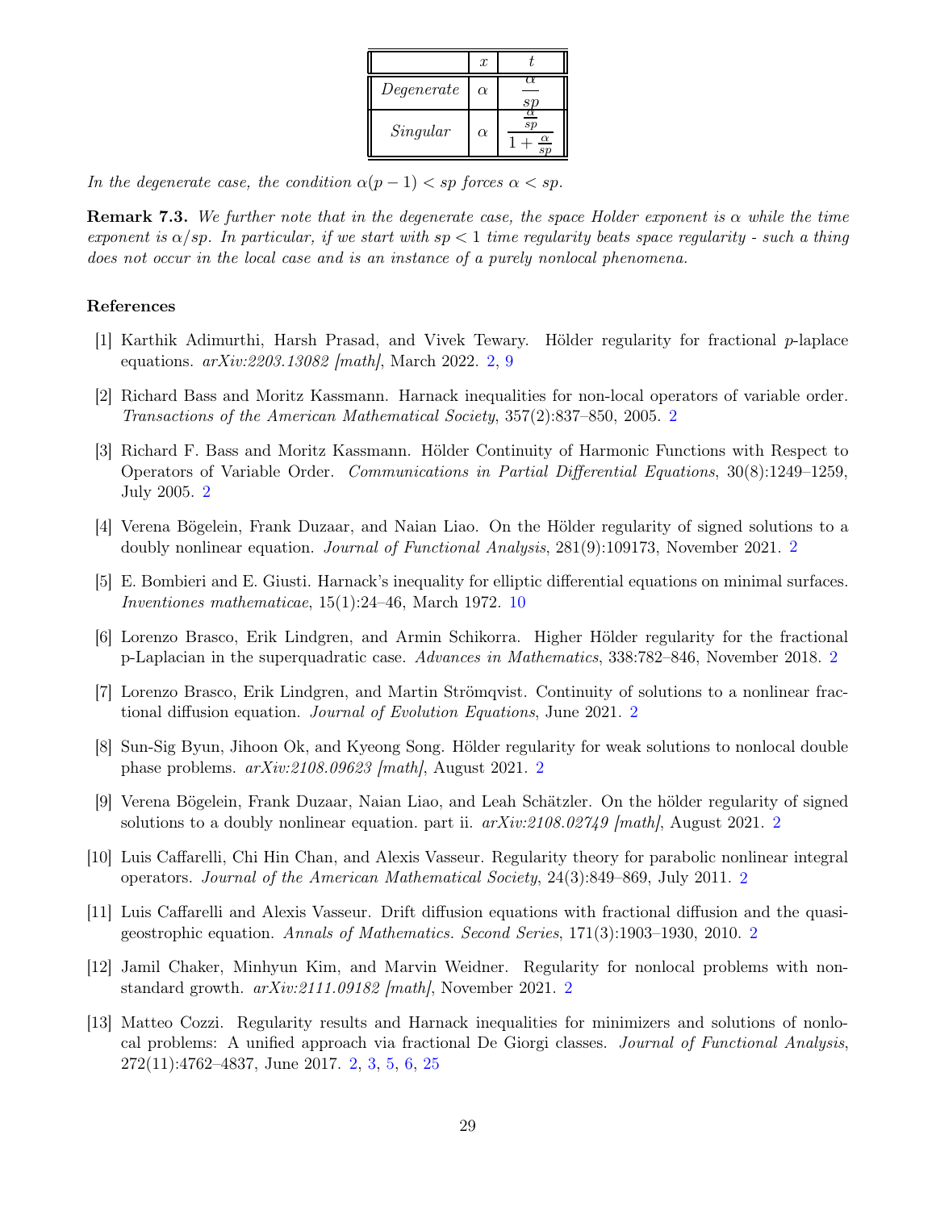| | $x$ | $t$ |
|---|---|---|
| *Degenerate* | $\alpha$ | $\dfrac{\alpha}{sp}$ |
| *Singular* | $\alpha$ | $\dfrac{\frac{\alpha}{sp}}{1+\frac{\alpha}{sp}}$ |

*In the degenerate case, the condition $\alpha(p-1) < sp$ forces $\alpha < sp$.*

**Remark 7.3.** *We further note that in the degenerate case, the space Holder exponent is $\alpha$ while the time exponent is $\alpha/sp$. In particular, if we start with $sp < 1$ time regularity beats space regularity - such a thing does not occur in the local case and is an instance of a purely nonlocal phenomena.*

## References

[1] Karthik Adimurthi, Harsh Prasad, and Vivek Tewary. Hölder regularity for fractional $p$-laplace equations. *arXiv:2203.13082 [math]*, March 2022. 2, 9

[2] Richard Bass and Moritz Kassmann. Harnack inequalities for non-local operators of variable order. *Transactions of the American Mathematical Society*, 357(2):837–850, 2005. 2

[3] Richard F. Bass and Moritz Kassmann. Hölder Continuity of Harmonic Functions with Respect to Operators of Variable Order. *Communications in Partial Differential Equations*, 30(8):1249–1259, July 2005. 2

[4] Verena Bögelein, Frank Duzaar, and Naian Liao. On the Hölder regularity of signed solutions to a doubly nonlinear equation. *Journal of Functional Analysis*, 281(9):109173, November 2021. 2

[5] E. Bombieri and E. Giusti. Harnack's inequality for elliptic differential equations on minimal surfaces. *Inventiones mathematicae*, 15(1):24–46, March 1972. 10

[6] Lorenzo Brasco, Erik Lindgren, and Armin Schikorra. Higher Hölder regularity for the fractional p-Laplacian in the superquadratic case. *Advances in Mathematics*, 338:782–846, November 2018. 2

[7] Lorenzo Brasco, Erik Lindgren, and Martin Strömqvist. Continuity of solutions to a nonlinear fractional diffusion equation. *Journal of Evolution Equations*, June 2021. 2

[8] Sun-Sig Byun, Jihoon Ok, and Kyeong Song. Hölder regularity for weak solutions to nonlocal double phase problems. *arXiv:2108.09623 [math]*, August 2021. 2

[9] Verena Bögelein, Frank Duzaar, Naian Liao, and Leah Schätzler. On the hölder regularity of signed solutions to a doubly nonlinear equation. part ii. *arXiv:2108.02749 [math]*, August 2021. 2

[10] Luis Caffarelli, Chi Hin Chan, and Alexis Vasseur. Regularity theory for parabolic nonlinear integral operators. *Journal of the American Mathematical Society*, 24(3):849–869, July 2011. 2

[11] Luis Caffarelli and Alexis Vasseur. Drift diffusion equations with fractional diffusion and the quasi-geostrophic equation. *Annals of Mathematics. Second Series*, 171(3):1903–1930, 2010. 2

[12] Jamil Chaker, Minhyun Kim, and Marvin Weidner. Regularity for nonlocal problems with non-standard growth. *arXiv:2111.09182 [math]*, November 2021. 2

[13] Matteo Cozzi. Regularity results and Harnack inequalities for minimizers and solutions of nonlocal problems: A unified approach via fractional De Giorgi classes. *Journal of Functional Analysis*, 272(11):4762–4837, June 2017. 2, 3, 5, 6, 25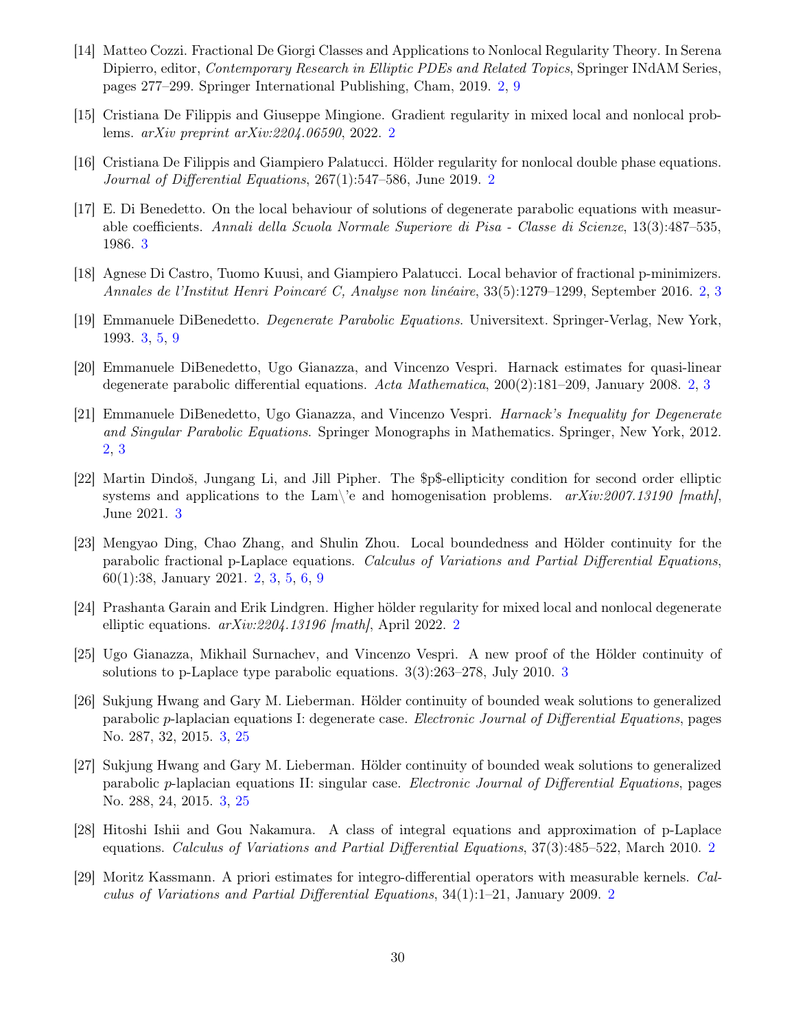[14] Matteo Cozzi. Fractional De Giorgi Classes and Applications to Nonlocal Regularity Theory. In Serena Dipierro, editor, *Contemporary Research in Elliptic PDEs and Related Topics*, Springer INdAM Series, pages 277–299. Springer International Publishing, Cham, 2019. 2, 9

[15] Cristiana De Filippis and Giuseppe Mingione. Gradient regularity in mixed local and nonlocal problems. *arXiv preprint arXiv:2204.06590*, 2022. 2

[16] Cristiana De Filippis and Giampiero Palatucci. Hölder regularity for nonlocal double phase equations. *Journal of Differential Equations*, 267(1):547–586, June 2019. 2

[17] E. Di Benedetto. On the local behaviour of solutions of degenerate parabolic equations with measurable coefficients. *Annali della Scuola Normale Superiore di Pisa - Classe di Scienze*, 13(3):487–535, 1986. 3

[18] Agnese Di Castro, Tuomo Kuusi, and Giampiero Palatucci. Local behavior of fractional p-minimizers. *Annales de l'Institut Henri Poincaré C, Analyse non linéaire*, 33(5):1279–1299, September 2016. 2, 3

[19] Emmanuele DiBenedetto. *Degenerate Parabolic Equations*. Universitext. Springer-Verlag, New York, 1993. 3, 5, 9

[20] Emmanuele DiBenedetto, Ugo Gianazza, and Vincenzo Vespri. Harnack estimates for quasi-linear degenerate parabolic differential equations. *Acta Mathematica*, 200(2):181–209, January 2008. 2, 3

[21] Emmanuele DiBenedetto, Ugo Gianazza, and Vincenzo Vespri. *Harnack's Inequality for Degenerate and Singular Parabolic Equations*. Springer Monographs in Mathematics. Springer, New York, 2012. 2, 3

[22] Martin Dindoš, Jungang Li, and Jill Pipher. The $p$-ellipticity condition for second order elliptic systems and applications to the Lam\'e and homogenisation problems. *arXiv:2007.13190 [math]*, June 2021. 3

[23] Mengyao Ding, Chao Zhang, and Shulin Zhou. Local boundedness and Hölder continuity for the parabolic fractional p-Laplace equations. *Calculus of Variations and Partial Differential Equations*, 60(1):38, January 2021. 2, 3, 5, 6, 9

[24] Prashanta Garain and Erik Lindgren. Higher hölder regularity for mixed local and nonlocal degenerate elliptic equations. *arXiv:2204.13196 [math]*, April 2022. 2

[25] Ugo Gianazza, Mikhail Surnachev, and Vincenzo Vespri. A new proof of the Hölder continuity of solutions to p-Laplace type parabolic equations. 3(3):263–278, July 2010. 3

[26] Sukjung Hwang and Gary M. Lieberman. Hölder continuity of bounded weak solutions to generalized parabolic $p$-laplacian equations I: degenerate case. *Electronic Journal of Differential Equations*, pages No. 287, 32, 2015. 3, 25

[27] Sukjung Hwang and Gary M. Lieberman. Hölder continuity of bounded weak solutions to generalized parabolic $p$-laplacian equations II: singular case. *Electronic Journal of Differential Equations*, pages No. 288, 24, 2015. 3, 25

[28] Hitoshi Ishii and Gou Nakamura. A class of integral equations and approximation of p-Laplace equations. *Calculus of Variations and Partial Differential Equations*, 37(3):485–522, March 2010. 2

[29] Moritz Kassmann. A priori estimates for integro-differential operators with measurable kernels. *Calculus of Variations and Partial Differential Equations*, 34(1):1–21, January 2009. 2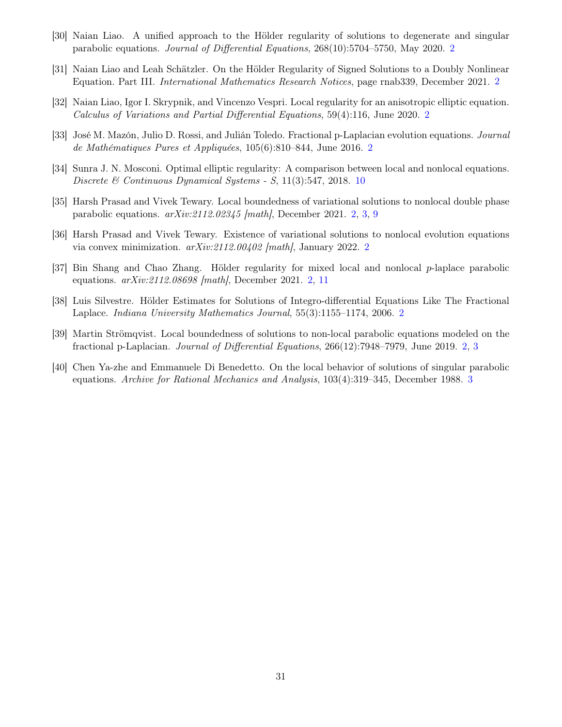[30] Naian Liao. A unified approach to the Hölder regularity of solutions to degenerate and singular parabolic equations. *Journal of Differential Equations*, 268(10):5704–5750, May 2020. 2

[31] Naian Liao and Leah Schätzler. On the Hölder Regularity of Signed Solutions to a Doubly Nonlinear Equation. Part III. *International Mathematics Research Notices*, page rnab339, December 2021. 2

[32] Naian Liao, Igor I. Skrypnik, and Vincenzo Vespri. Local regularity for an anisotropic elliptic equation. *Calculus of Variations and Partial Differential Equations*, 59(4):116, June 2020. 2

[33] José M. Mazón, Julio D. Rossi, and Julián Toledo. Fractional p-Laplacian evolution equations. *Journal de Mathématiques Pures et Appliquées*, 105(6):810–844, June 2016. 2

[34] Sunra J. N. Mosconi. Optimal elliptic regularity: A comparison between local and nonlocal equations. *Discrete & Continuous Dynamical Systems - S*, 11(3):547, 2018. 10

[35] Harsh Prasad and Vivek Tewary. Local boundedness of variational solutions to nonlocal double phase parabolic equations. *arXiv:2112.02345 [math]*, December 2021. 2, 3, 9

[36] Harsh Prasad and Vivek Tewary. Existence of variational solutions to nonlocal evolution equations via convex minimization. *arXiv:2112.00402 [math]*, January 2022. 2

[37] Bin Shang and Chao Zhang. Hölder regularity for mixed local and nonlocal $p$-laplace parabolic equations. *arXiv:2112.08698 [math]*, December 2021. 2, 11

[38] Luis Silvestre. Hölder Estimates for Solutions of Integro-differential Equations Like The Fractional Laplace. *Indiana University Mathematics Journal*, 55(3):1155–1174, 2006. 2

[39] Martin Strömqvist. Local boundedness of solutions to non-local parabolic equations modeled on the fractional p-Laplacian. *Journal of Differential Equations*, 266(12):7948–7979, June 2019. 2, 3

[40] Chen Ya-zhe and Emmanuele Di Benedetto. On the local behavior of solutions of singular parabolic equations. *Archive for Rational Mechanics and Analysis*, 103(4):319–345, December 1988. 3